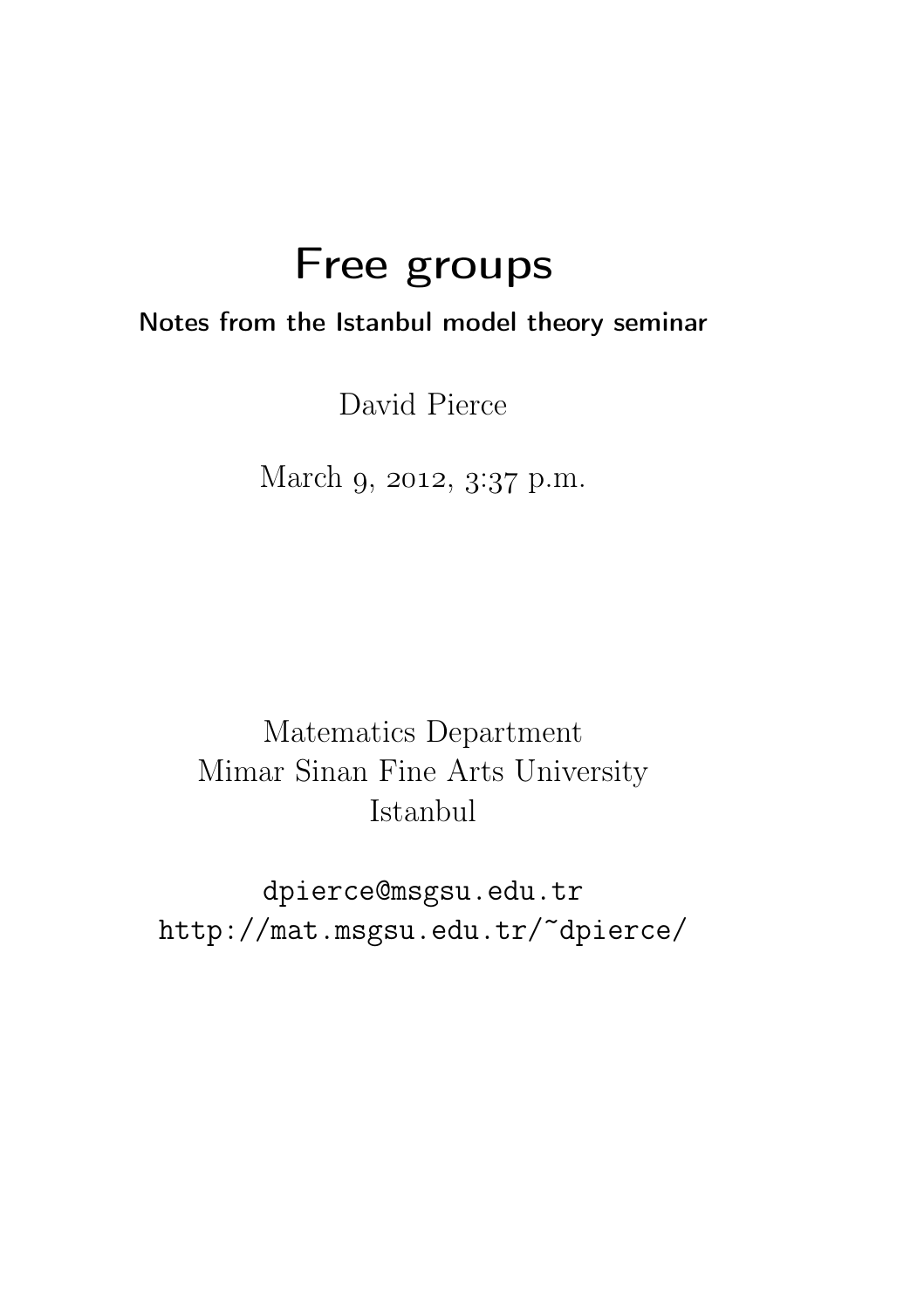# Free groups

**Notes from the Istanbul model theory seminar**

David Pierce

March 9, 2012, 3:37 p.m.

Matematics Department
Mimar Sinan Fine Arts University
Istanbul

`dpierce@msgsu.edu.tr`
`http://mat.msgsu.edu.tr/~dpierce/`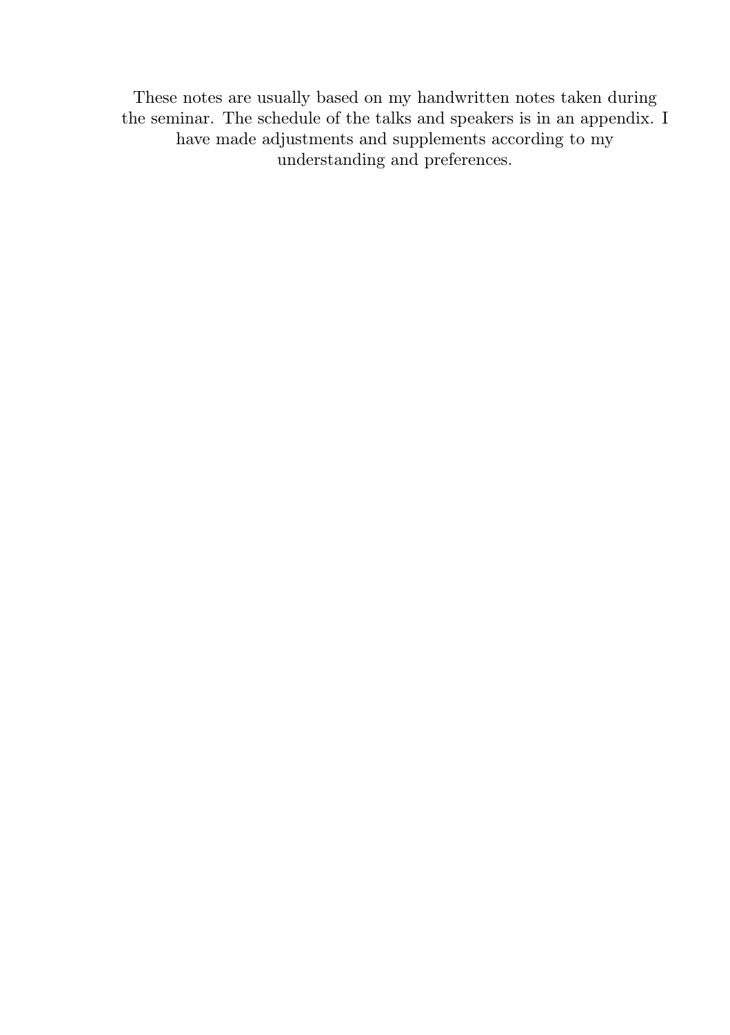These notes are usually based on my handwritten notes taken during the seminar. The schedule of the talks and speakers is in an appendix. I have made adjustments and supplements according to my understanding and preferences.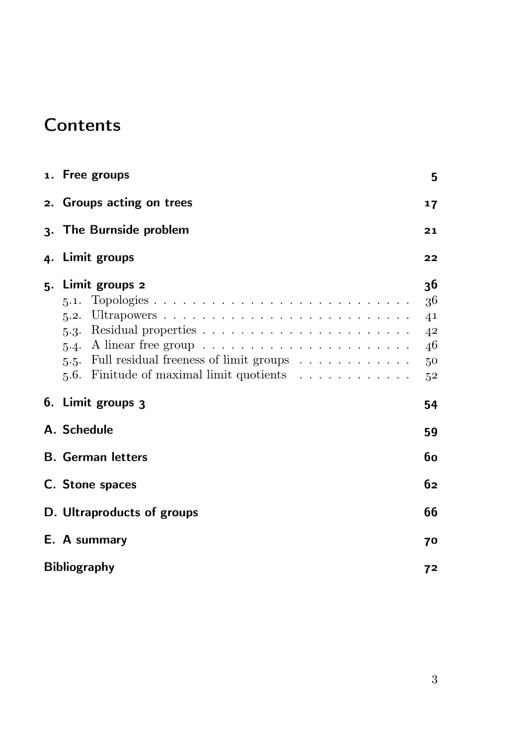# Contents

1. **Free groups** — 5
2. **Groups acting on trees** — 17
3. **The Burnside problem** — 21
4. **Limit groups** — 22
5. **Limit groups 2** — 36
   - 5.1. Topologies — 36
   - 5.2. Ultrapowers — 41
   - 5.3. Residual properties — 42
   - 5.4. A linear free group — 46
   - 5.5. Full residual freeness of limit groups — 50
   - 5.6. Finitude of maximal limit quotients — 52
6. **Limit groups 3** — 54

**A. Schedule** — 59

**B. German letters** — 60

**C. Stone spaces** — 62

**D. Ultraproducts of groups** — 66

**E. A summary** — 70

**Bibliography** — 72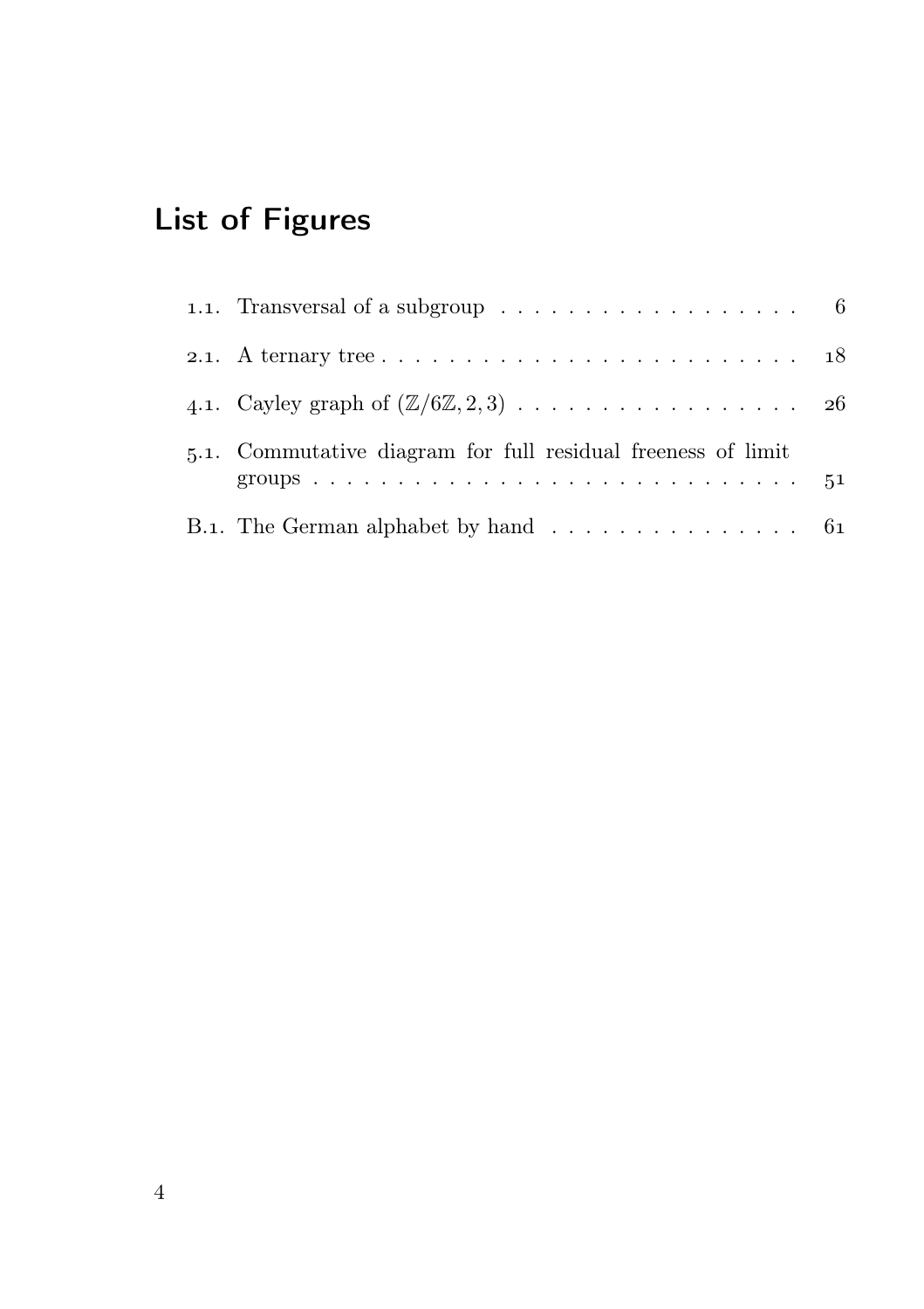# List of Figures

1.1. Transversal of a subgroup . . . . . . . . . . . . . . . . . . 6

2.1. A ternary tree . . . . . . . . . . . . . . . . . . . . . . . . . 18

4.1. Cayley graph of $(\mathbb{Z}/6\mathbb{Z}, 2, 3)$ . . . . . . . . . . . . . . . . . 26

5.1. Commutative diagram for full residual freeness of limit groups . . . . . . . . . . . . . . . . . . . . . . . . . . . . . . 51

B.1. The German alphabet by hand . . . . . . . . . . . . . . . 61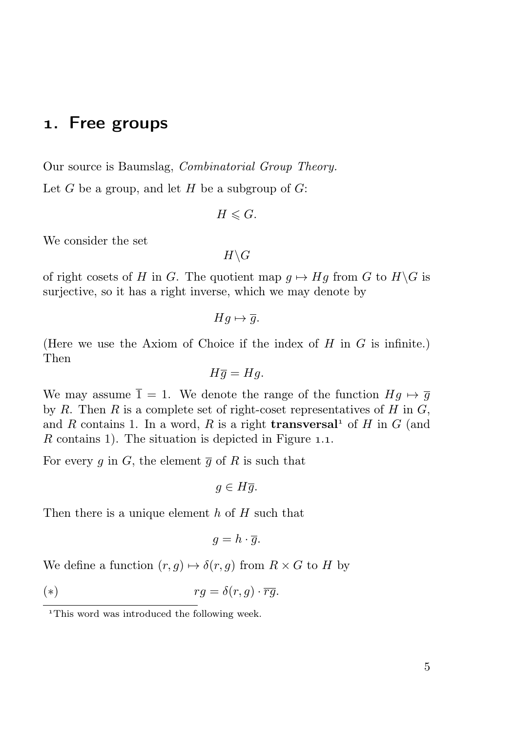# 1. Free groups

Our source is Baumslag, *Combinatorial Group Theory.*

Let $G$ be a group, and let $H$ be a subgroup of $G$:

$$H \leqslant G.$$

We consider the set

$$H \backslash G$$

of right cosets of $H$ in $G$. The quotient map $g \mapsto Hg$ from $G$ to $H\backslash G$ is surjective, so it has a right inverse, which we may denote by

$$Hg \mapsto \overline{g}.$$

(Here we use the Axiom of Choice if the index of $H$ in $G$ is infinite.) Then

$$H\overline{g} = Hg.$$

We may assume $\overline{1} = 1$. We denote the range of the function $Hg \mapsto \overline{g}$ by $R$. Then $R$ is a complete set of right-coset representatives of $H$ in $G$, and $R$ contains 1. In a word, $R$ is a right **transversal**[1] of $H$ in $G$ (and $R$ contains 1). The situation is depicted in Figure 1.1.

For every $g$ in $G$, the element $\overline{g}$ of $R$ is such that

$$g \in H\overline{g}.$$

Then there is a unique element $h$ of $H$ such that

$$g = h \cdot \overline{g}.$$

We define a function $(r, g) \mapsto \delta(r, g)$ from $R \times G$ to $H$ by

$$(*) \qquad rg = \delta(r, g) \cdot \overline{rg}.$$

[1] This word was introduced the following week.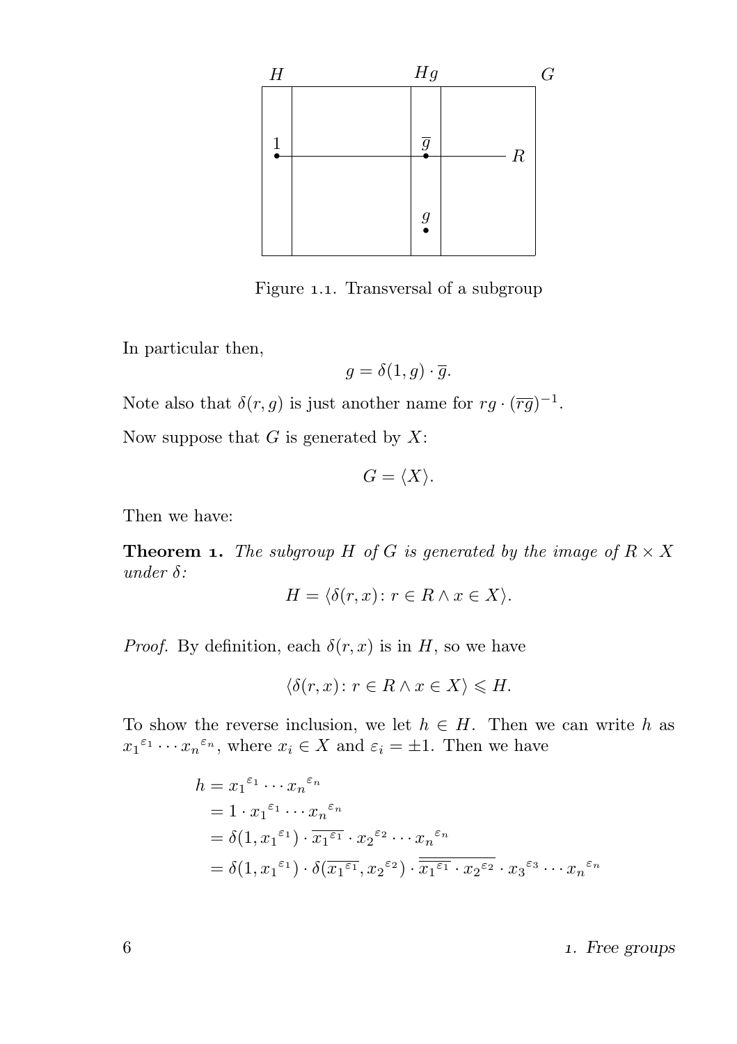Figure 1.1. Transversal of a subgroup

In particular then,

$$g = \delta(1, g) \cdot \overline{g}.$$

Note also that $\delta(r, g)$ is just another name for $rg \cdot (\overline{rg})^{-1}$.

Now suppose that $G$ is generated by $X$:

$$G = \langle X \rangle.$$

Then we have:

**Theorem 1.** *The subgroup $H$ of $G$ is generated by the image of $R \times X$ under $\delta$:*

$$H = \langle \delta(r, x) \colon r \in R \wedge x \in X \rangle.$$

*Proof.* By definition, each $\delta(r, x)$ is in $H$, so we have

$$\langle \delta(r, x) \colon r \in R \wedge x \in X \rangle \leqslant H.$$

To show the reverse inclusion, we let $h \in H$. Then we can write $h$ as ${x_1}^{\varepsilon_1} \cdots {x_n}^{\varepsilon_n}$, where $x_i \in X$ and $\varepsilon_i = \pm 1$. Then we have

$$\begin{aligned}
h &= {x_1}^{\varepsilon_1} \cdots {x_n}^{\varepsilon_n} \\
&= 1 \cdot {x_1}^{\varepsilon_1} \cdots {x_n}^{\varepsilon_n} \\
&= \delta(1, {x_1}^{\varepsilon_1}) \cdot \overline{{x_1}^{\varepsilon_1}} \cdot {x_2}^{\varepsilon_2} \cdots {x_n}^{\varepsilon_n} \\
&= \delta(1, {x_1}^{\varepsilon_1}) \cdot \delta(\overline{{x_1}^{\varepsilon_1}}, {x_2}^{\varepsilon_2}) \cdot \overline{\overline{{x_1}^{\varepsilon_1}} \cdot {x_2}^{\varepsilon_2}} \cdot {x_3}^{\varepsilon_3} \cdots {x_n}^{\varepsilon_n}
\end{aligned}$$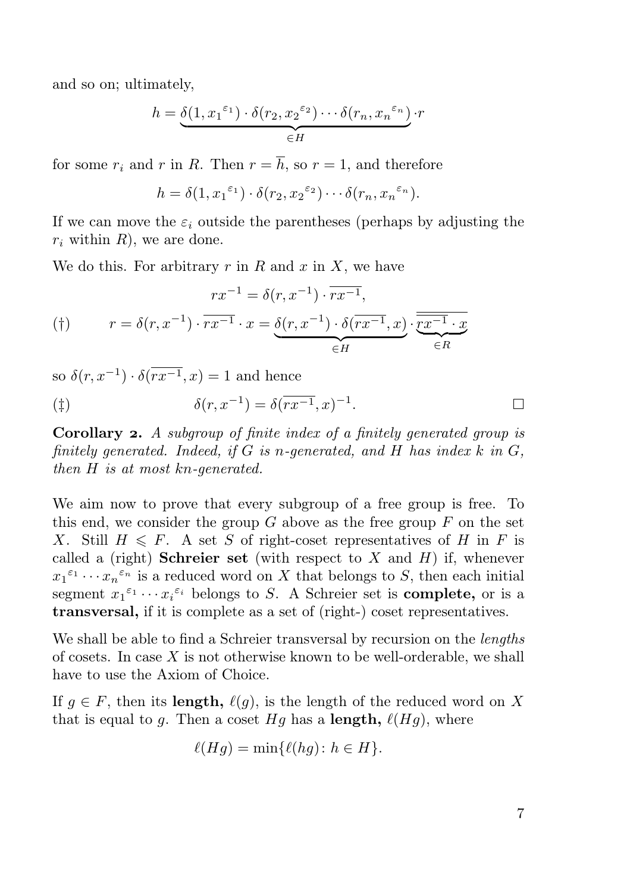and so on; ultimately,

$$h = \underbrace{\delta(1, {x_1}^{\varepsilon_1}) \cdot \delta(r_2, {x_2}^{\varepsilon_2}) \cdots \delta(r_n, {x_n}^{\varepsilon_n})}_{\in H} \cdot r$$

for some $r_i$ and $r$ in $R$. Then $r = \overline{h}$, so $r = 1$, and therefore

$$h = \delta(1, {x_1}^{\varepsilon_1}) \cdot \delta(r_2, {x_2}^{\varepsilon_2}) \cdots \delta(r_n, {x_n}^{\varepsilon_n}).$$

If we can move the $\varepsilon_i$ outside the parentheses (perhaps by adjusting the $r_i$ within $R$), we are done.

We do this. For arbitrary $r$ in $R$ and $x$ in $X$, we have

$$rx^{-1} = \delta(r, x^{-1}) \cdot \overline{rx^{-1}},$$

$$(\dagger) \qquad r = \delta(r, x^{-1}) \cdot \overline{rx^{-1}} \cdot x = \underbrace{\delta(r, x^{-1}) \cdot \delta(\overline{rx^{-1}}, x)}_{\in H} \cdot \underbrace{\overline{\overline{rx^{-1}} \cdot x}}_{\in R}$$

so $\delta(r, x^{-1}) \cdot \delta(\overline{rx^{-1}}, x) = 1$ and hence

$$(\ddagger) \qquad \delta(r, x^{-1}) = \delta(\overline{rx^{-1}}, x)^{-1}. \qquad \square$$

**Corollary 2.** *A subgroup of finite index of a finitely generated group is finitely generated. Indeed, if $G$ is $n$-generated, and $H$ has index $k$ in $G$, then $H$ is at most $kn$-generated.*

We aim now to prove that every subgroup of a free group is free. To this end, we consider the group $G$ above as the free group $F$ on the set $X$. Still $H \leqslant F$. A set $S$ of right-coset representatives of $H$ in $F$ is called a (right) **Schreier set** (with respect to $X$ and $H$) if, whenever ${x_1}^{\varepsilon_1} \cdots {x_n}^{\varepsilon_n}$ is a reduced word on $X$ that belongs to $S$, then each initial segment ${x_1}^{\varepsilon_1} \cdots {x_i}^{\varepsilon_i}$ belongs to $S$. A Schreier set is **complete,** or is a **transversal,** if it is complete as a set of (right-) coset representatives.

We shall be able to find a Schreier transversal by recursion on the *lengths* of cosets. In case $X$ is not otherwise known to be well-orderable, we shall have to use the Axiom of Choice.

If $g \in F$, then its **length,** $\ell(g)$, is the length of the reduced word on $X$ that is equal to $g$. Then a coset $Hg$ has a **length,** $\ell(Hg)$, where

$$\ell(Hg) = \min\{\ell(hg) \colon h \in H\}.$$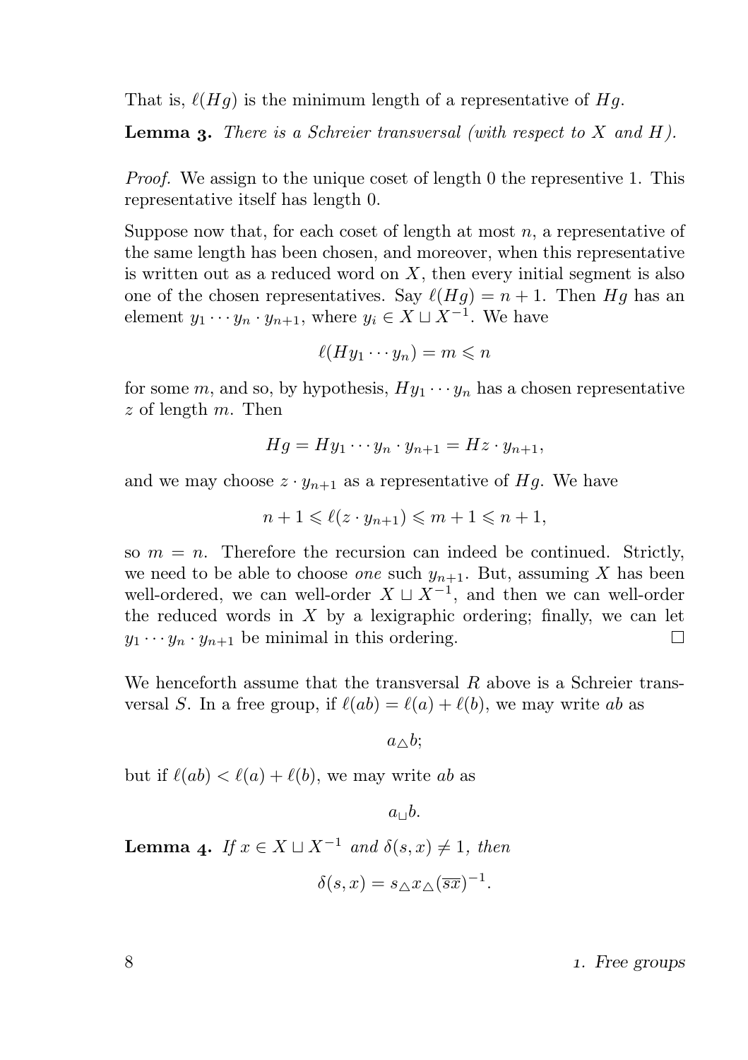That is, $\ell(Hg)$ is the minimum length of a representative of $Hg$.

**Lemma 3.** *There is a Schreier transversal (with respect to $X$ and $H$).*

*Proof.* We assign to the unique coset of length 0 the representive 1. This representative itself has length 0.

Suppose now that, for each coset of length at most $n$, a representative of the same length has been chosen, and moreover, when this representative is written out as a reduced word on $X$, then every initial segment is also one of the chosen representatives. Say $\ell(Hg) = n + 1$. Then $Hg$ has an element $y_1 \cdots y_n \cdot y_{n+1}$, where $y_i \in X \sqcup X^{-1}$. We have

$$\ell(Hy_1 \cdots y_n) = m \leqslant n$$

for some $m$, and so, by hypothesis, $Hy_1 \cdots y_n$ has a chosen representative $z$ of length $m$. Then

$$Hg = Hy_1 \cdots y_n \cdot y_{n+1} = Hz \cdot y_{n+1},$$

and we may choose $z \cdot y_{n+1}$ as a representative of $Hg$. We have

$$n + 1 \leqslant \ell(z \cdot y_{n+1}) \leqslant m + 1 \leqslant n + 1,$$

so $m = n$. Therefore the recursion can indeed be continued. Strictly, we need to be able to choose *one* such $y_{n+1}$. But, assuming $X$ has been well-ordered, we can well-order $X \sqcup X^{-1}$, and then we can well-order the reduced words in $X$ by a lexigraphic ordering; finally, we can let $y_1 \cdots y_n \cdot y_{n+1}$ be minimal in this ordering. □

We henceforth assume that the transversal $R$ above is a Schreier transversal $S$. In a free group, if $\ell(ab) = \ell(a) + \ell(b)$, we may write $ab$ as

$$a_{\triangle}b;$$

but if $\ell(ab) < \ell(a) + \ell(b)$, we may write $ab$ as

$$a_{\sqcup}b.$$

**Lemma 4.** *If $x \in X \sqcup X^{-1}$ and $\delta(s, x) \neq 1$, then*

$$\delta(s, x) = s_{\triangle}x_{\triangle}(\overline{sx})^{-1}.$$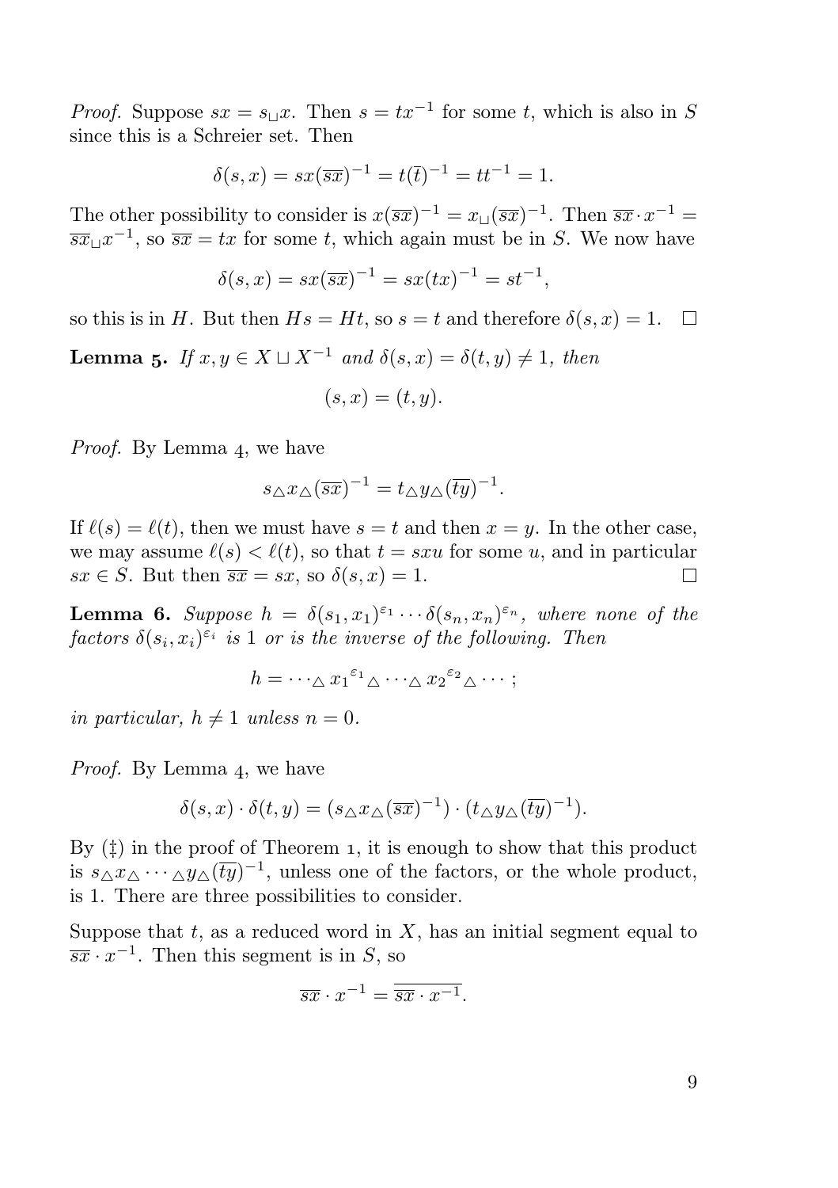*Proof.* Suppose $sx = s_{\sqcup}x$. Then $s = tx^{-1}$ for some $t$, which is also in $S$ since this is a Schreier set. Then

$$\delta(s, x) = sx(\overline{sx})^{-1} = t(\overline{t})^{-1} = tt^{-1} = 1.$$

The other possibility to consider is $x(\overline{sx})^{-1} = x_{\sqcup}(\overline{sx})^{-1}$. Then $\overline{sx} \cdot x^{-1} = \overline{sx}_{\sqcup}x^{-1}$, so $\overline{sx} = tx$ for some $t$, which again must be in $S$. We now have

$$\delta(s, x) = sx(\overline{sx})^{-1} = sx(tx)^{-1} = st^{-1},$$

so this is in $H$. But then $Hs = Ht$, so $s = t$ and therefore $\delta(s, x) = 1$. □

**Lemma 5.** *If $x, y \in X \sqcup X^{-1}$ and $\delta(s, x) = \delta(t, y) \neq 1$, then*

$$(s, x) = (t, y).$$

*Proof.* By Lemma 4, we have

$$s_{\triangle}x_{\triangle}(\overline{sx})^{-1} = t_{\triangle}y_{\triangle}(\overline{ty})^{-1}.$$

If $\ell(s) = \ell(t)$, then we must have $s = t$ and then $x = y$. In the other case, we may assume $\ell(s) < \ell(t)$, so that $t = sxu$ for some $u$, and in particular $sx \in S$. But then $\overline{sx} = sx$, so $\delta(s, x) = 1$. □

**Lemma 6.** *Suppose $h = \delta(s_1, x_1)^{\varepsilon_1} \cdots \delta(s_n, x_n)^{\varepsilon_n}$, where none of the factors $\delta(s_i, x_i)^{\varepsilon_i}$ is 1 or is the inverse of the following. Then*

$$h = \cdots{}_{\triangle}\, {x_1}^{\varepsilon_1}{}_{\triangle} \cdots{}_{\triangle}\, {x_2}^{\varepsilon_2}{}_{\triangle} \cdots ;$$

*in particular, $h \neq 1$ unless $n = 0$.*

*Proof.* By Lemma 4, we have

$$\delta(s, x) \cdot \delta(t, y) = (s_{\triangle}x_{\triangle}(\overline{sx})^{-1}) \cdot (t_{\triangle}y_{\triangle}(\overline{ty})^{-1}).$$

By (‡) in the proof of Theorem 1, it is enough to show that this product is $s_{\triangle}x_{\triangle} \cdots {}_{\triangle}y_{\triangle}(\overline{ty})^{-1}$, unless one of the factors, or the whole product, is 1. There are three possibilities to consider.

Suppose that $t$, as a reduced word in $X$, has an initial segment equal to $\overline{sx} \cdot x^{-1}$. Then this segment is in $S$, so

$$\overline{sx} \cdot x^{-1} = \overline{\overline{sx} \cdot x^{-1}}.$$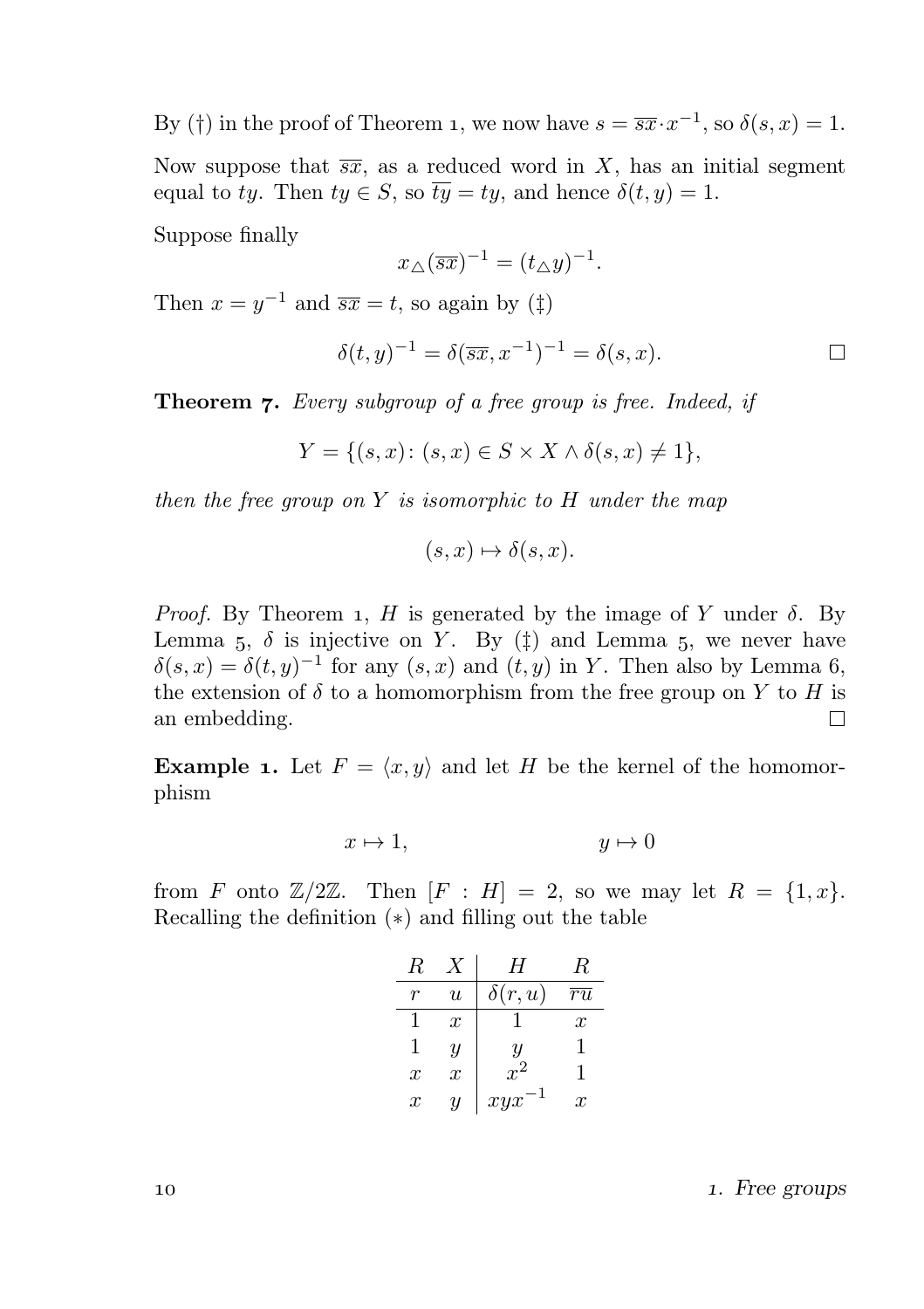By (†) in the proof of Theorem 1, we now have $s = \overline{sx} \cdot x^{-1}$, so $\delta(s, x) = 1$.

Now suppose that $\overline{sx}$, as a reduced word in $X$, has an initial segment equal to $ty$. Then $ty \in S$, so $\overline{ty} = ty$, and hence $\delta(t, y) = 1$.

Suppose finally

$$x_{\triangle}(\overline{sx})^{-1} = (t_{\triangle}y)^{-1}.$$

Then $x = y^{-1}$ and $\overline{sx} = t$, so again by (‡)

$$\delta(t, y)^{-1} = \delta(\overline{sx}, x^{-1})^{-1} = \delta(s, x). \qquad \square$$

**Theorem 7.** *Every subgroup of a free group is free. Indeed, if*

$$Y = \{(s, x) \colon (s, x) \in S \times X \wedge \delta(s, x) \neq 1\},$$

*then the free group on $Y$ is isomorphic to $H$ under the map*

$$(s, x) \mapsto \delta(s, x).$$

*Proof.* By Theorem 1, $H$ is generated by the image of $Y$ under $\delta$. By Lemma 5, $\delta$ is injective on $Y$. By (‡) and Lemma 5, we never have $\delta(s, x) = \delta(t, y)^{-1}$ for any $(s, x)$ and $(t, y)$ in $Y$. Then also by Lemma 6, the extension of $\delta$ to a homomorphism from the free group on $Y$ to $H$ is an embedding. $\square$

**Example 1.** Let $F = \langle x, y \rangle$ and let $H$ be the kernel of the homomorphism

$$x \mapsto 1, \qquad\qquad y \mapsto 0$$

from $F$ onto $\mathbb{Z}/2\mathbb{Z}$. Then $[F : H] = 2$, so we may let $R = \{1, x\}$. Recalling the definition (∗) and filling out the table

| $R$ | $X$ | $H$ | $R$ |
|---|---|---|---|
| $r$ | $u$ | $\delta(r, u)$ | $\overline{ru}$ |
| $1$ | $x$ | $1$ | $x$ |
| $1$ | $y$ | $y$ | $1$ |
| $x$ | $x$ | $x^2$ | $1$ |
| $x$ | $y$ | $xyx^{-1}$ | $x$ |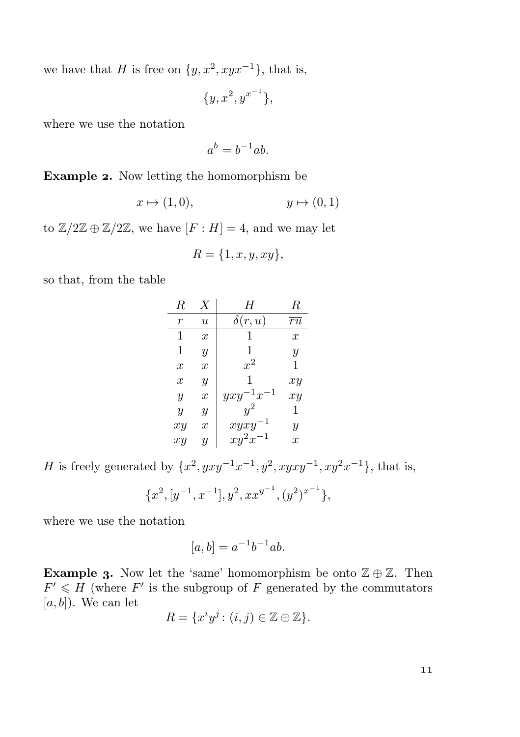we have that $H$ is free on $\{y, x^2, xyx^{-1}\}$, that is,

$$\{y, x^2, y^{x^{-1}}\},$$

where we use the notation

$$a^b = b^{-1}ab.$$

**Example 2.** Now letting the homomorphism be

$$x \mapsto (1,0), \qquad\qquad y \mapsto (0,1)$$

to $\mathbb{Z}/2\mathbb{Z} \oplus \mathbb{Z}/2\mathbb{Z}$, we have $[F : H] = 4$, and we may let

$$R = \{1, x, y, xy\},$$

so that, from the table

| $R$ | $X$ | $H$ | $R$ |
|---|---|---|---|
| $r$ | $u$ | $\delta(r,u)$ | $\overline{ru}$ |
| $1$ | $x$ | $1$ | $x$ |
| $1$ | $y$ | $1$ | $y$ |
| $x$ | $x$ | $x^2$ | $1$ |
| $x$ | $y$ | $1$ | $xy$ |
| $y$ | $x$ | $yxy^{-1}x^{-1}$ | $xy$ |
| $y$ | $y$ | $y^2$ | $1$ |
| $xy$ | $x$ | $xyxy^{-1}$ | $y$ |
| $xy$ | $y$ | $xy^2x^{-1}$ | $x$ |

$H$ is freely generated by $\{x^2, yxy^{-1}x^{-1}, y^2, xyxy^{-1}, xy^2x^{-1}\}$, that is,

$$\{x^2, [y^{-1}, x^{-1}], y^2, xx^{y^{-1}}, (y^2)^{x^{-1}}\},$$

where we use the notation

$$[a,b] = a^{-1}b^{-1}ab.$$

**Example 3.** Now let the 'same' homomorphism be onto $\mathbb{Z} \oplus \mathbb{Z}$. Then $F' \leqslant H$ (where $F'$ is the subgroup of $F$ generated by the commutators $[a,b]$). We can let

$$R = \{x^i y^j : (i,j) \in \mathbb{Z} \oplus \mathbb{Z}\}.$$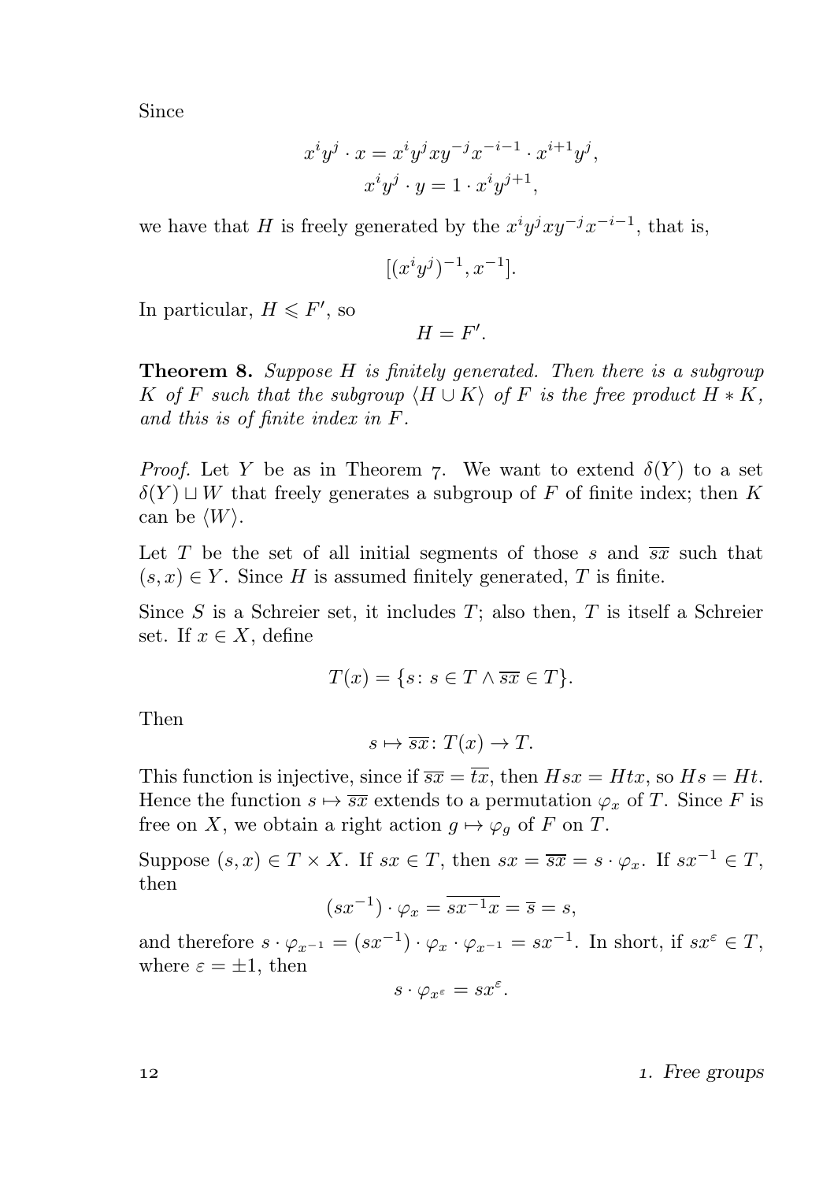Since

$$x^i y^j \cdot x = x^i y^j x y^{-j} x^{-i-1} \cdot x^{i+1} y^j,$$
$$x^i y^j \cdot y = 1 \cdot x^i y^{j+1},$$

we have that $H$ is freely generated by the $x^i y^j x y^{-j} x^{-i-1}$, that is,

$$[(x^i y^j)^{-1}, x^{-1}].$$

In particular, $H \leqslant F'$, so

$$H = F'.$$

**Theorem 8.** *Suppose $H$ is finitely generated. Then there is a subgroup $K$ of $F$ such that the subgroup $\langle H \cup K \rangle$ of $F$ is the free product $H * K$, and this is of finite index in $F$.*

*Proof.* Let $Y$ be as in Theorem 7. We want to extend $\delta(Y)$ to a set $\delta(Y) \sqcup W$ that freely generates a subgroup of $F$ of finite index; then $K$ can be $\langle W \rangle$.

Let $T$ be the set of all initial segments of those $s$ and $\overline{sx}$ such that $(s, x) \in Y$. Since $H$ is assumed finitely generated, $T$ is finite.

Since $S$ is a Schreier set, it includes $T$; also then, $T$ is itself a Schreier set. If $x \in X$, define

$$T(x) = \{s \colon s \in T \wedge \overline{sx} \in T\}.$$

Then

$$s \mapsto \overline{sx} \colon T(x) \to T.$$

This function is injective, since if $\overline{sx} = \overline{tx}$, then $Hsx = Htx$, so $Hs = Ht$. Hence the function $s \mapsto \overline{sx}$ extends to a permutation $\varphi_x$ of $T$. Since $F$ is free on $X$, we obtain a right action $g \mapsto \varphi_g$ of $F$ on $T$.

Suppose $(s, x) \in T \times X$. If $sx \in T$, then $sx = \overline{sx} = s \cdot \varphi_x$. If $sx^{-1} \in T$, then

$$(sx^{-1}) \cdot \varphi_x = \overline{sx^{-1}x} = \overline{s} = s,$$

and therefore $s \cdot \varphi_{x^{-1}} = (sx^{-1}) \cdot \varphi_x \cdot \varphi_{x^{-1}} = sx^{-1}$. In short, if $sx^{\varepsilon} \in T$, where $\varepsilon = \pm 1$, then

$$s \cdot \varphi_{x^{\varepsilon}} = sx^{\varepsilon}.$$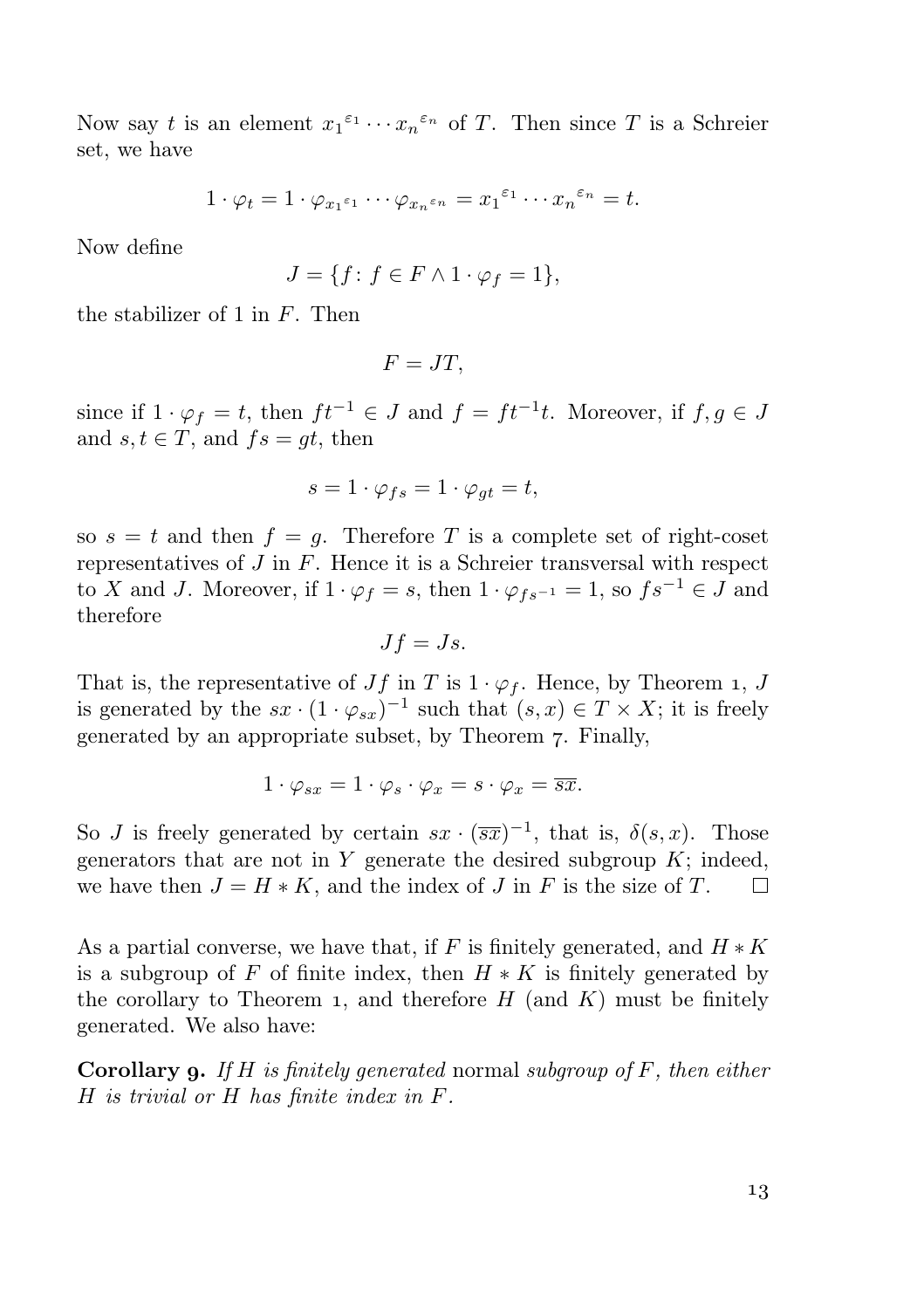Now say $t$ is an element ${x_1}^{\varepsilon_1} \cdots {x_n}^{\varepsilon_n}$ of $T$. Then since $T$ is a Schreier set, we have

$$1 \cdot \varphi_t = 1 \cdot \varphi_{{x_1}^{\varepsilon_1}} \cdots \varphi_{{x_n}^{\varepsilon_n}} = {x_1}^{\varepsilon_1} \cdots {x_n}^{\varepsilon_n} = t.$$

Now define

$$J = \{f \colon f \in F \wedge 1 \cdot \varphi_f = 1\},$$

the stabilizer of 1 in $F$. Then

$$F = JT,$$

since if $1 \cdot \varphi_f = t$, then $ft^{-1} \in J$ and $f = ft^{-1}t$. Moreover, if $f, g \in J$ and $s, t \in T$, and $fs = gt$, then

$$s = 1 \cdot \varphi_{fs} = 1 \cdot \varphi_{gt} = t,$$

so $s = t$ and then $f = g$. Therefore $T$ is a complete set of right-coset representatives of $J$ in $F$. Hence it is a Schreier transversal with respect to $X$ and $J$. Moreover, if $1 \cdot \varphi_f = s$, then $1 \cdot \varphi_{fs^{-1}} = 1$, so $fs^{-1} \in J$ and therefore

$$Jf = Js.$$

That is, the representative of $Jf$ in $T$ is $1 \cdot \varphi_f$. Hence, by Theorem 1, $J$ is generated by the $sx \cdot (1 \cdot \varphi_{sx})^{-1}$ such that $(s, x) \in T \times X$; it is freely generated by an appropriate subset, by Theorem 7. Finally,

$$1 \cdot \varphi_{sx} = 1 \cdot \varphi_s \cdot \varphi_x = s \cdot \varphi_x = \overline{sx}.$$

So $J$ is freely generated by certain $sx \cdot (\overline{sx})^{-1}$, that is, $\delta(s, x)$. Those generators that are not in $Y$ generate the desired subgroup $K$; indeed, we have then $J = H * K$, and the index of $J$ in $F$ is the size of $T$. □

As a partial converse, we have that, if $F$ is finitely generated, and $H * K$ is a subgroup of $F$ of finite index, then $H * K$ is finitely generated by the corollary to Theorem 1, and therefore $H$ (and $K$) must be finitely generated. We also have:

**Corollary 9.** *If $H$ is finitely generated* normal *subgroup of $F$, then either $H$ is trivial or $H$ has finite index in $F$.*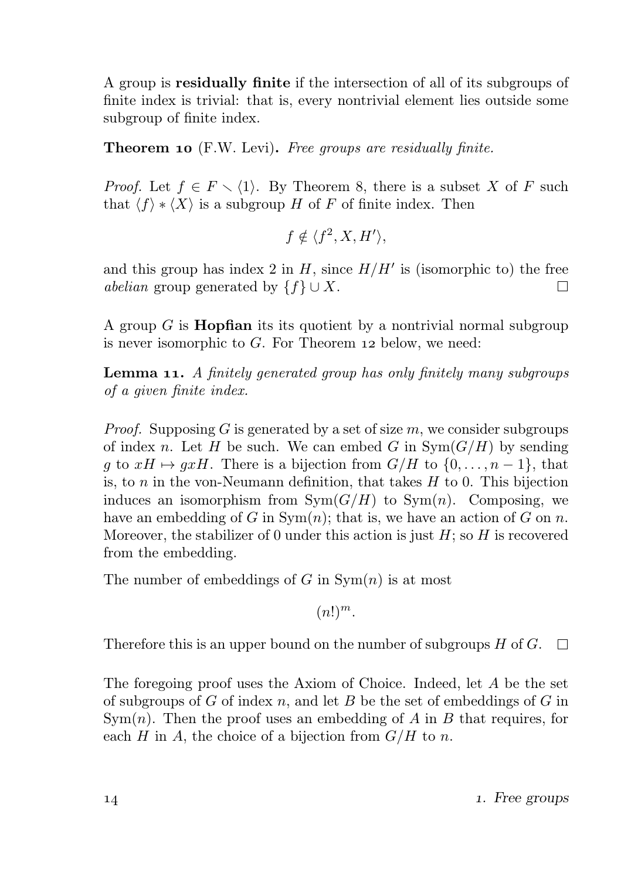A group is **residually finite** if the intersection of all of its subgroups of finite index is trivial: that is, every nontrivial element lies outside some subgroup of finite index.

**Theorem 10** (F.W. Levi). *Free groups are residually finite.*

*Proof.* Let $f \in F \smallsetminus \langle 1 \rangle$. By Theorem 8, there is a subset $X$ of $F$ such that $\langle f \rangle * \langle X \rangle$ is a subgroup $H$ of $F$ of finite index. Then

$$f \notin \langle f^2, X, H' \rangle,$$

and this group has index 2 in $H$, since $H/H'$ is (isomorphic to) the free *abelian* group generated by $\{f\} \cup X$. □

A group $G$ is **Hopfian** its its quotient by a nontrivial normal subgroup is never isomorphic to $G$. For Theorem 12 below, we need:

**Lemma 11.** *A finitely generated group has only finitely many subgroups of a given finite index.*

*Proof.* Supposing $G$ is generated by a set of size $m$, we consider subgroups of index $n$. Let $H$ be such. We can embed $G$ in $\mathrm{Sym}(G/H)$ by sending $g$ to $xH \mapsto gxH$. There is a bijection from $G/H$ to $\{0, \ldots, n-1\}$, that is, to $n$ in the von-Neumann definition, that takes $H$ to 0. This bijection induces an isomorphism from $\mathrm{Sym}(G/H)$ to $\mathrm{Sym}(n)$. Composing, we have an embedding of $G$ in $\mathrm{Sym}(n)$; that is, we have an action of $G$ on $n$. Moreover, the stabilizer of 0 under this action is just $H$; so $H$ is recovered from the embedding.

The number of embeddings of $G$ in $\mathrm{Sym}(n)$ is at most

$$(n!)^m.$$

Therefore this is an upper bound on the number of subgroups $H$ of $G$. □

The foregoing proof uses the Axiom of Choice. Indeed, let $A$ be the set of subgroups of $G$ of index $n$, and let $B$ be the set of embeddings of $G$ in $\mathrm{Sym}(n)$. Then the proof uses an embedding of $A$ in $B$ that requires, for each $H$ in $A$, the choice of a bijection from $G/H$ to $n$.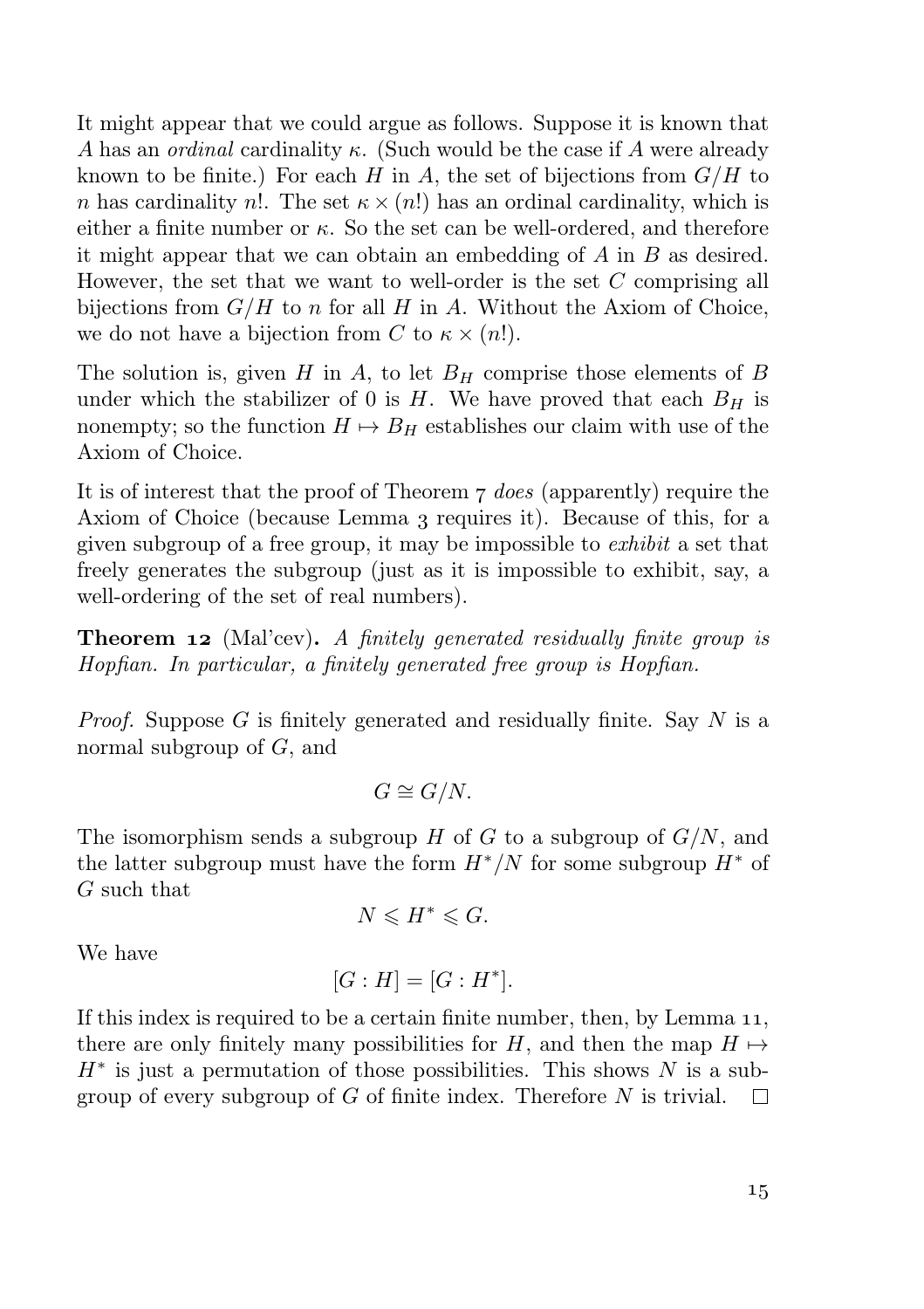It might appear that we could argue as follows. Suppose it is known that $A$ has an *ordinal* cardinality $\kappa$. (Such would be the case if $A$ were already known to be finite.) For each $H$ in $A$, the set of bijections from $G/H$ to $n$ has cardinality $n!$. The set $\kappa \times (n!)$ has an ordinal cardinality, which is either a finite number or $\kappa$. So the set can be well-ordered, and therefore it might appear that we can obtain an embedding of $A$ in $B$ as desired. However, the set that we want to well-order is the set $C$ comprising all bijections from $G/H$ to $n$ for all $H$ in $A$. Without the Axiom of Choice, we do not have a bijection from $C$ to $\kappa \times (n!)$.

The solution is, given $H$ in $A$, to let $B_H$ comprise those elements of $B$ under which the stabilizer of 0 is $H$. We have proved that each $B_H$ is nonempty; so the function $H \mapsto B_H$ establishes our claim with use of the Axiom of Choice.

It is of interest that the proof of Theorem 7 *does* (apparently) require the Axiom of Choice (because Lemma 3 requires it). Because of this, for a given subgroup of a free group, it may be impossible to *exhibit* a set that freely generates the subgroup (just as it is impossible to exhibit, say, a well-ordering of the set of real numbers).

**Theorem 12** (Mal'cev)**.** *A finitely generated residually finite group is Hopfian. In particular, a finitely generated free group is Hopfian.*

*Proof.* Suppose $G$ is finitely generated and residually finite. Say $N$ is a normal subgroup of $G$, and

$$G \cong G/N.$$

The isomorphism sends a subgroup $H$ of $G$ to a subgroup of $G/N$, and the latter subgroup must have the form $H^*/N$ for some subgroup $H^*$ of $G$ such that

$$N \leqslant H^* \leqslant G.$$

We have

$$[G : H] = [G : H^*].$$

If this index is required to be a certain finite number, then, by Lemma 11, there are only finitely many possibilities for $H$, and then the map $H \mapsto H^*$ is just a permutation of those possibilities. This shows $N$ is a subgroup of every subgroup of $G$ of finite index. Therefore $N$ is trivial. □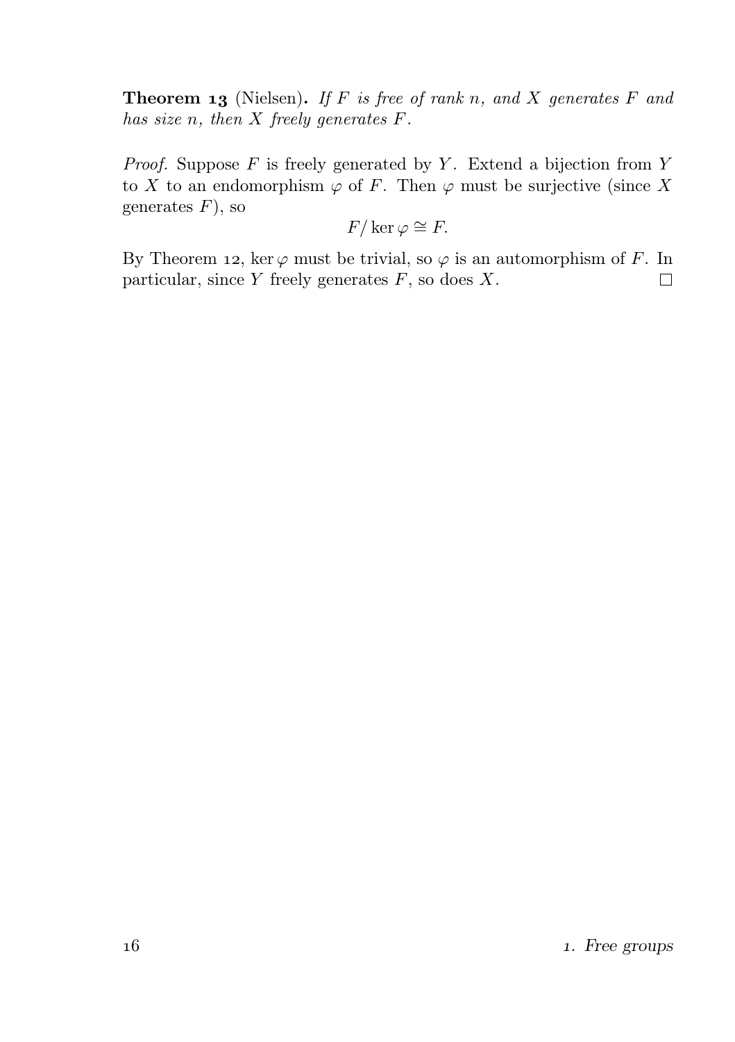**Theorem 13** (Nielsen)**.** *If $F$ is free of rank $n$, and $X$ generates $F$ and has size $n$, then $X$ freely generates $F$.*

*Proof.* Suppose $F$ is freely generated by $Y$. Extend a bijection from $Y$ to $X$ to an endomorphism $\varphi$ of $F$. Then $\varphi$ must be surjective (since $X$ generates $F$), so

$$F/\ker\varphi \cong F.$$

By Theorem 12, $\ker\varphi$ must be trivial, so $\varphi$ is an automorphism of $F$. In particular, since $Y$ freely generates $F$, so does $X$. □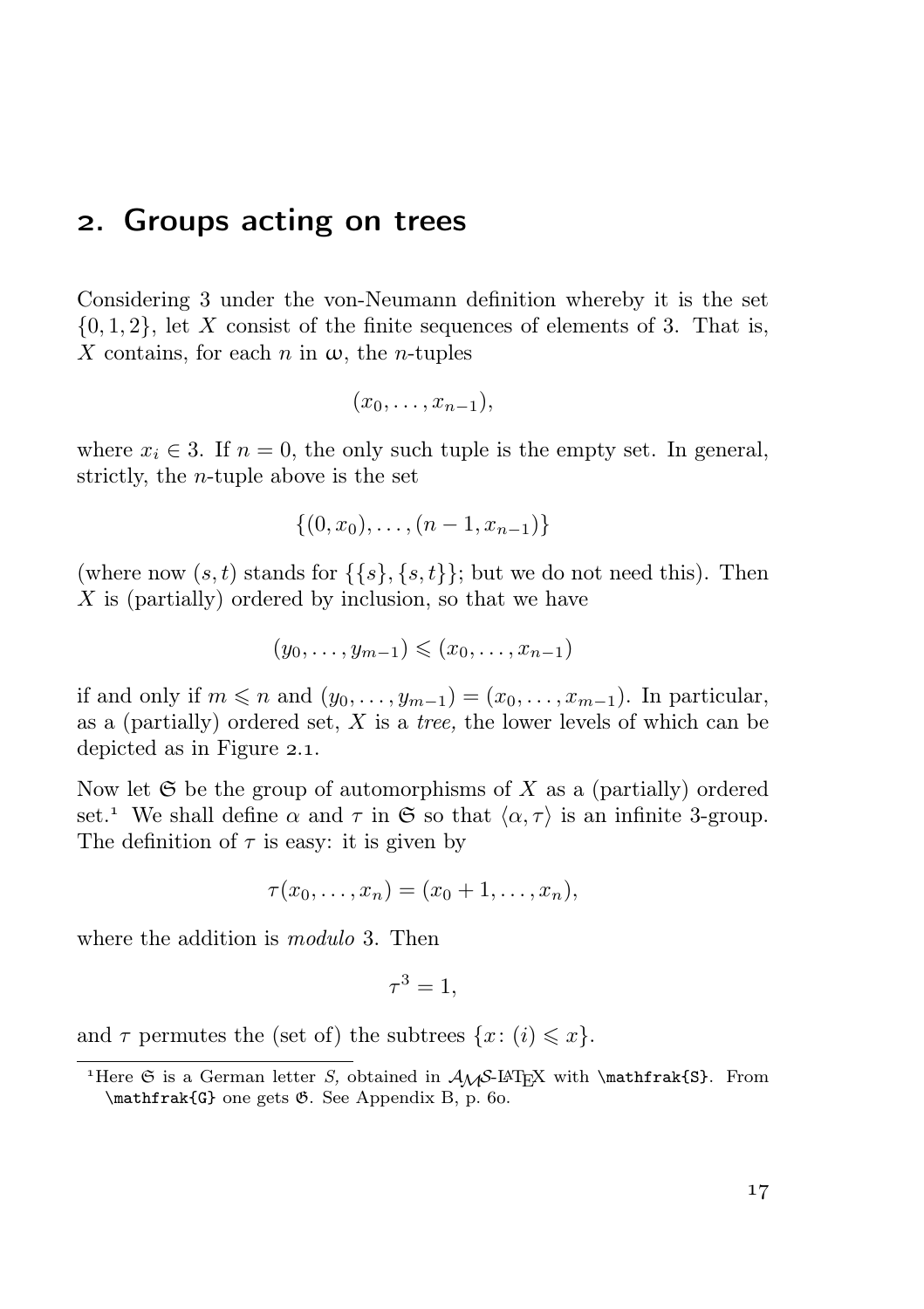## 2. Groups acting on trees

Considering 3 under the von-Neumann definition whereby it is the set $\{0, 1, 2\}$, let $X$ consist of the finite sequences of elements of 3. That is, $X$ contains, for each $n$ in $\omega$, the $n$-tuples

$$(x_0, \dots, x_{n-1}),$$

where $x_i \in 3$. If $n = 0$, the only such tuple is the empty set. In general, strictly, the $n$-tuple above is the set

$$\{(0, x_0), \dots, (n-1, x_{n-1})\}$$

(where now $(s, t)$ stands for $\{\{s\}, \{s, t\}\}$; but we do not need this). Then $X$ is (partially) ordered by inclusion, so that we have

$$(y_0, \dots, y_{m-1}) \leqslant (x_0, \dots, x_{n-1})$$

if and only if $m \leqslant n$ and $(y_0, \dots, y_{m-1}) = (x_0, \dots, x_{m-1})$. In particular, as a (partially) ordered set, $X$ is a *tree,* the lower levels of which can be depicted as in Figure 2.1.

Now let $\mathfrak{S}$ be the group of automorphisms of $X$ as a (partially) ordered set.[1] We shall define $\alpha$ and $\tau$ in $\mathfrak{S}$ so that $\langle \alpha, \tau \rangle$ is an infinite 3-group. The definition of $\tau$ is easy: it is given by

$$\tau(x_0, \dots, x_n) = (x_0 + 1, \dots, x_n),$$

where the addition is *modulo* 3. Then

$$\tau^3 = 1,$$

and $\tau$ permutes the (set of) the subtrees $\{x \colon (i) \leqslant x\}$.

---

[1] Here $\mathfrak{S}$ is a German letter *S,* obtained in $\mathcal{A}_{\mathcal{M}}\mathcal{S}$-LaTeX with `\mathfrak{S}`. From `\mathfrak{G}` one gets $\mathfrak{G}$. See Appendix B, p. 60.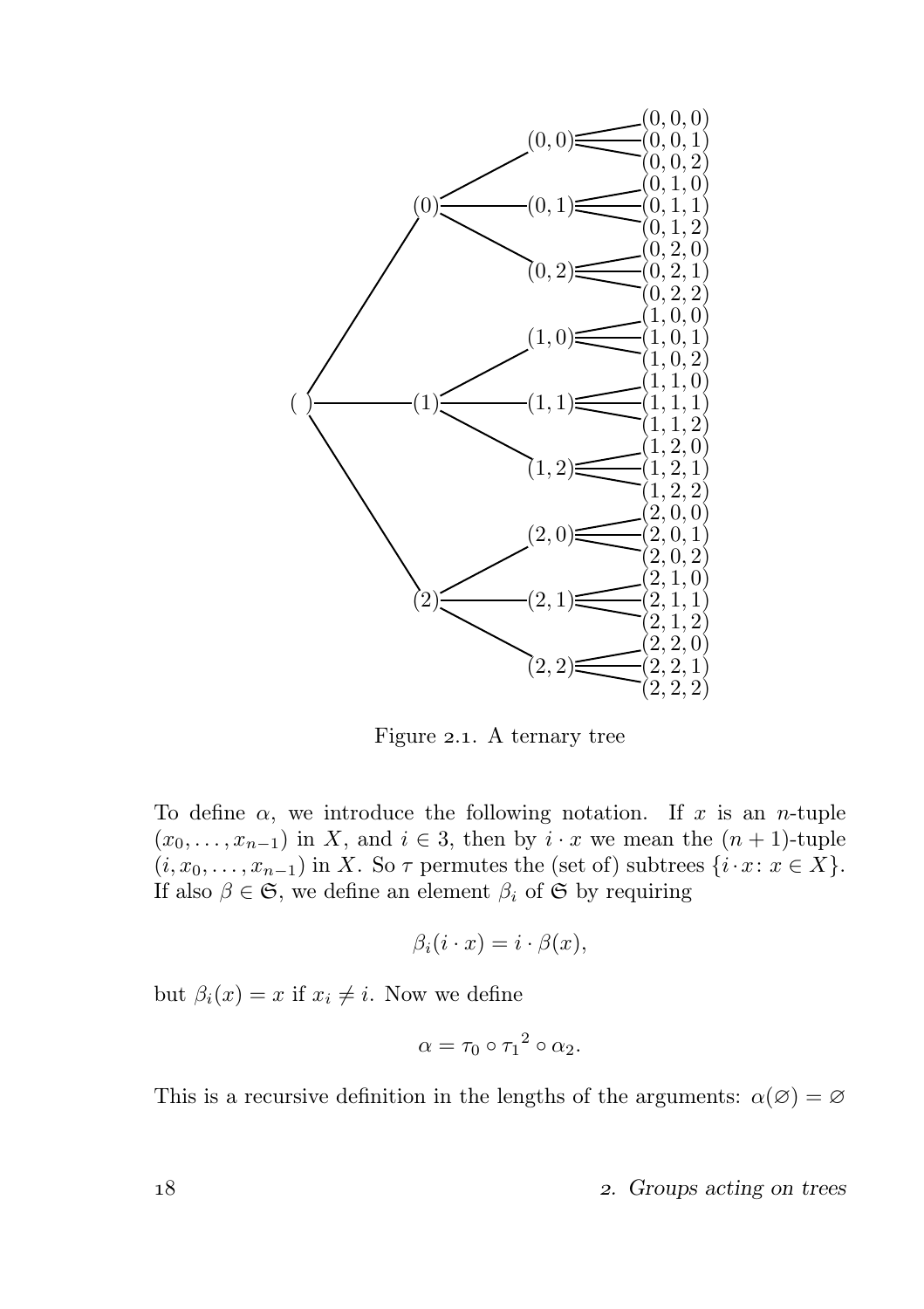Figure 2.1. A ternary tree

To define $\alpha$, we introduce the following notation. If $x$ is an $n$-tuple $(x_0, \dots, x_{n-1})$ in $X$, and $i \in 3$, then by $i \cdot x$ we mean the $(n+1)$-tuple $(i, x_0, \dots, x_{n-1})$ in $X$. So $\tau$ permutes the (set of) subtrees $\{i \cdot x \colon x \in X\}$. If also $\beta \in \mathfrak{S}$, we define an element $\beta_i$ of $\mathfrak{S}$ by requiring

$$\beta_i(i \cdot x) = i \cdot \beta(x),$$

but $\beta_i(x) = x$ if $x_i \neq i$. Now we define

$$\alpha = \tau_0 \circ {\tau_1}^2 \circ \alpha_2.$$

This is a recursive definition in the lengths of the arguments: $\alpha(\varnothing) = \varnothing$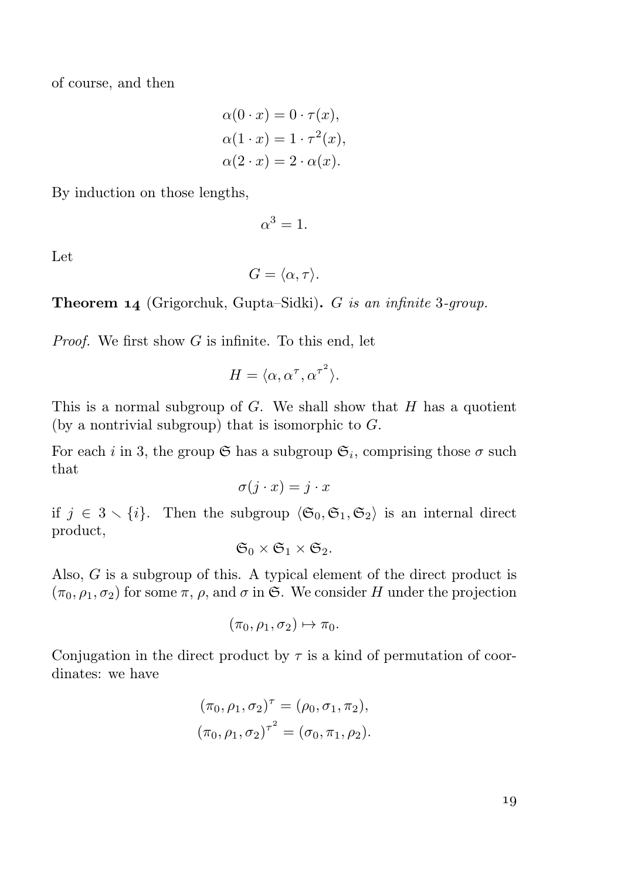of course, and then

$$\begin{aligned}
\alpha(0 \cdot x) &= 0 \cdot \tau(x), \\
\alpha(1 \cdot x) &= 1 \cdot \tau^2(x), \\
\alpha(2 \cdot x) &= 2 \cdot \alpha(x).
\end{aligned}$$

By induction on those lengths,

$$\alpha^3 = 1.$$

Let

$$G = \langle \alpha, \tau \rangle.$$

**Theorem 14** (Grigorchuk, Gupta–Sidki)**.** *$G$ is an infinite 3-group.*

*Proof.* We first show $G$ is infinite. To this end, let

$$H = \langle \alpha, \alpha^\tau, \alpha^{\tau^2} \rangle.$$

This is a normal subgroup of $G$. We shall show that $H$ has a quotient (by a nontrivial subgroup) that is isomorphic to $G$.

For each $i$ in 3, the group $\mathfrak{S}$ has a subgroup $\mathfrak{S}_i$, comprising those $\sigma$ such that

$$\sigma(j \cdot x) = j \cdot x$$

if $j \in 3 \smallsetminus \{i\}$. Then the subgroup $\langle \mathfrak{S}_0, \mathfrak{S}_1, \mathfrak{S}_2 \rangle$ is an internal direct product,

$$\mathfrak{S}_0 \times \mathfrak{S}_1 \times \mathfrak{S}_2.$$

Also, $G$ is a subgroup of this. A typical element of the direct product is $(\pi_0, \rho_1, \sigma_2)$ for some $\pi$, $\rho$, and $\sigma$ in $\mathfrak{S}$. We consider $H$ under the projection

$$(\pi_0, \rho_1, \sigma_2) \mapsto \pi_0.$$

Conjugation in the direct product by $\tau$ is a kind of permutation of coordinates: we have

$$\begin{aligned}
(\pi_0, \rho_1, \sigma_2)^\tau &= (\rho_0, \sigma_1, \pi_2), \\
(\pi_0, \rho_1, \sigma_2)^{\tau^2} &= (\sigma_0, \pi_1, \rho_2).
\end{aligned}$$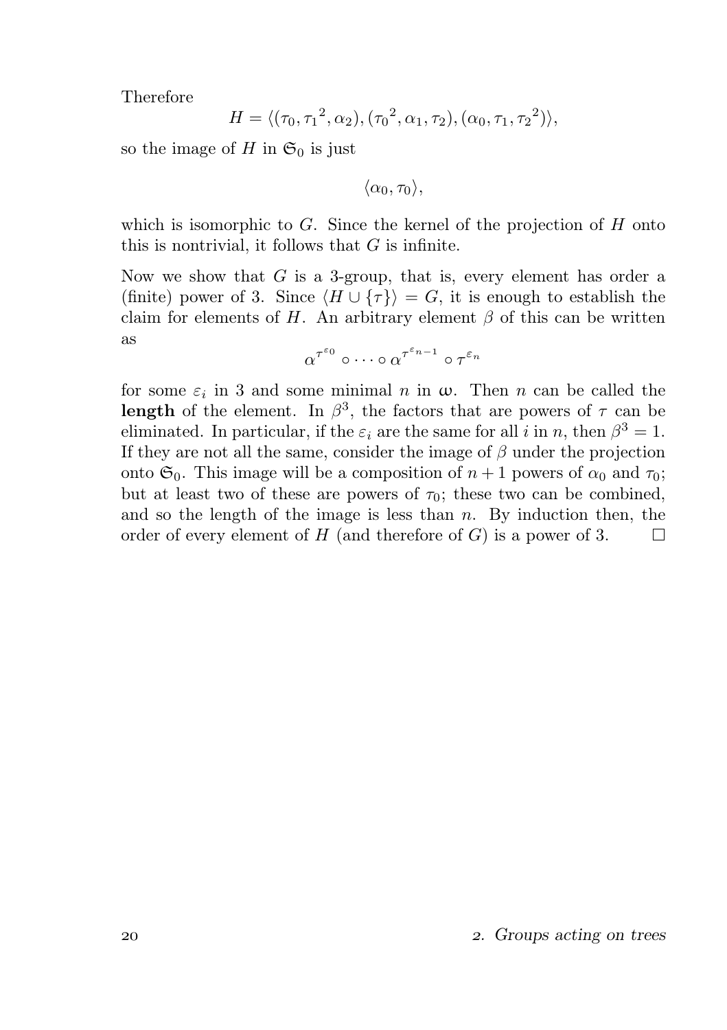Therefore

$$H = \langle (\tau_0, {\tau_1}^2, \alpha_2), ({\tau_0}^2, \alpha_1, \tau_2), (\alpha_0, \tau_1, {\tau_2}^2) \rangle,$$

so the image of $H$ in $\mathfrak{S}_0$ is just

$$\langle \alpha_0, \tau_0 \rangle,$$

which is isomorphic to $G$. Since the kernel of the projection of $H$ onto this is nontrivial, it follows that $G$ is infinite.

Now we show that $G$ is a 3-group, that is, every element has order a (finite) power of 3. Since $\langle H \cup \{\tau\} \rangle = G$, it is enough to establish the claim for elements of $H$. An arbitrary element $\beta$ of this can be written as

$$\alpha^{\tau^{\varepsilon_0}} \circ \cdots \circ \alpha^{\tau^{\varepsilon_{n-1}}} \circ \tau^{\varepsilon_n}$$

for some $\varepsilon_i$ in 3 and some minimal $n$ in $\omega$. Then $n$ can be called the **length** of the element. In $\beta^3$, the factors that are powers of $\tau$ can be eliminated. In particular, if the $\varepsilon_i$ are the same for all $i$ in $n$, then $\beta^3 = 1$. If they are not all the same, consider the image of $\beta$ under the projection onto $\mathfrak{S}_0$. This image will be a composition of $n+1$ powers of $\alpha_0$ and $\tau_0$; but at least two of these are powers of $\tau_0$; these two can be combined, and so the length of the image is less than $n$. By induction then, the order of every element of $H$ (and therefore of $G$) is a power of 3. □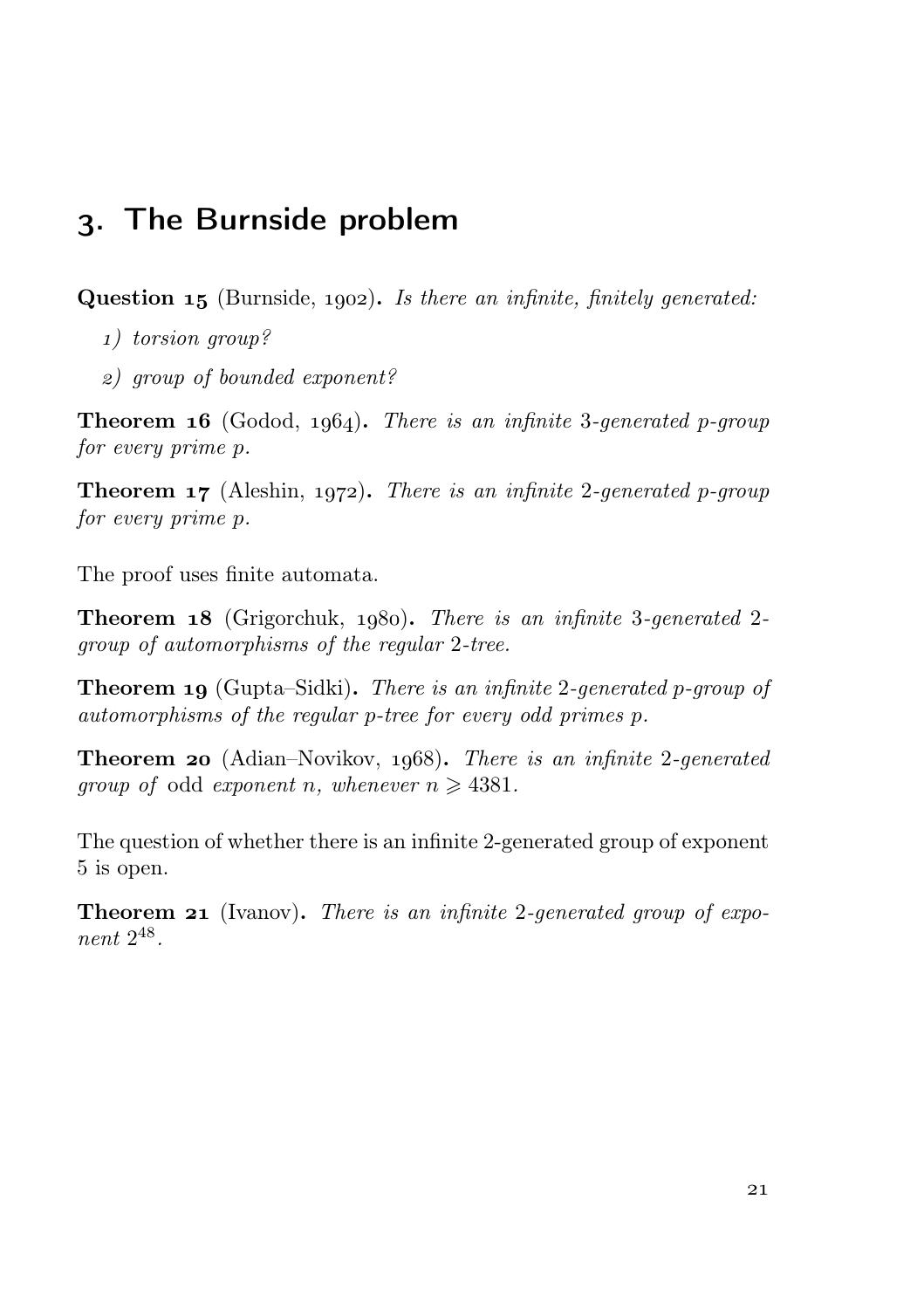## 3. The Burnside problem

**Question 15** (Burnside, 1902). *Is there an infinite, finitely generated:*

*1) torsion group?*

*2) group of bounded exponent?*

**Theorem 16** (Godod, 1964). *There is an infinite 3-generated $p$-group for every prime $p$.*

**Theorem 17** (Aleshin, 1972). *There is an infinite 2-generated $p$-group for every prime $p$.*

The proof uses finite automata.

**Theorem 18** (Grigorchuk, 1980). *There is an infinite 3-generated 2-group of automorphisms of the regular 2-tree.*

**Theorem 19** (Gupta–Sidki). *There is an infinite 2-generated $p$-group of automorphisms of the regular $p$-tree for every odd primes $p$.*

**Theorem 20** (Adian–Novikov, 1968). *There is an infinite 2-generated group of* odd *exponent $n$, whenever $n \geqslant 4381$.*

The question of whether there is an infinite 2-generated group of exponent 5 is open.

**Theorem 21** (Ivanov). *There is an infinite 2-generated group of exponent $2^{48}$.*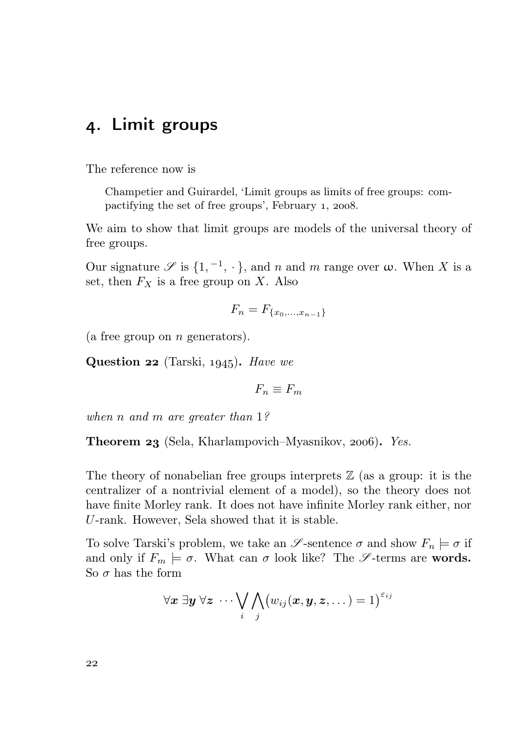# 4. Limit groups

The reference now is

> Champetier and Guirardel, 'Limit groups as limits of free groups: compactifying the set of free groups', February 1, 2008.

We aim to show that limit groups are models of the universal theory of free groups.

Our signature $\mathscr{S}$ is $\{1, {}^{-1}, \cdot\}$, and $n$ and $m$ range over $\omega$. When $X$ is a set, then $F_X$ is a free group on $X$. Also

$$F_n = F_{\{x_0,\dots,x_{n-1}\}}$$

(a free group on $n$ generators).

**Question 22** (Tarski, 1945). *Have we*

$$F_n \equiv F_m$$

*when $n$ and $m$ are greater than 1?*

**Theorem 23** (Sela, Kharlampovich–Myasnikov, 2006). *Yes.*

The theory of nonabelian free groups interprets $\mathbb{Z}$ (as a group: it is the centralizer of a nontrivial element of a model), so the theory does not have finite Morley rank. It does not have infinite Morley rank either, nor $U$-rank. However, Sela showed that it is stable.

To solve Tarski's problem, we take an $\mathscr{S}$-sentence $\sigma$ and show $F_n \models \sigma$ if and only if $F_m \models \sigma$. What can $\sigma$ look like? The $\mathscr{S}$-terms are **words.** So $\sigma$ has the form

$$\forall \boldsymbol{x}\ \exists \boldsymbol{y}\ \forall \boldsymbol{z}\ \cdots \bigvee_i \bigwedge_j \bigl(w_{ij}(\boldsymbol{x}, \boldsymbol{y}, \boldsymbol{z}, \dots) = 1\bigr)^{\varepsilon_{ij}}$$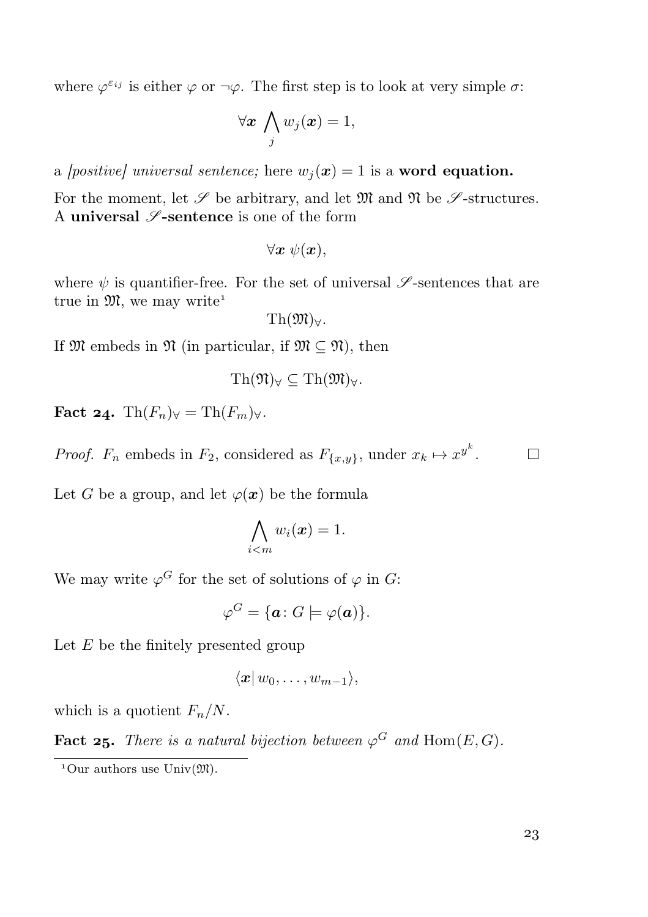where $\varphi^{\varepsilon_{ij}}$ is either $\varphi$ or $\neg\varphi$. The first step is to look at very simple $\sigma$:

$$\forall \boldsymbol{x} \bigwedge_j w_j(\boldsymbol{x}) = 1,$$

a *[positive] universal sentence;* here $w_j(\boldsymbol{x}) = 1$ is a **word equation.**

For the moment, let $\mathscr{S}$ be arbitrary, and let $\mathfrak{M}$ and $\mathfrak{N}$ be $\mathscr{S}$-structures. A **universal $\mathscr{S}$-sentence** is one of the form

$$\forall \boldsymbol{x}\ \psi(\boldsymbol{x}),$$

where $\psi$ is quantifier-free. For the set of universal $\mathscr{S}$-sentences that are true in $\mathfrak{M}$, we may write[1]

$$\mathrm{Th}(\mathfrak{M})_\forall.$$

If $\mathfrak{M}$ embeds in $\mathfrak{N}$ (in particular, if $\mathfrak{M} \subseteq \mathfrak{N}$), then

$$\mathrm{Th}(\mathfrak{N})_\forall \subseteq \mathrm{Th}(\mathfrak{M})_\forall.$$

**Fact 24.** $\mathrm{Th}(F_n)_\forall = \mathrm{Th}(F_m)_\forall$.

*Proof.* $F_n$ embeds in $F_2$, considered as $F_{\{x,y\}}$, under $x_k \mapsto x^{y^k}$. $\square$

Let $G$ be a group, and let $\varphi(\boldsymbol{x})$ be the formula

$$\bigwedge_{i<m} w_i(\boldsymbol{x}) = 1.$$

We may write $\varphi^G$ for the set of solutions of $\varphi$ in $G$:

$$\varphi^G = \{\boldsymbol{a} \colon G \models \varphi(\boldsymbol{a})\}.$$

Let $E$ be the finitely presented group

$$\langle \boldsymbol{x} |\, w_0, \dots, w_{m-1}\rangle,$$

which is a quotient $F_n/N$.

**Fact 25.** *There is a natural bijection between $\varphi^G$ and* $\mathrm{Hom}(E, G)$.

[1] Our authors use $\mathrm{Univ}(\mathfrak{M})$.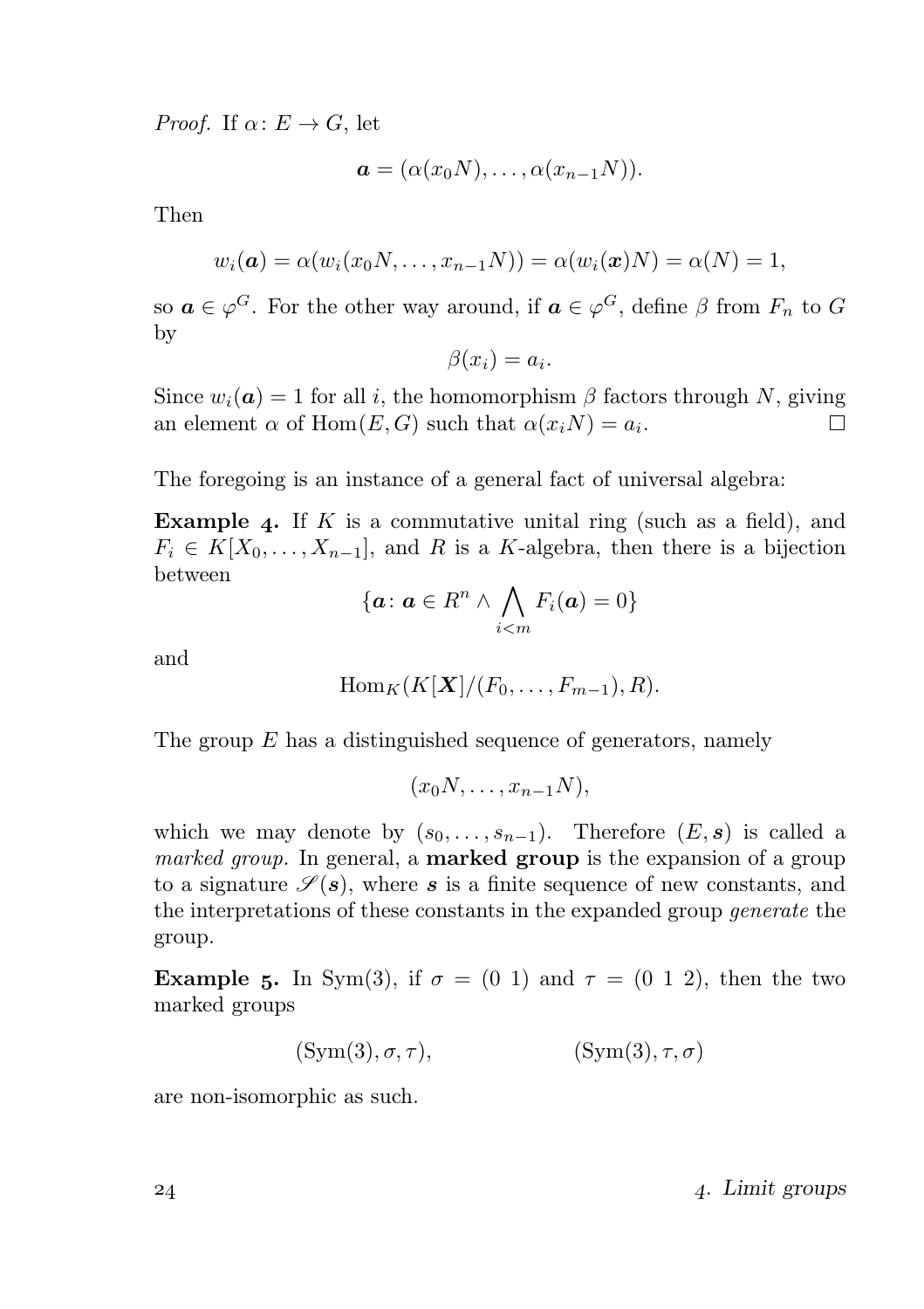*Proof.* If $\alpha\colon E \to G$, let

$$\boldsymbol{a} = (\alpha(x_0N), \dots, \alpha(x_{n-1}N)).$$

Then

$$w_i(\boldsymbol{a}) = \alpha(w_i(x_0N, \dots, x_{n-1}N)) = \alpha(w_i(\boldsymbol{x})N) = \alpha(N) = 1,$$

so $\boldsymbol{a} \in \varphi^G$. For the other way around, if $\boldsymbol{a} \in \varphi^G$, define $\beta$ from $F_n$ to $G$ by

$$\beta(x_i) = a_i.$$

Since $w_i(\boldsymbol{a}) = 1$ for all $i$, the homomorphism $\beta$ factors through $N$, giving an element $\alpha$ of $\operatorname{Hom}(E, G)$ such that $\alpha(x_iN) = a_i$. □

The foregoing is an instance of a general fact of universal algebra:

**Example 4.** If $K$ is a commutative unital ring (such as a field), and $F_i \in K[X_0, \dots, X_{n-1}]$, and $R$ is a $K$-algebra, then there is a bijection between

$$\{\boldsymbol{a}\colon \boldsymbol{a} \in R^n \wedge \bigwedge_{i<m} F_i(\boldsymbol{a}) = 0\}$$

and

$$\operatorname{Hom}_K(K[\boldsymbol{X}]/(F_0, \dots, F_{m-1}), R).$$

The group $E$ has a distinguished sequence of generators, namely

$$(x_0N, \dots, x_{n-1}N),$$

which we may denote by $(s_0, \dots, s_{n-1})$. Therefore $(E, \boldsymbol{s})$ is called a *marked group.* In general, a **marked group** is the expansion of a group to a signature $\mathscr{S}(\boldsymbol{s})$, where $\boldsymbol{s}$ is a finite sequence of new constants, and the interpretations of these constants in the expanded group *generate* the group.

**Example 5.** In $\operatorname{Sym}(3)$, if $\sigma = (0\ 1)$ and $\tau = (0\ 1\ 2)$, then the two marked groups

$$(\operatorname{Sym}(3), \sigma, \tau), \qquad\qquad (\operatorname{Sym}(3), \tau, \sigma)$$

are non-isomorphic as such.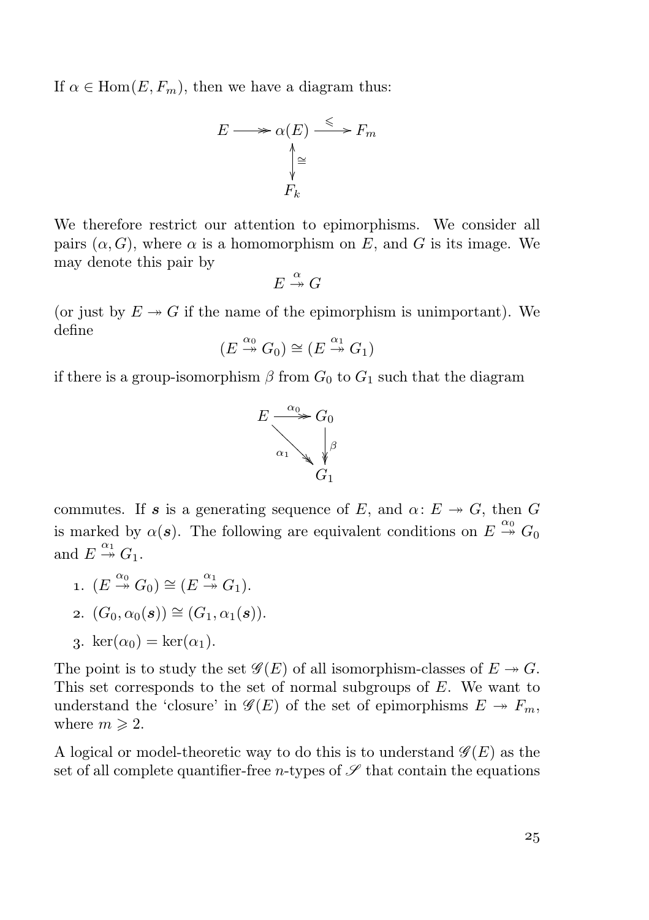If $\alpha \in \operatorname{Hom}(E, F_m)$, then we have a diagram thus:

$$\begin{array}{ccccc} E & \twoheadrightarrow & \alpha(E) & \xrightarrow{\leqslant} & F_m \\ & & \updownarrow{\cong} & & \\ & & F_k & & \end{array}$$

We therefore restrict our attention to epimorphisms. We consider all pairs $(\alpha, G)$, where $\alpha$ is a homomorphism on $E$, and $G$ is its image. We may denote this pair by

$$E \overset{\alpha}{\twoheadrightarrow} G$$

(or just by $E \twoheadrightarrow G$ if the name of the epimorphism is unimportant). We define

$$(E \overset{\alpha_0}{\twoheadrightarrow} G_0) \cong (E \overset{\alpha_1}{\twoheadrightarrow} G_1)$$

if there is a group-isomorphism $\beta$ from $G_0$ to $G_1$ such that the diagram

$$\begin{array}{ccc} E & \xrightarrow{\alpha_0} & G_0 \\ & {\scriptstyle\alpha_1}\searrow & \downarrow{\scriptstyle\beta} \\ & & G_1 \end{array}$$

commutes. If $\boldsymbol{s}$ is a generating sequence of $E$, and $\alpha \colon E \twoheadrightarrow G$, then $G$ is marked by $\alpha(\boldsymbol{s})$. The following are equivalent conditions on $E \overset{\alpha_0}{\twoheadrightarrow} G_0$ and $E \overset{\alpha_1}{\twoheadrightarrow} G_1$.

1. $(E \overset{\alpha_0}{\twoheadrightarrow} G_0) \cong (E \overset{\alpha_1}{\twoheadrightarrow} G_1)$.
2. $(G_0, \alpha_0(\boldsymbol{s})) \cong (G_1, \alpha_1(\boldsymbol{s}))$.
3. $\ker(\alpha_0) = \ker(\alpha_1)$.

The point is to study the set $\mathscr{G}(E)$ of all isomorphism-classes of $E \twoheadrightarrow G$. This set corresponds to the set of normal subgroups of $E$. We want to understand the 'closure' in $\mathscr{G}(E)$ of the set of epimorphisms $E \twoheadrightarrow F_m$, where $m \geqslant 2$.

A logical or model-theoretic way to do this is to understand $\mathscr{G}(E)$ as the set of all complete quantifier-free $n$-types of $\mathscr{S}$ that contain the equations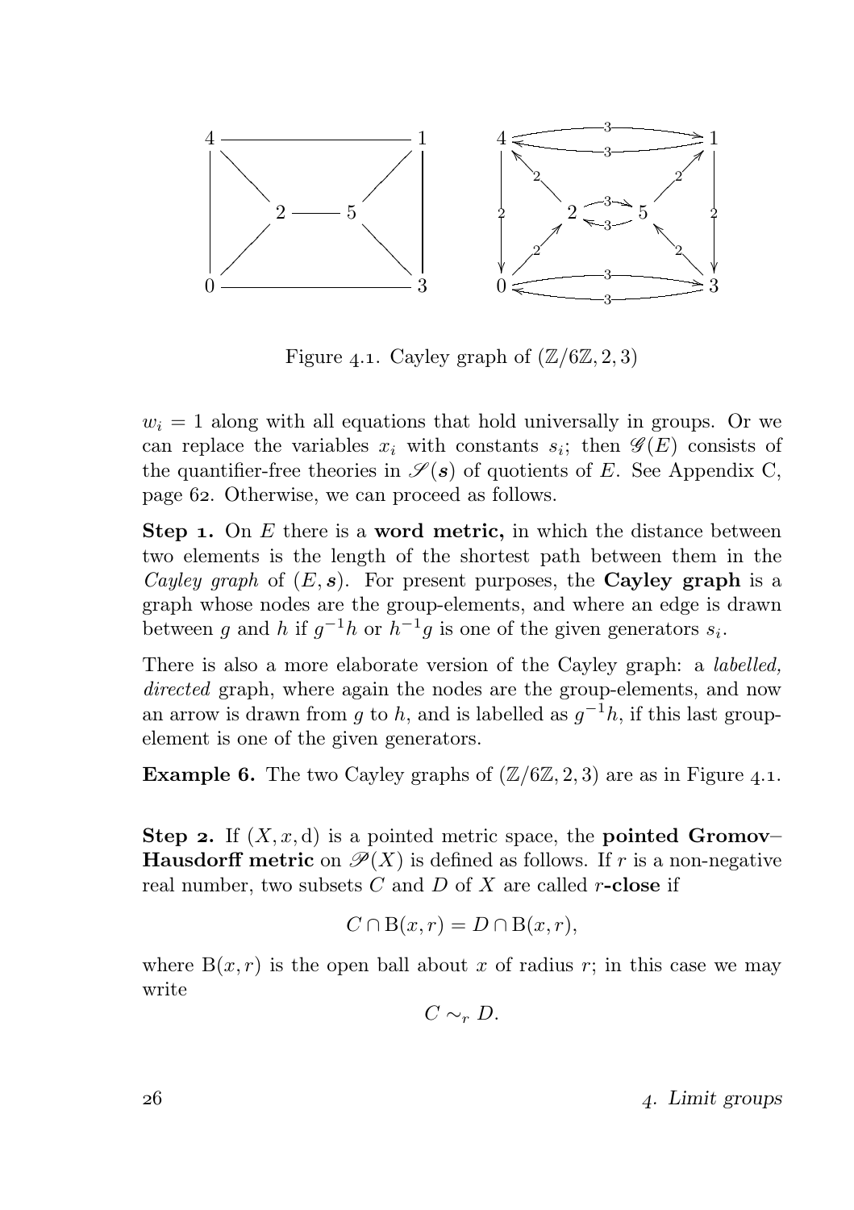Figure 4.1. Cayley graph of $(\mathbb{Z}/6\mathbb{Z}, 2, 3)$

$w_i = 1$ along with all equations that hold universally in groups. Or we can replace the variables $x_i$ with constants $s_i$; then $\mathscr{G}(E)$ consists of the quantifier-free theories in $\mathscr{S}(\boldsymbol{s})$ of quotients of $E$. See Appendix C, page 62. Otherwise, we can proceed as follows.

**Step 1.** On $E$ there is a **word metric,** in which the distance between two elements is the length of the shortest path between them in the *Cayley graph* of $(E, \boldsymbol{s})$. For present purposes, the **Cayley graph** is a graph whose nodes are the group-elements, and where an edge is drawn between $g$ and $h$ if $g^{-1}h$ or $h^{-1}g$ is one of the given generators $s_i$.

There is also a more elaborate version of the Cayley graph: a *labelled, directed* graph, where again the nodes are the group-elements, and now an arrow is drawn from $g$ to $h$, and is labelled as $g^{-1}h$, if this last group-element is one of the given generators.

**Example 6.** The two Cayley graphs of $(\mathbb{Z}/6\mathbb{Z}, 2, 3)$ are as in Figure 4.1.

**Step 2.** If $(X, x, \mathrm{d})$ is a pointed metric space, the **pointed Gromov–Hausdorff metric** on $\mathscr{P}(X)$ is defined as follows. If $r$ is a non-negative real number, two subsets $C$ and $D$ of $X$ are called $r$**-close** if

$$C \cap \mathrm{B}(x, r) = D \cap \mathrm{B}(x, r),$$

where $\mathrm{B}(x, r)$ is the open ball about $x$ of radius $r$; in this case we may write

$$C \sim_r D.$$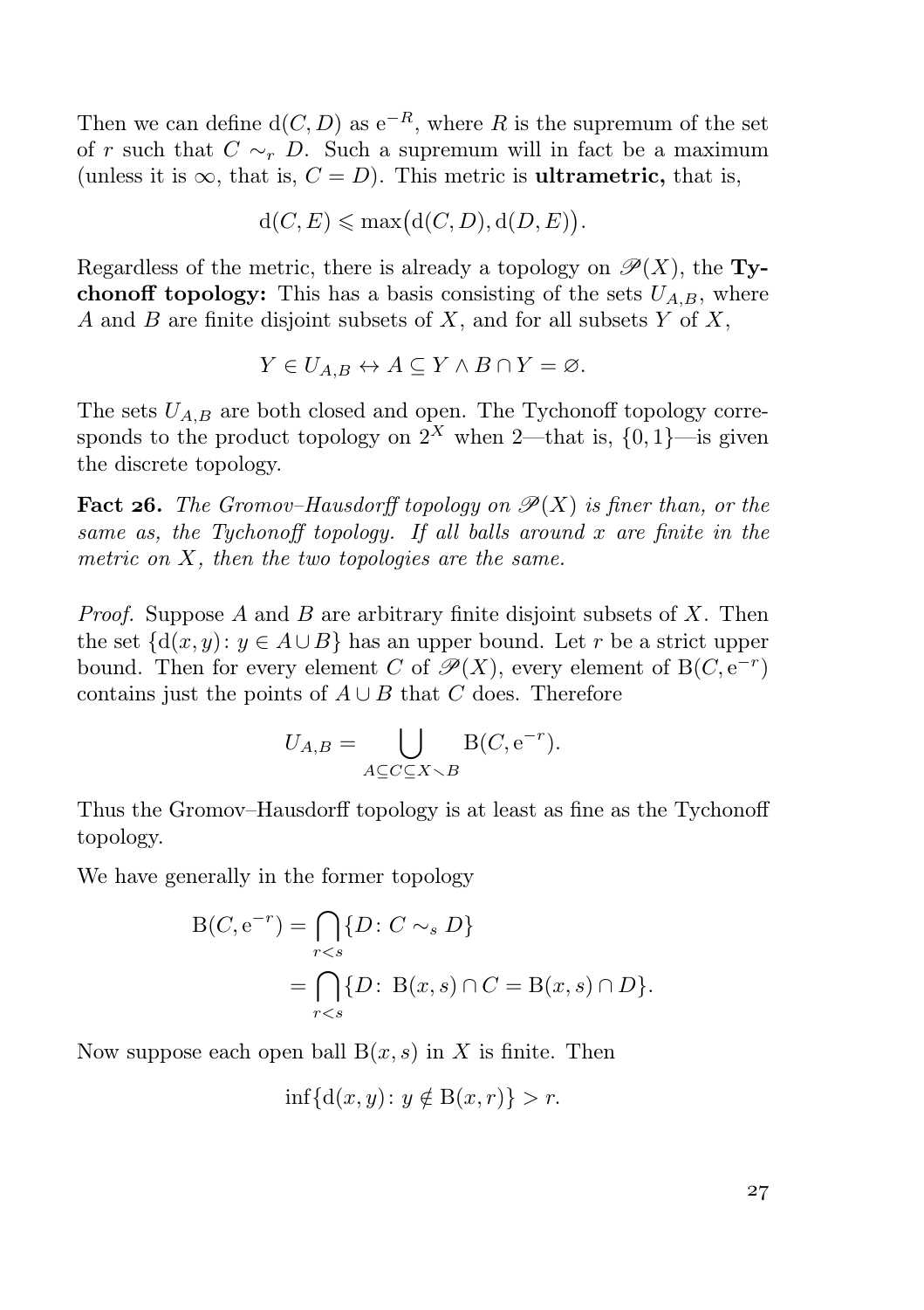Then we can define $\mathrm{d}(C, D)$ as $\mathrm{e}^{-R}$, where $R$ is the supremum of the set of $r$ such that $C \sim_r D$. Such a supremum will in fact be a maximum (unless it is $\infty$, that is, $C = D$). This metric is **ultrametric,** that is,

$$\mathrm{d}(C, E) \leqslant \max\bigl(\mathrm{d}(C, D), \mathrm{d}(D, E)\bigr).$$

Regardless of the metric, there is already a topology on $\mathscr{P}(X)$, the **Tychonoff topology:** This has a basis consisting of the sets $U_{A,B}$, where $A$ and $B$ are finite disjoint subsets of $X$, and for all subsets $Y$ of $X$,

$$Y \in U_{A,B} \leftrightarrow A \subseteq Y \wedge B \cap Y = \varnothing.$$

The sets $U_{A,B}$ are both closed and open. The Tychonoff topology corresponds to the product topology on $2^X$ when 2—that is, $\{0, 1\}$—is given the discrete topology.

**Fact 26.** *The Gromov–Hausdorff topology on $\mathscr{P}(X)$ is finer than, or the same as, the Tychonoff topology. If all balls around $x$ are finite in the metric on $X$, then the two topologies are the same.*

*Proof.* Suppose $A$ and $B$ are arbitrary finite disjoint subsets of $X$. Then the set $\{\mathrm{d}(x, y) \colon y \in A \cup B\}$ has an upper bound. Let $r$ be a strict upper bound. Then for every element $C$ of $\mathscr{P}(X)$, every element of $\mathrm{B}(C, \mathrm{e}^{-r})$ contains just the points of $A \cup B$ that $C$ does. Therefore

$$U_{A,B} = \bigcup_{A \subseteq C \subseteq X \smallsetminus B} \mathrm{B}(C, \mathrm{e}^{-r}).$$

Thus the Gromov–Hausdorff topology is at least as fine as the Tychonoff topology.

We have generally in the former topology

$$\begin{aligned}
\mathrm{B}(C, \mathrm{e}^{-r}) &= \bigcap_{r<s} \{D \colon C \sim_s D\} \\
&= \bigcap_{r<s} \{D \colon \mathrm{B}(x, s) \cap C = \mathrm{B}(x, s) \cap D\}.
\end{aligned}$$

Now suppose each open ball $\mathrm{B}(x, s)$ in $X$ is finite. Then

$$\inf\{\mathrm{d}(x, y) \colon y \notin \mathrm{B}(x, r)\} > r.$$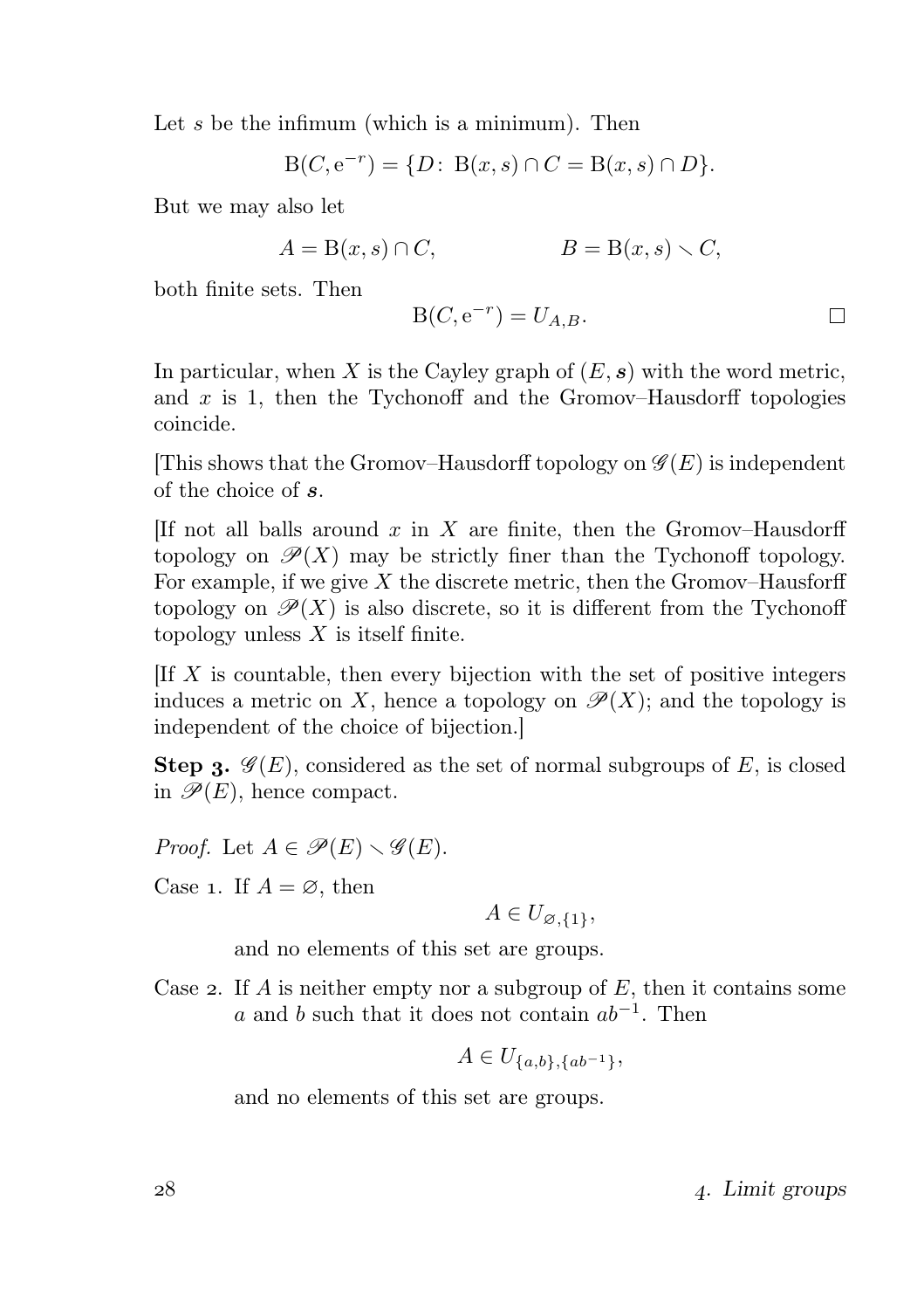Let $s$ be the infimum (which is a minimum). Then

$$\mathrm{B}(C, \mathrm{e}^{-r}) = \{D\colon\ \mathrm{B}(x,s) \cap C = \mathrm{B}(x,s) \cap D\}.$$

But we may also let

$$A = \mathrm{B}(x,s) \cap C, \qquad\qquad B = \mathrm{B}(x,s) \smallsetminus C,$$

both finite sets. Then

$$\mathrm{B}(C, \mathrm{e}^{-r}) = U_{A,B}. \qquad \square$$

In particular, when $X$ is the Cayley graph of $(E, \boldsymbol{s})$ with the word metric, and $x$ is 1, then the Tychonoff and the Gromov–Hausdorff topologies coincide.

[This shows that the Gromov–Hausdorff topology on $\mathscr{G}(E)$ is independent of the choice of $\boldsymbol{s}$.

[If not all balls around $x$ in $X$ are finite, then the Gromov–Hausdorff topology on $\mathscr{P}(X)$ may be strictly finer than the Tychonoff topology. For example, if we give $X$ the discrete metric, then the Gromov–Hausforff topology on $\mathscr{P}(X)$ is also discrete, so it is different from the Tychonoff topology unless $X$ is itself finite.

[If $X$ is countable, then every bijection with the set of positive integers induces a metric on $X$, hence a topology on $\mathscr{P}(X)$; and the topology is independent of the choice of bijection.]

**Step 3.** $\mathscr{G}(E)$, considered as the set of normal subgroups of $E$, is closed in $\mathscr{P}(E)$, hence compact.

*Proof.* Let $A \in \mathscr{P}(E) \smallsetminus \mathscr{G}(E)$.

Case 1. If $A = \varnothing$, then

$$A \in U_{\varnothing,\{1\}},$$

and no elements of this set are groups.

Case 2. If $A$ is neither empty nor a subgroup of $E$, then it contains some $a$ and $b$ such that it does not contain $ab^{-1}$. Then

$$A \in U_{\{a,b\},\{ab^{-1}\}},$$

and no elements of this set are groups.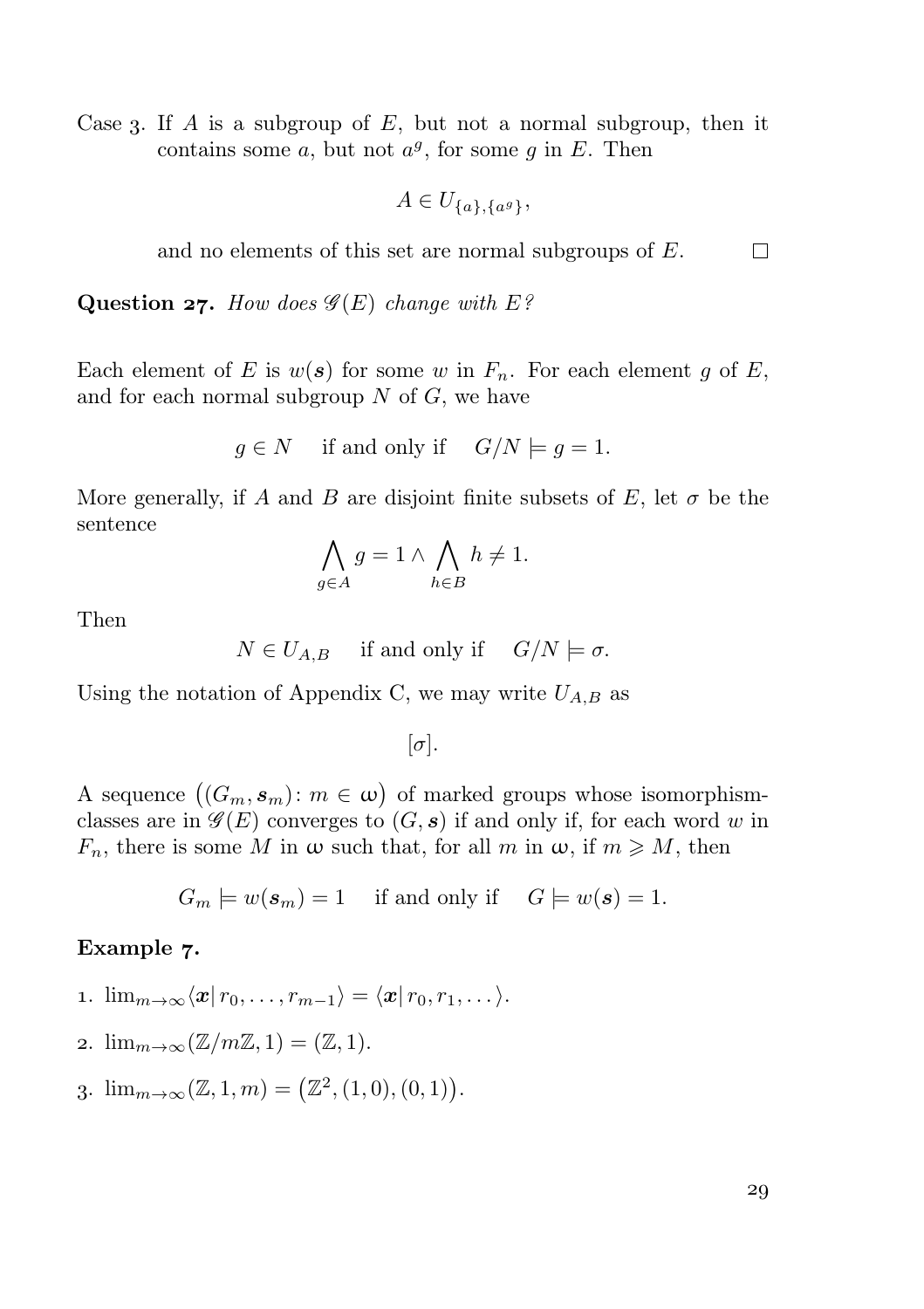Case 3. If $A$ is a subgroup of $E$, but not a normal subgroup, then it contains some $a$, but not $a^g$, for some $g$ in $E$. Then

$$A \in U_{\{a\},\{a^g\}},$$

and no elements of this set are normal subgroups of $E$. □

**Question 27.** *How does $\mathscr{G}(E)$ change with $E$?*

Each element of $E$ is $w(\boldsymbol{s})$ for some $w$ in $F_n$. For each element $g$ of $E$, and for each normal subgroup $N$ of $G$, we have

$$g \in N \quad \text{if and only if} \quad G/N \models g = 1.$$

More generally, if $A$ and $B$ are disjoint finite subsets of $E$, let $\sigma$ be the sentence

$$\bigwedge_{g \in A} g = 1 \wedge \bigwedge_{h \in B} h \neq 1.$$

Then

$$N \in U_{A,B} \quad \text{if and only if} \quad G/N \models \sigma.$$

Using the notation of Appendix C, we may write $U_{A,B}$ as

$$[\sigma].$$

A sequence $\big((G_m, \boldsymbol{s}_m) \colon m \in \omega\big)$ of marked groups whose isomorphism-classes are in $\mathscr{G}(E)$ converges to $(G, \boldsymbol{s})$ if and only if, for each word $w$ in $F_n$, there is some $M$ in $\omega$ such that, for all $m$ in $\omega$, if $m \geqslant M$, then

$$G_m \models w(\boldsymbol{s}_m) = 1 \quad \text{if and only if} \quad G \models w(\boldsymbol{s}) = 1.$$

**Example 7.**

1. $\lim_{m\to\infty} \langle \boldsymbol{x} | \, r_0, \dots, r_{m-1} \rangle = \langle \boldsymbol{x} | \, r_0, r_1, \dots \rangle$.
2. $\lim_{m\to\infty} (\mathbb{Z}/m\mathbb{Z}, 1) = (\mathbb{Z}, 1)$.
3. $\lim_{m\to\infty} (\mathbb{Z}, 1, m) = \big(\mathbb{Z}^2, (1,0), (0,1)\big)$.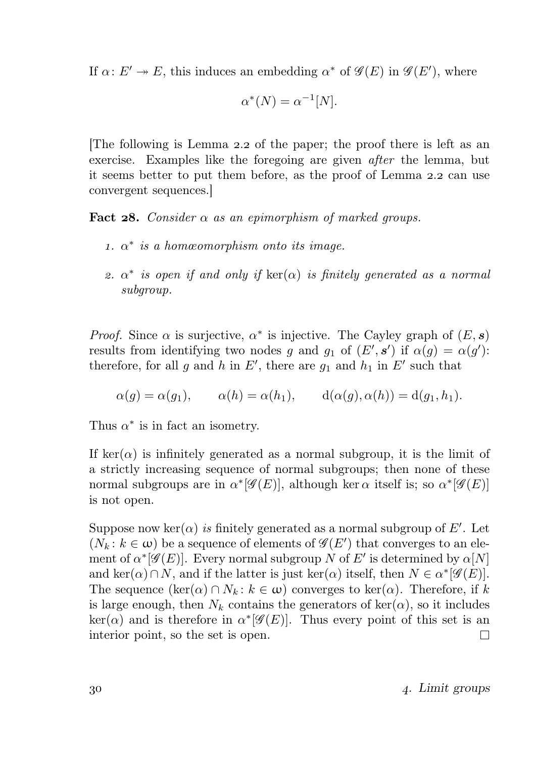If $\alpha\colon E' \twoheadrightarrow E$, this induces an embedding $\alpha^*$ of $\mathscr{G}(E)$ in $\mathscr{G}(E')$, where

$$\alpha^*(N) = \alpha^{-1}[N].$$

[The following is Lemma 2.2 of the paper; the proof there is left as an exercise. Examples like the foregoing are given *after* the lemma, but it seems better to put them before, as the proof of Lemma 2.2 can use convergent sequences.]

**Fact 28.** *Consider $\alpha$ as an epimorphism of marked groups.*

1. *$\alpha^*$ is a homœomorphism onto its image.*
2. *$\alpha^*$ is open if and only if $\ker(\alpha)$ is finitely generated as a normal subgroup.*

*Proof.* Since $\alpha$ is surjective, $\alpha^*$ is injective. The Cayley graph of $(E, \boldsymbol{s})$ results from identifying two nodes $g$ and $g_1$ of $(E', \boldsymbol{s}')$ if $\alpha(g) = \alpha(g')$: therefore, for all $g$ and $h$ in $E'$, there are $g_1$ and $h_1$ in $E'$ such that

$$\alpha(g) = \alpha(g_1), \qquad \alpha(h) = \alpha(h_1), \qquad \mathrm{d}(\alpha(g), \alpha(h)) = \mathrm{d}(g_1, h_1).$$

Thus $\alpha^*$ is in fact an isometry.

If $\ker(\alpha)$ is infinitely generated as a normal subgroup, it is the limit of a strictly increasing sequence of normal subgroups; then none of these normal subgroups are in $\alpha^*[\mathscr{G}(E)]$, although $\ker\alpha$ itself is; so $\alpha^*[\mathscr{G}(E)]$ is not open.

Suppose now $\ker(\alpha)$ *is* finitely generated as a normal subgroup of $E'$. Let $(N_k \colon k \in \omega)$ be a sequence of elements of $\mathscr{G}(E')$ that converges to an element of $\alpha^*[\mathscr{G}(E)]$. Every normal subgroup $N$ of $E'$ is determined by $\alpha[N]$ and $\ker(\alpha) \cap N$, and if the latter is just $\ker(\alpha)$ itself, then $N \in \alpha^*[\mathscr{G}(E)]$. The sequence $(\ker(\alpha) \cap N_k \colon k \in \omega)$ converges to $\ker(\alpha)$. Therefore, if $k$ is large enough, then $N_k$ contains the generators of $\ker(\alpha)$, so it includes $\ker(\alpha)$ and is therefore in $\alpha^*[\mathscr{G}(E)]$. Thus every point of this set is an interior point, so the set is open. □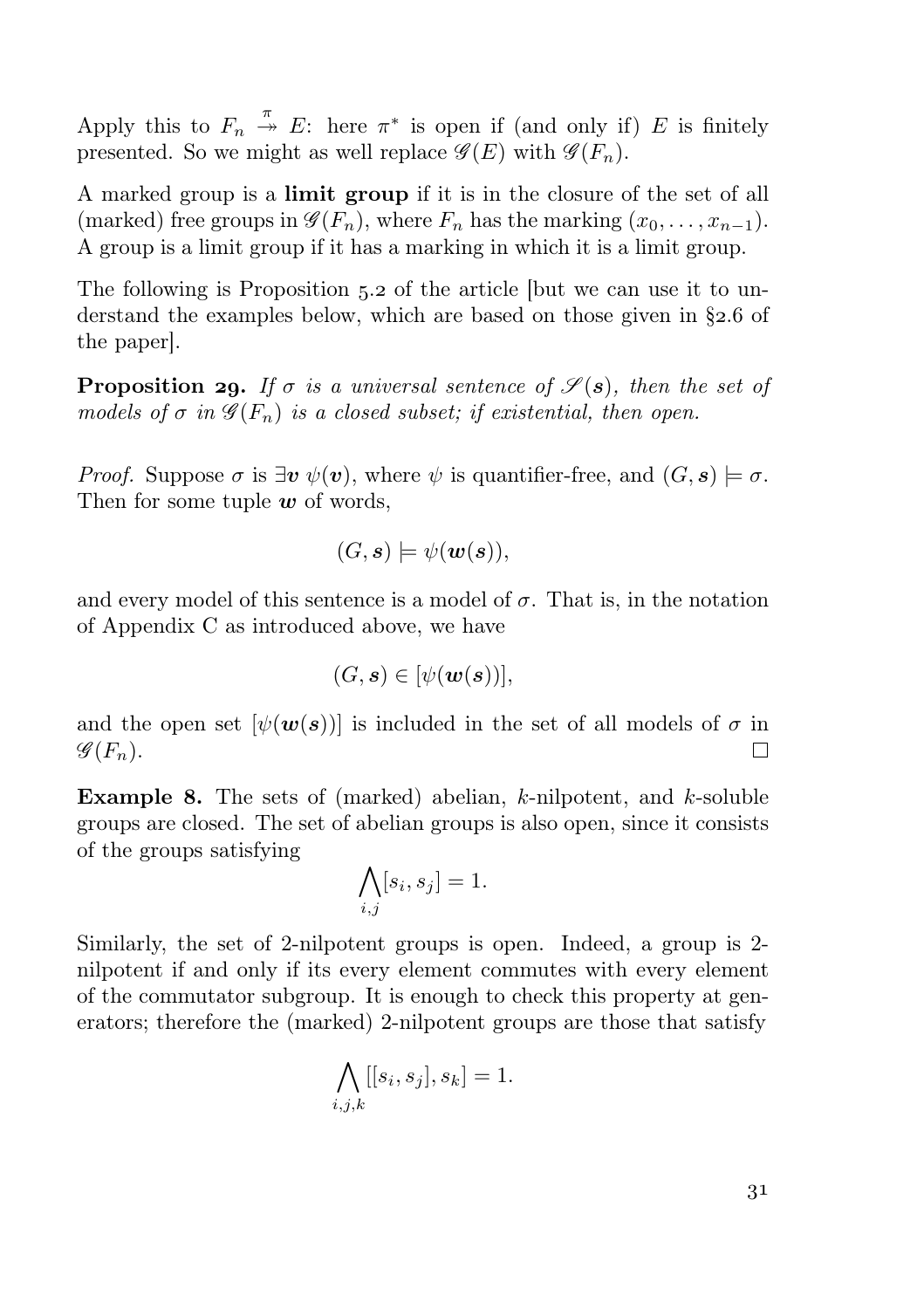Apply this to $F_n \overset{\pi}{\twoheadrightarrow} E$: here $\pi^*$ is open if (and only if) $E$ is finitely presented. So we might as well replace $\mathscr{G}(E)$ with $\mathscr{G}(F_n)$.

A marked group is a **limit group** if it is in the closure of the set of all (marked) free groups in $\mathscr{G}(F_n)$, where $F_n$ has the marking $(x_0, \dots, x_{n-1})$. A group is a limit group if it has a marking in which it is a limit group.

The following is Proposition 5.2 of the article [but we can use it to understand the examples below, which are based on those given in §2.6 of the paper].

**Proposition 29.** *If $\sigma$ is a universal sentence of $\mathscr{S}(\boldsymbol{s})$, then the set of models of $\sigma$ in $\mathscr{G}(F_n)$ is a closed subset; if existential, then open.*

*Proof.* Suppose $\sigma$ is $\exists \boldsymbol{v}\ \psi(\boldsymbol{v})$, where $\psi$ is quantifier-free, and $(G, \boldsymbol{s}) \models \sigma$. Then for some tuple $\boldsymbol{w}$ of words,

$$(G, \boldsymbol{s}) \models \psi(\boldsymbol{w}(\boldsymbol{s})),$$

and every model of this sentence is a model of $\sigma$. That is, in the notation of Appendix C as introduced above, we have

$$(G, \boldsymbol{s}) \in [\psi(\boldsymbol{w}(\boldsymbol{s}))],$$

and the open set $[\psi(\boldsymbol{w}(\boldsymbol{s}))]$ is included in the set of all models of $\sigma$ in $\mathscr{G}(F_n)$. $\square$

**Example 8.** The sets of (marked) abelian, $k$-nilpotent, and $k$-soluble groups are closed. The set of abelian groups is also open, since it consists of the groups satisfying

$$\bigwedge_{i,j} [s_i, s_j] = 1.$$

Similarly, the set of 2-nilpotent groups is open. Indeed, a group is 2-nilpotent if and only if its every element commutes with every element of the commutator subgroup. It is enough to check this property at generators; therefore the (marked) 2-nilpotent groups are those that satisfy

$$\bigwedge_{i,j,k} [[s_i, s_j], s_k] = 1.$$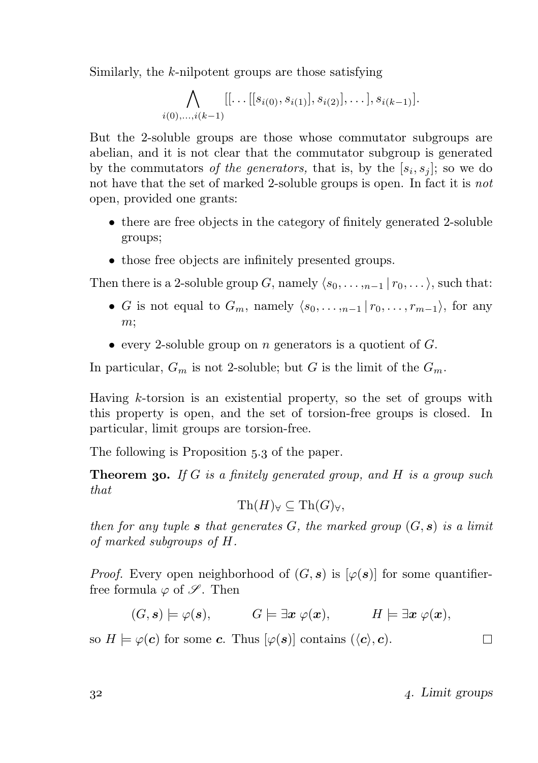Similarly, the $k$-nilpotent groups are those satisfying

$$\bigwedge_{i(0),\dots,i(k-1)} [[\dots[[s_{i(0)}, s_{i(1)}], s_{i(2)}], \dots], s_{i(k-1)}].$$

But the 2-soluble groups are those whose commutator subgroups are abelian, and it is not clear that the commutator subgroup is generated by the commutators *of the generators,* that is, by the $[s_i, s_j]$; so we do not have that the set of marked 2-soluble groups is open. In fact it is *not* open, provided one grants:

- there are free objects in the category of finitely generated 2-soluble groups;
- those free objects are infinitely presented groups.

Then there is a 2-soluble group $G$, namely $\langle s_0, \dots ,_{n-1} \mid r_0, \dots \rangle$, such that:

- $G$ is not equal to $G_m$, namely $\langle s_0, \dots ,_{n-1} \mid r_0, \dots, r_{m-1} \rangle$, for any $m$;
- every 2-soluble group on $n$ generators is a quotient of $G$.

In particular, $G_m$ is not 2-soluble; but $G$ is the limit of the $G_m$.

Having $k$-torsion is an existential property, so the set of groups with this property is open, and the set of torsion-free groups is closed. In particular, limit groups are torsion-free.

The following is Proposition 5.3 of the paper.

**Theorem 30.** *If $G$ is a finitely generated group, and $H$ is a group such that*

$$\mathrm{Th}(H)_\forall \subseteq \mathrm{Th}(G)_\forall,$$

*then for any tuple $\boldsymbol{s}$ that generates $G$, the marked group $(G, \boldsymbol{s})$ is a limit of marked subgroups of $H$.*

*Proof.* Every open neighborhood of $(G, \boldsymbol{s})$ is $[\varphi(\boldsymbol{s})]$ for some quantifier-free formula $\varphi$ of $\mathscr{S}$. Then

$$(G, \boldsymbol{s}) \models \varphi(\boldsymbol{s}), \qquad G \models \exists \boldsymbol{x}\ \varphi(\boldsymbol{x}), \qquad H \models \exists \boldsymbol{x}\ \varphi(\boldsymbol{x}),$$

so $H \models \varphi(\boldsymbol{c})$ for some $\boldsymbol{c}$. Thus $[\varphi(\boldsymbol{s})]$ contains $(\langle \boldsymbol{c} \rangle, \boldsymbol{c})$. □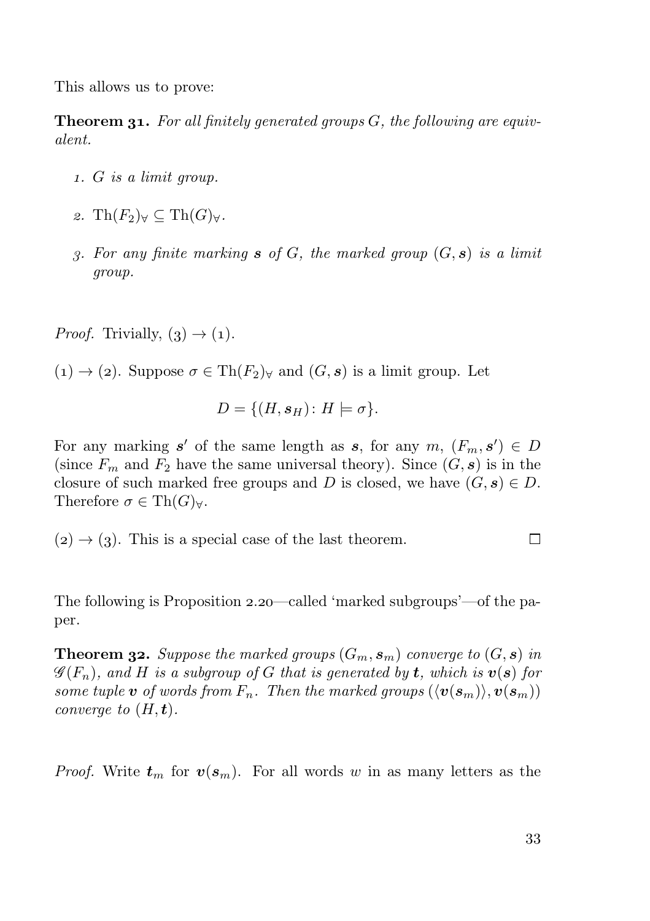This allows us to prove:

**Theorem 31.** *For all finitely generated groups $G$, the following are equivalent.*

1. *$G$ is a limit group.*
2. $\mathrm{Th}(F_2)_\forall \subseteq \mathrm{Th}(G)_\forall$.
3. *For any finite marking $\boldsymbol{s}$ of $G$, the marked group $(G, \boldsymbol{s})$ is a limit group.*

*Proof.* Trivially, (3) $\to$ (1).

(1) $\to$ (2). Suppose $\sigma \in \mathrm{Th}(F_2)_\forall$ and $(G, \boldsymbol{s})$ is a limit group. Let

$$D = \{(H, \boldsymbol{s}_H) \colon H \models \sigma\}.$$

For any marking $\boldsymbol{s}'$ of the same length as $\boldsymbol{s}$, for any $m$, $(F_m, \boldsymbol{s}') \in D$ (since $F_m$ and $F_2$ have the same universal theory). Since $(G, \boldsymbol{s})$ is in the closure of such marked free groups and $D$ is closed, we have $(G, \boldsymbol{s}) \in D$. Therefore $\sigma \in \mathrm{Th}(G)_\forall$.

(2) $\to$ (3). This is a special case of the last theorem. □

The following is Proposition 2.20—called 'marked subgroups'—of the paper.

**Theorem 32.** *Suppose the marked groups $(G_m, \boldsymbol{s}_m)$ converge to $(G, \boldsymbol{s})$ in $\mathscr{G}(F_n)$, and $H$ is a subgroup of $G$ that is generated by $\boldsymbol{t}$, which is $\boldsymbol{v}(\boldsymbol{s})$ for some tuple $\boldsymbol{v}$ of words from $F_n$. Then the marked groups $(\langle \boldsymbol{v}(\boldsymbol{s}_m)\rangle, \boldsymbol{v}(\boldsymbol{s}_m))$ converge to $(H, \boldsymbol{t})$.*

*Proof.* Write $\boldsymbol{t}_m$ for $\boldsymbol{v}(\boldsymbol{s}_m)$. For all words $w$ in as many letters as the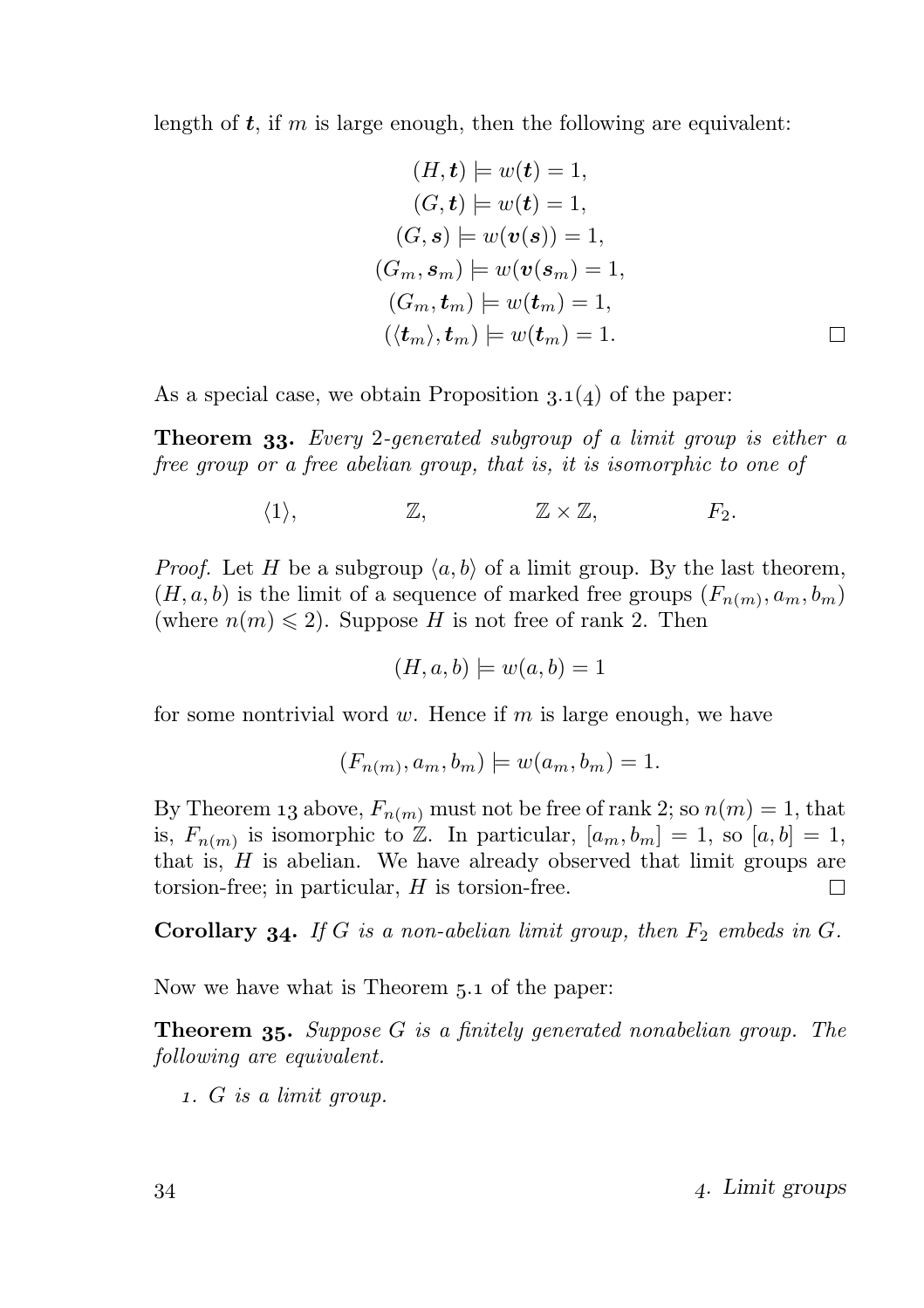length of $\boldsymbol{t}$, if $m$ is large enough, then the following are equivalent:

$$(H, \boldsymbol{t}) \models w(\boldsymbol{t}) = 1,$$
$$(G, \boldsymbol{t}) \models w(\boldsymbol{t}) = 1,$$
$$(G, \boldsymbol{s}) \models w(\boldsymbol{v}(\boldsymbol{s})) = 1,$$
$$(G_m, \boldsymbol{s}_m) \models w(\boldsymbol{v}(\boldsymbol{s}_m) = 1,$$
$$(G_m, \boldsymbol{t}_m) \models w(\boldsymbol{t}_m) = 1,$$
$$(\langle \boldsymbol{t}_m \rangle, \boldsymbol{t}_m) \models w(\boldsymbol{t}_m) = 1.$$

□

As a special case, we obtain Proposition 3.1(4) of the paper:

**Theorem 33.** *Every 2-generated subgroup of a limit group is either a free group or a free abelian group, that is, it is isomorphic to one of*

$$\langle 1 \rangle, \qquad \mathbb{Z}, \qquad \mathbb{Z} \times \mathbb{Z}, \qquad F_2.$$

*Proof.* Let $H$ be a subgroup $\langle a, b \rangle$ of a limit group. By the last theorem, $(H, a, b)$ is the limit of a sequence of marked free groups $(F_{n(m)}, a_m, b_m)$ (where $n(m) \leqslant 2$). Suppose $H$ is not free of rank 2. Then

$$(H, a, b) \models w(a, b) = 1$$

for some nontrivial word $w$. Hence if $m$ is large enough, we have

$$(F_{n(m)}, a_m, b_m) \models w(a_m, b_m) = 1.$$

By Theorem 13 above, $F_{n(m)}$ must not be free of rank 2; so $n(m) = 1$, that is, $F_{n(m)}$ is isomorphic to $\mathbb{Z}$. In particular, $[a_m, b_m] = 1$, so $[a, b] = 1$, that is, $H$ is abelian. We have already observed that limit groups are torsion-free; in particular, $H$ is torsion-free. □

**Corollary 34.** *If $G$ is a non-abelian limit group, then $F_2$ embeds in $G$.*

Now we have what is Theorem 5.1 of the paper:

**Theorem 35.** *Suppose $G$ is a finitely generated nonabelian group. The following are equivalent.*

1. *$G$ is a limit group.*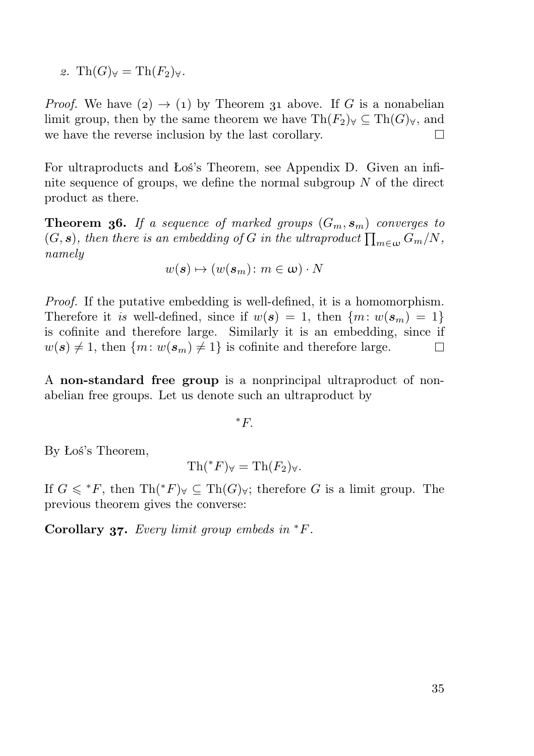2. $\mathrm{Th}(G)_\forall = \mathrm{Th}(F_2)_\forall$.

*Proof.* We have (2) $\to$ (1) by Theorem 31 above. If $G$ is a nonabelian limit group, then by the same theorem we have $\mathrm{Th}(F_2)_\forall \subseteq \mathrm{Th}(G)_\forall$, and we have the reverse inclusion by the last corollary. $\square$

For ultraproducts and Łoś's Theorem, see Appendix D. Given an infinite sequence of groups, we define the normal subgroup $N$ of the direct product as there.

**Theorem 36.** *If a sequence of marked groups $(G_m, \boldsymbol{s}_m)$ converges to $(G, \boldsymbol{s})$, then there is an embedding of $G$ in the ultraproduct $\prod_{m\in\omega} G_m/N$, namely*

$$w(\boldsymbol{s}) \mapsto (w(\boldsymbol{s}_m) \colon m \in \omega) \cdot N$$

*Proof.* If the putative embedding is well-defined, it is a homomorphism. Therefore it *is* well-defined, since if $w(\boldsymbol{s}) = 1$, then $\{m \colon w(\boldsymbol{s}_m) = 1\}$ is cofinite and therefore large. Similarly it is an embedding, since if $w(\boldsymbol{s}) \neq 1$, then $\{m \colon w(\boldsymbol{s}_m) \neq 1\}$ is cofinite and therefore large. $\square$

A **non-standard free group** is a nonprincipal ultraproduct of nonabelian free groups. Let us denote such an ultraproduct by

$$^*F.$$

By Łoś's Theorem,

$$\mathrm{Th}(^*F)_\forall = \mathrm{Th}(F_2)_\forall.$$

If $G \leqslant {}^*F$, then $\mathrm{Th}(^*F)_\forall \subseteq \mathrm{Th}(G)_\forall$; therefore $G$ is a limit group. The previous theorem gives the converse:

**Corollary 37.** *Every limit group embeds in $^*F$.*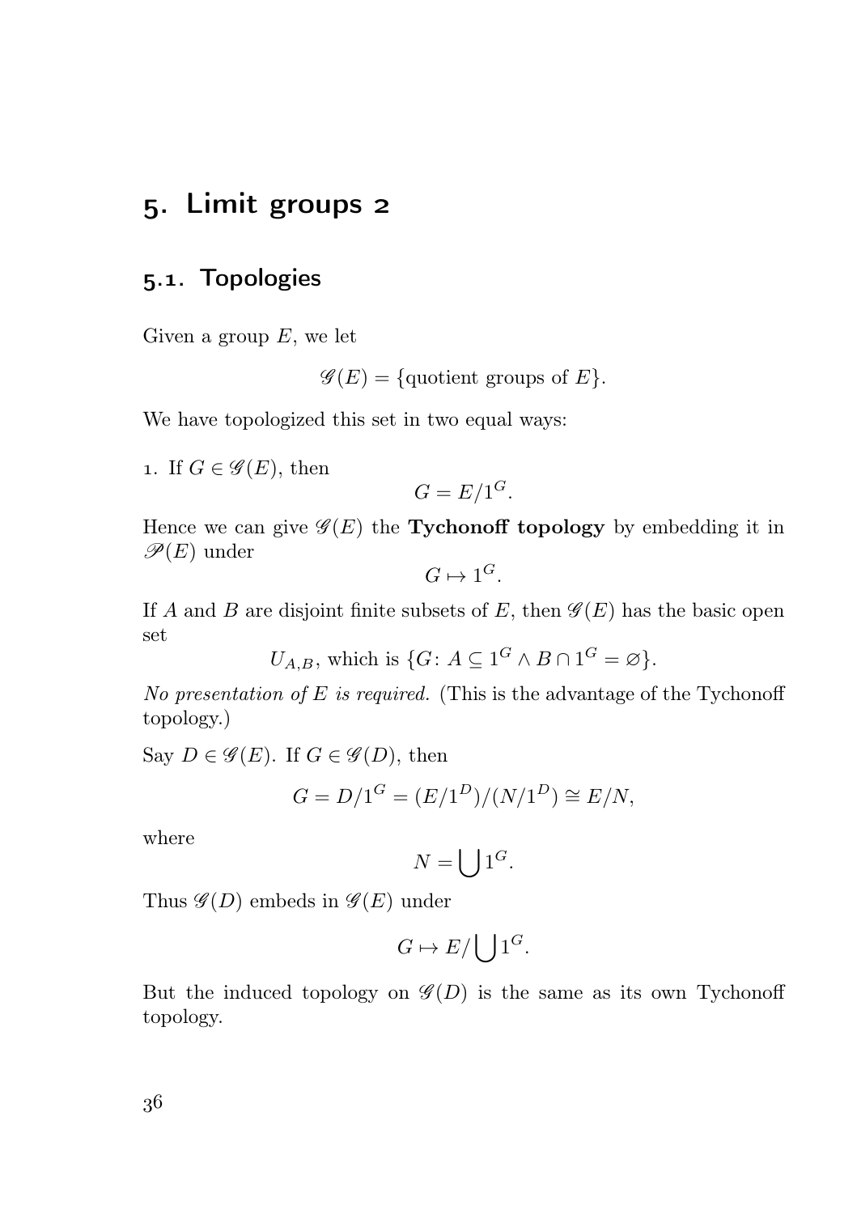# 5. Limit groups 2

## 5.1. Topologies

Given a group $E$, we let

$$\mathscr{G}(E) = \{\text{quotient groups of } E\}.$$

We have topologized this set in two equal ways:

1. If $G \in \mathscr{G}(E)$, then

$$G = E/1^G.$$

Hence we can give $\mathscr{G}(E)$ the **Tychonoff topology** by embedding it in $\mathscr{P}(E)$ under

$$G \mapsto 1^G.$$

If $A$ and $B$ are disjoint finite subsets of $E$, then $\mathscr{G}(E)$ has the basic open set

$$U_{A,B}, \text{ which is } \{G\colon A \subseteq 1^G \land B \cap 1^G = \varnothing\}.$$

*No presentation of $E$ is required.* (This is the advantage of the Tychonoff topology.)

Say $D \in \mathscr{G}(E)$. If $G \in \mathscr{G}(D)$, then

$$G = D/1^G = (E/1^D)/(N/1^D) \cong E/N,$$

where

$$N = \bigcup 1^G.$$

Thus $\mathscr{G}(D)$ embeds in $\mathscr{G}(E)$ under

$$G \mapsto E/\bigcup 1^G.$$

But the induced topology on $\mathscr{G}(D)$ is the same as its own Tychonoff topology.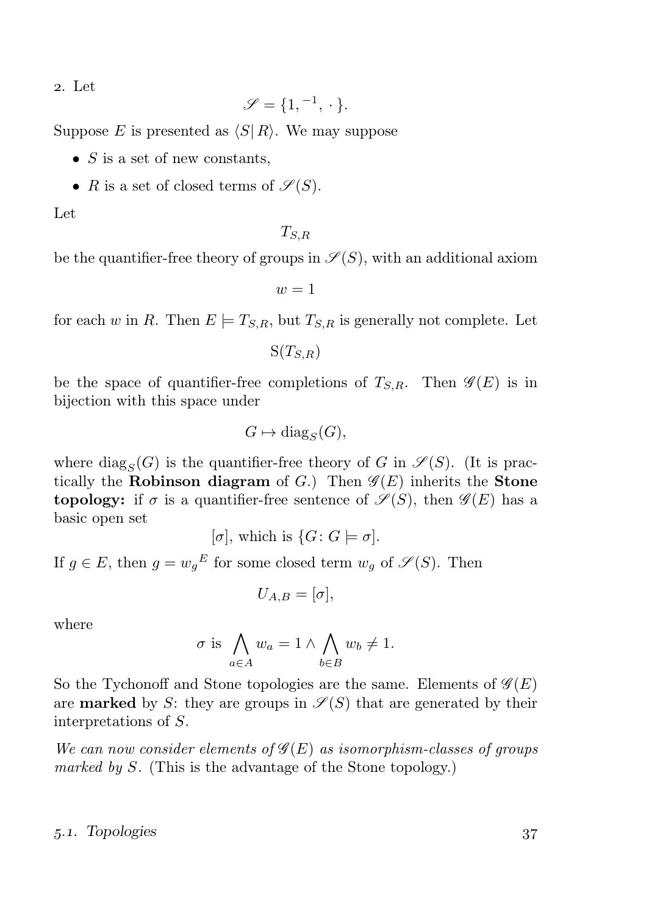2. Let

$$\mathscr{S} = \{1, {}^{-1}, \cdot\}.$$

Suppose $E$ is presented as $\langle S | R \rangle$. We may suppose

- $S$ is a set of new constants,
- $R$ is a set of closed terms of $\mathscr{S}(S)$.

Let

$$T_{S,R}$$

be the quantifier-free theory of groups in $\mathscr{S}(S)$, with an additional axiom

$$w = 1$$

for each $w$ in $R$. Then $E \models T_{S,R}$, but $T_{S,R}$ is generally not complete. Let

$$\mathrm{S}(T_{S,R})$$

be the space of quantifier-free completions of $T_{S,R}$. Then $\mathscr{G}(E)$ is in bijection with this space under

$$G \mapsto \mathrm{diag}_S(G),$$

where $\mathrm{diag}_S(G)$ is the quantifier-free theory of $G$ in $\mathscr{S}(S)$. (It is practically the **Robinson diagram** of $G$.) Then $\mathscr{G}(E)$ inherits the **Stone topology:** if $\sigma$ is a quantifier-free sentence of $\mathscr{S}(S)$, then $\mathscr{G}(E)$ has a basic open set

$$[\sigma], \text{ which is } \{G \colon G \models \sigma].$$

If $g \in E$, then $g = {w_g}^E$ for some closed term $w_g$ of $\mathscr{S}(S)$. Then

$$U_{A,B} = [\sigma],$$

where

$$\sigma \text{ is } \bigwedge_{a \in A} w_a = 1 \wedge \bigwedge_{b \in B} w_b \neq 1.$$

So the Tychonoff and Stone topologies are the same. Elements of $\mathscr{G}(E)$ are **marked** by $S$: they are groups in $\mathscr{S}(S)$ that are generated by their interpretations of $S$.

*We can now consider elements of $\mathscr{G}(E)$ as isomorphism-classes of groups marked by $S$.* (This is the advantage of the Stone topology.)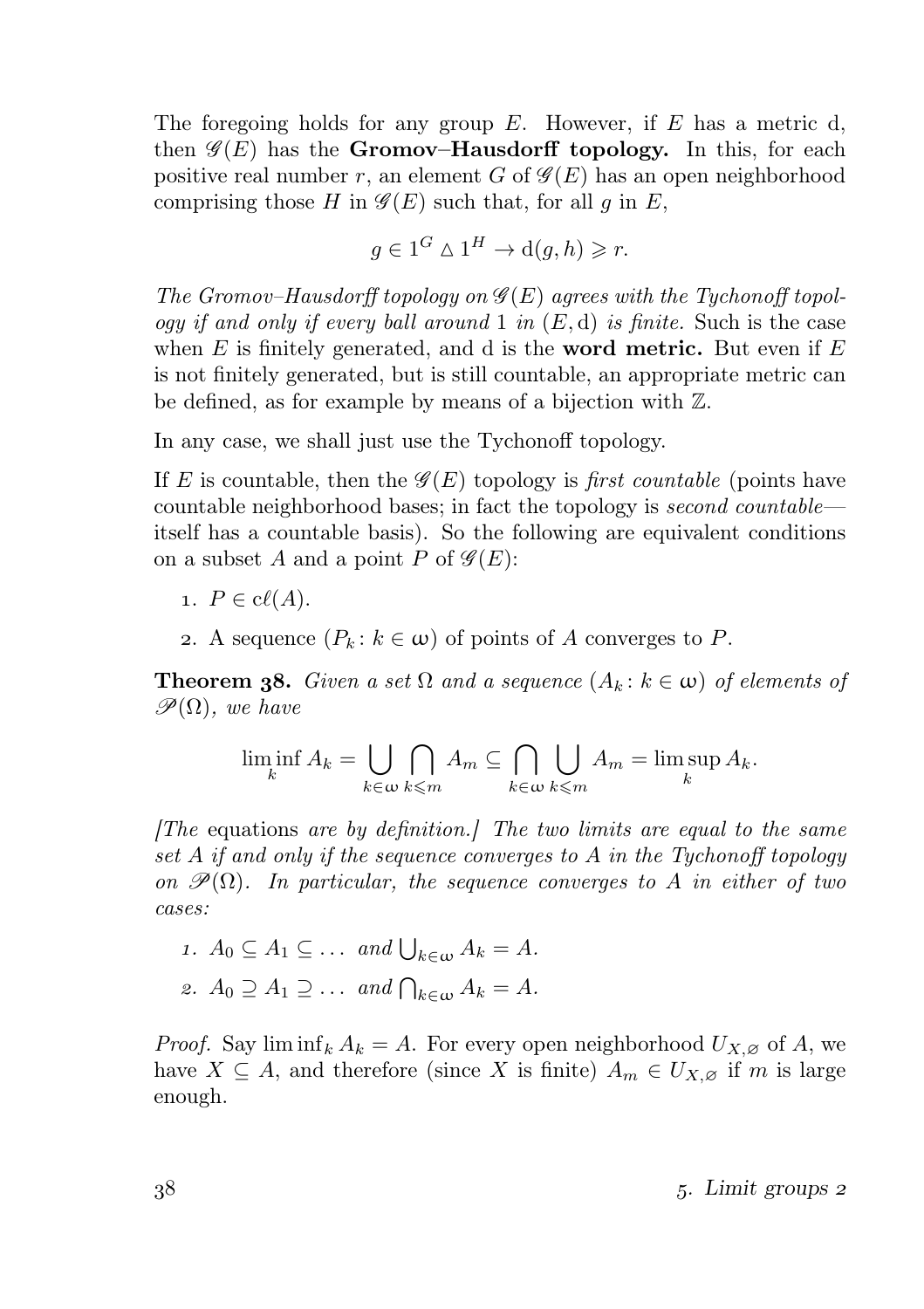The foregoing holds for any group $E$. However, if $E$ has a metric d, then $\mathscr{G}(E)$ has the **Gromov–Hausdorff topology.** In this, for each positive real number $r$, an element $G$ of $\mathscr{G}(E)$ has an open neighborhood comprising those $H$ in $\mathscr{G}(E)$ such that, for all $g$ in $E$,

$$g \in 1^G \vartriangle 1^H \to \mathrm{d}(g,h) \geqslant r.$$

*The Gromov–Hausdorff topology on $\mathscr{G}(E)$ agrees with the Tychonoff topology if and only if every ball around* 1 *in* $(E, \mathrm{d})$ *is finite.* Such is the case when $E$ is finitely generated, and d is the **word metric.** But even if $E$ is not finitely generated, but is still countable, an appropriate metric can be defined, as for example by means of a bijection with $\mathbb{Z}$.

In any case, we shall just use the Tychonoff topology.

If $E$ is countable, then the $\mathscr{G}(E)$ topology is *first countable* (points have countable neighborhood bases; in fact the topology is *second countable*—itself has a countable basis). So the following are equivalent conditions on a subset $A$ and a point $P$ of $\mathscr{G}(E)$:

1. $P \in \mathrm{c}\ell(A)$.
2. A sequence $(P_k : k \in \omega)$ of points of $A$ converges to $P$.

**Theorem 38.** *Given a set $\Omega$ and a sequence $(A_k : k \in \omega)$ of elements of $\mathscr{P}(\Omega)$, we have*

$$\liminf_k A_k = \bigcup_{k\in\omega} \bigcap_{k\leqslant m} A_m \subseteq \bigcap_{k\in\omega} \bigcup_{k\leqslant m} A_m = \limsup_k A_k.$$

*[The* equations *are by definition.] The two limits are equal to the same set $A$ if and only if the sequence converges to $A$ in the Tychonoff topology on $\mathscr{P}(\Omega)$. In particular, the sequence converges to $A$ in either of two cases:*

1. $A_0 \subseteq A_1 \subseteq \dots$ *and* $\bigcup_{k\in\omega} A_k = A$.
2. $A_0 \supseteq A_1 \supseteq \dots$ *and* $\bigcap_{k\in\omega} A_k = A$.

*Proof.* Say $\liminf_k A_k = A$. For every open neighborhood $U_{X,\varnothing}$ of $A$, we have $X \subseteq A$, and therefore (since $X$ is finite) $A_m \in U_{X,\varnothing}$ if $m$ is large enough.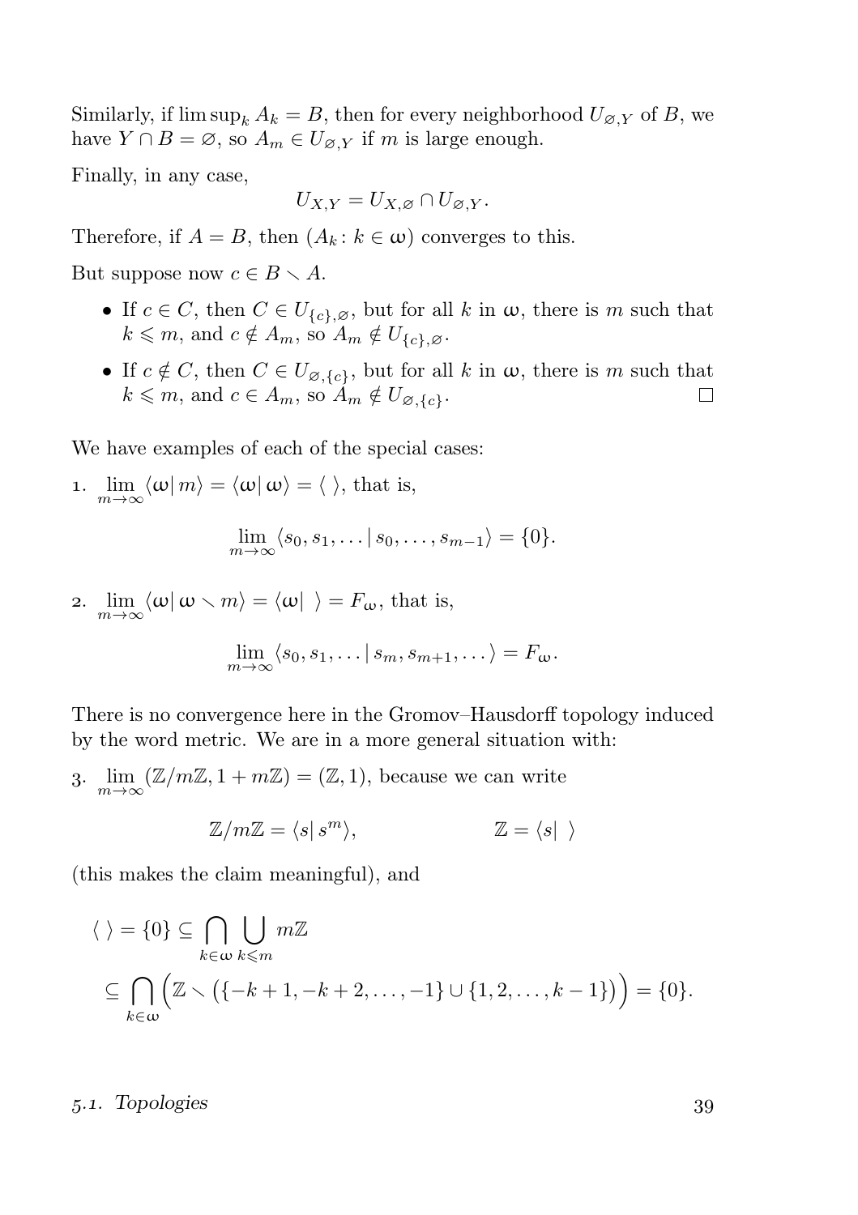Similarly, if $\limsup_k A_k = B$, then for every neighborhood $U_{\varnothing,Y}$ of $B$, we have $Y \cap B = \varnothing$, so $A_m \in U_{\varnothing,Y}$ if $m$ is large enough.

Finally, in any case,

$$U_{X,Y} = U_{X,\varnothing} \cap U_{\varnothing,Y}.$$

Therefore, if $A = B$, then $(A_k \colon k \in \omega)$ converges to this.

But suppose now $c \in B \smallsetminus A$.

- If $c \in C$, then $C \in U_{\{c\},\varnothing}$, but for all $k$ in $\omega$, there is $m$ such that $k \leqslant m$, and $c \notin A_m$, so $A_m \notin U_{\{c\},\varnothing}$.
- If $c \notin C$, then $C \in U_{\varnothing,\{c\}}$, but for all $k$ in $\omega$, there is $m$ such that $k \leqslant m$, and $c \in A_m$, so $A_m \notin U_{\varnothing,\{c\}}$. □

We have examples of each of the special cases:

1. $\lim_{m\to\infty} \langle \omega | \, m \rangle = \langle \omega | \, \omega \rangle = \langle \ \rangle$, that is,

$$\lim_{m\to\infty} \langle s_0, s_1, \dots \, | \, s_0, \dots, s_{m-1} \rangle = \{0\}.$$

2. $\lim_{m\to\infty} \langle \omega | \, \omega \smallsetminus m \rangle = \langle \omega | \ \ \rangle = F_\omega$, that is,

$$\lim_{m\to\infty} \langle s_0, s_1, \dots \, | \, s_m, s_{m+1}, \dots \rangle = F_\omega.$$

There is no convergence here in the Gromov–Hausdorff topology induced by the word metric. We are in a more general situation with:

3. $\lim_{m\to\infty} (\mathbb{Z}/m\mathbb{Z}, 1 + m\mathbb{Z}) = (\mathbb{Z}, 1)$, because we can write

$$\mathbb{Z}/m\mathbb{Z} = \langle s | \, s^m \rangle, \qquad\qquad \mathbb{Z} = \langle s | \ \ \rangle$$

(this makes the claim meaningful), and

$$\begin{aligned}
\langle \ \rangle = \{0\} &\subseteq \bigcap_{k\in\omega} \bigcup_{k\leqslant m} m\mathbb{Z} \\
&\subseteq \bigcap_{k\in\omega} \Big( \mathbb{Z} \smallsetminus \big( \{-k+1, -k+2, \dots, -1\} \cup \{1, 2, \dots, k-1\} \big) \Big) = \{0\}.
\end{aligned}$$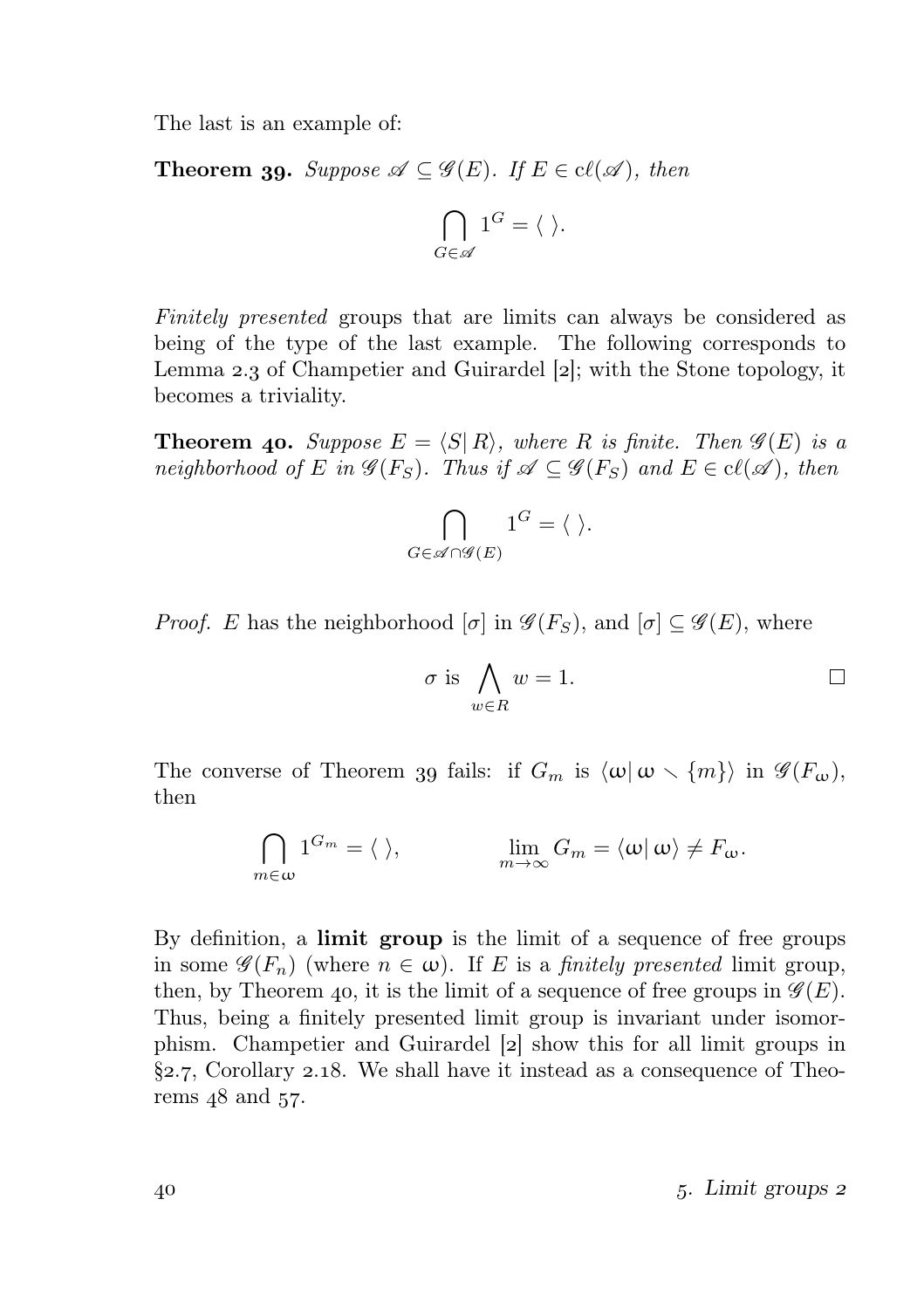The last is an example of:

**Theorem 39.** *Suppose $\mathscr{A} \subseteq \mathscr{G}(E)$. If $E \in \mathrm{c}\ell(\mathscr{A})$, then*

$$\bigcap_{G \in \mathscr{A}} 1^G = \langle\ \rangle.$$

*Finitely presented* groups that are limits can always be considered as being of the type of the last example. The following corresponds to Lemma 2.3 of Champetier and Guirardel [2]; with the Stone topology, it becomes a triviality.

**Theorem 40.** *Suppose $E = \langle S |\, R\rangle$, where $R$ is finite. Then $\mathscr{G}(E)$ is a neighborhood of $E$ in $\mathscr{G}(F_S)$. Thus if $\mathscr{A} \subseteq \mathscr{G}(F_S)$ and $E \in \mathrm{c}\ell(\mathscr{A})$, then*

$$\bigcap_{G \in \mathscr{A} \cap \mathscr{G}(E)} 1^G = \langle\ \rangle.$$

*Proof.* $E$ has the neighborhood $[\sigma]$ in $\mathscr{G}(F_S)$, and $[\sigma] \subseteq \mathscr{G}(E)$, where

$$\sigma \text{ is } \bigwedge_{w \in R} w = 1.$$

□

The converse of Theorem 39 fails: if $G_m$ is $\langle \omega |\, \omega \smallsetminus \{m\}\rangle$ in $\mathscr{G}(F_\omega)$, then

$$\bigcap_{m \in \omega} 1^{G_m} = \langle\ \rangle, \qquad\qquad \lim_{m \to \infty} G_m = \langle \omega |\, \omega\rangle \neq F_\omega.$$

By definition, a **limit group** is the limit of a sequence of free groups in some $\mathscr{G}(F_n)$ (where $n \in \omega$). If $E$ is a *finitely presented* limit group, then, by Theorem 40, it is the limit of a sequence of free groups in $\mathscr{G}(E)$. Thus, being a finitely presented limit group is invariant under isomorphism. Champetier and Guirardel [2] show this for all limit groups in §2.7, Corollary 2.18. We shall have it instead as a consequence of Theorems 48 and 57.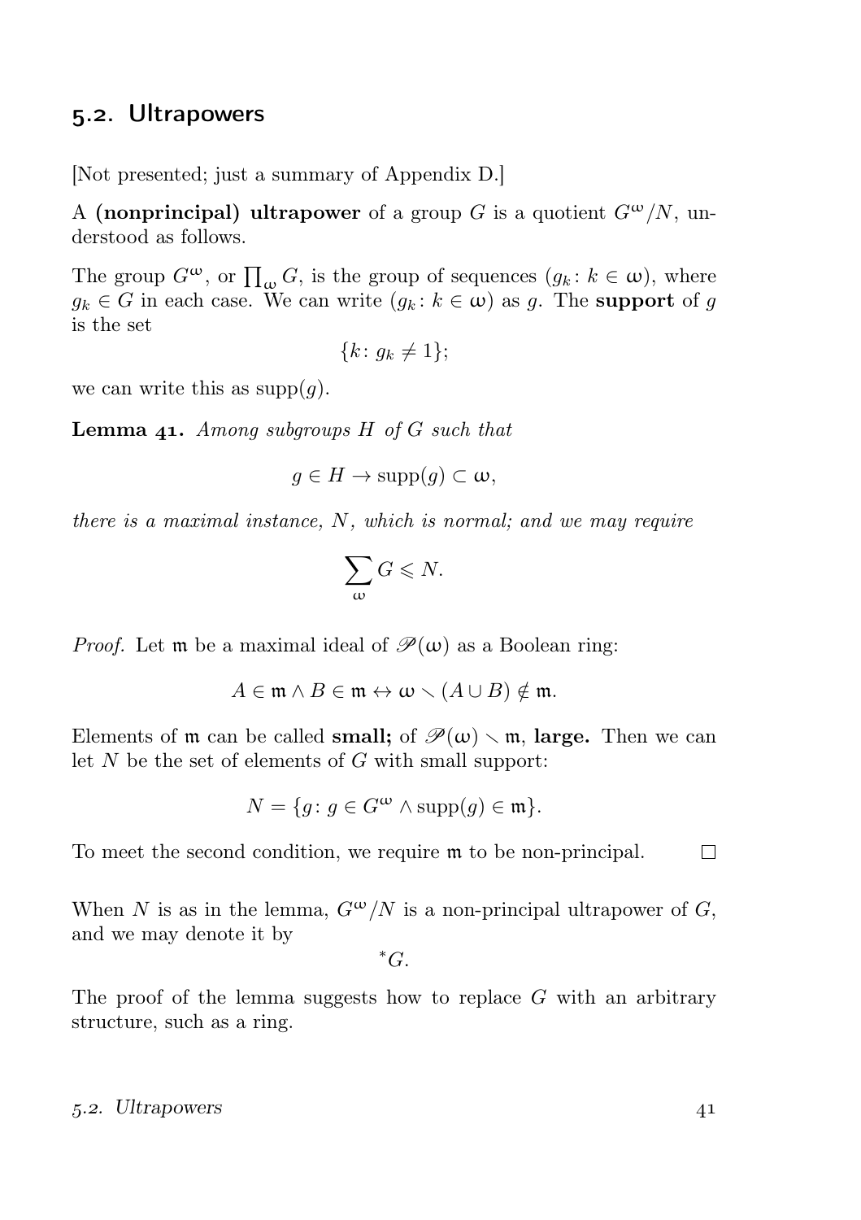## 5.2. Ultrapowers

[Not presented; just a summary of Appendix D.]

A **(nonprincipal) ultrapower** of a group $G$ is a quotient $G^\omega/N$, understood as follows.

The group $G^\omega$, or $\prod_\omega G$, is the group of sequences $(g_k \colon k \in \omega)$, where $g_k \in G$ in each case. We can write $(g_k \colon k \in \omega)$ as $g$. The **support** of $g$ is the set

$$\{k \colon g_k \neq 1\};$$

we can write this as $\operatorname{supp}(g)$.

**Lemma 41.** *Among subgroups $H$ of $G$ such that*

$$g \in H \to \operatorname{supp}(g) \subset \omega,$$

*there is a maximal instance, $N$, which is normal; and we may require*

$$\sum_\omega G \leqslant N.$$

*Proof.* Let $\mathfrak{m}$ be a maximal ideal of $\mathscr{P}(\omega)$ as a Boolean ring:

$$A \in \mathfrak{m} \land B \in \mathfrak{m} \leftrightarrow \omega \smallsetminus (A \cup B) \notin \mathfrak{m}.$$

Elements of $\mathfrak{m}$ can be called **small;** of $\mathscr{P}(\omega) \smallsetminus \mathfrak{m}$, **large.** Then we can let $N$ be the set of elements of $G$ with small support:

$$N = \{g \colon g \in G^\omega \land \operatorname{supp}(g) \in \mathfrak{m}\}.$$

To meet the second condition, we require $\mathfrak{m}$ to be non-principal. $\square$

When $N$ is as in the lemma, $G^\omega/N$ is a non-principal ultrapower of $G$, and we may denote it by

$${}^*G.$$

The proof of the lemma suggests how to replace $G$ with an arbitrary structure, such as a ring.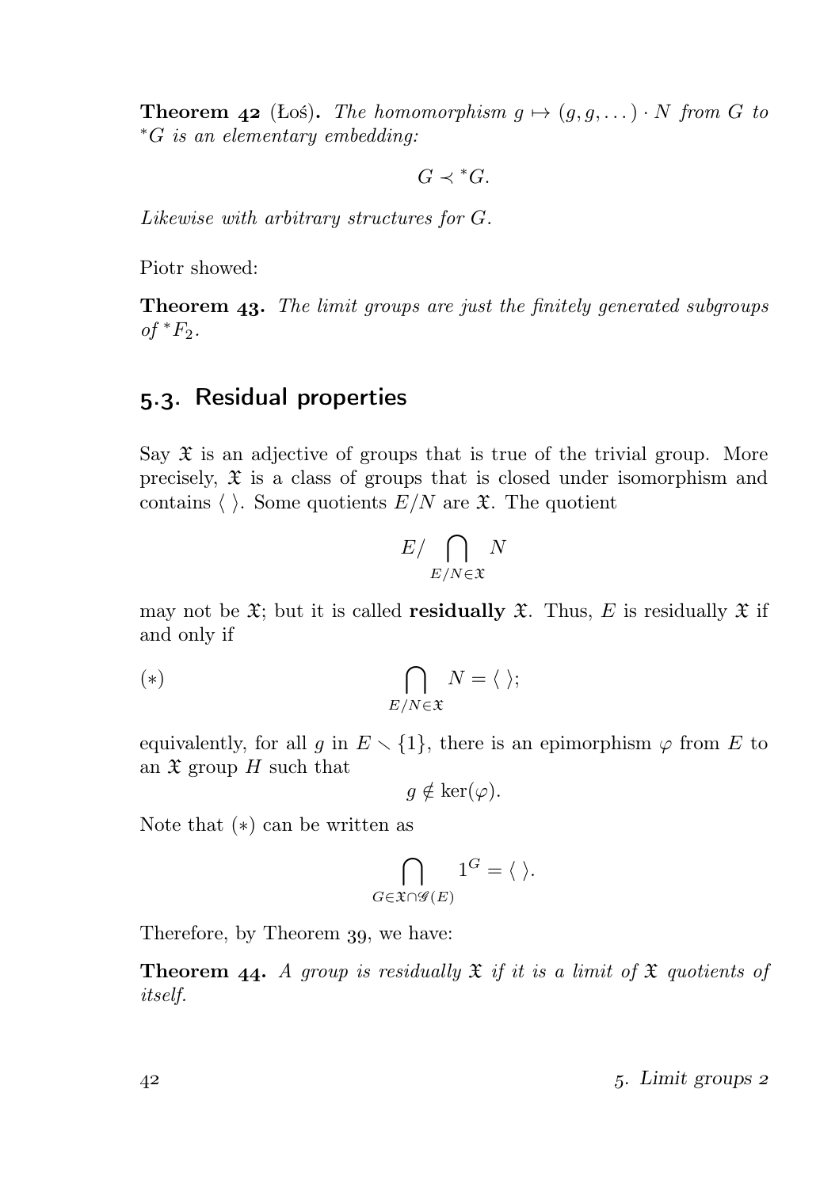**Theorem 42** (Łoś)**.** *The homomorphism $g \mapsto (g, g, \dots) \cdot N$ from $G$ to ${}^*G$ is an elementary embedding:*

$$G \prec {}^*G.$$

*Likewise with arbitrary structures for $G$.*

Piotr showed:

**Theorem 43.** *The limit groups are just the finitely generated subgroups of ${}^*F_2$.*

## 5.3. Residual properties

Say $\mathfrak{X}$ is an adjective of groups that is true of the trivial group. More precisely, $\mathfrak{X}$ is a class of groups that is closed under isomorphism and contains $\langle\ \rangle$. Some quotients $E/N$ are $\mathfrak{X}$. The quotient

$$E/\bigcap_{E/N\in\mathfrak{X}} N$$

may not be $\mathfrak{X}$; but it is called **residually** $\mathfrak{X}$. Thus, $E$ is residually $\mathfrak{X}$ if and only if

$$(*) \qquad \bigcap_{E/N\in\mathfrak{X}} N = \langle\ \rangle;$$

equivalently, for all $g$ in $E \smallsetminus \{1\}$, there is an epimorphism $\varphi$ from $E$ to an $\mathfrak{X}$ group $H$ such that

$$g \notin \ker(\varphi).$$

Note that $(*)$ can be written as

$$\bigcap_{G\in\mathfrak{X}\cap\mathscr{G}(E)} 1^G = \langle\ \rangle.$$

Therefore, by Theorem 39, we have:

**Theorem 44.** *A group is residually $\mathfrak{X}$ if it is a limit of $\mathfrak{X}$ quotients of itself.*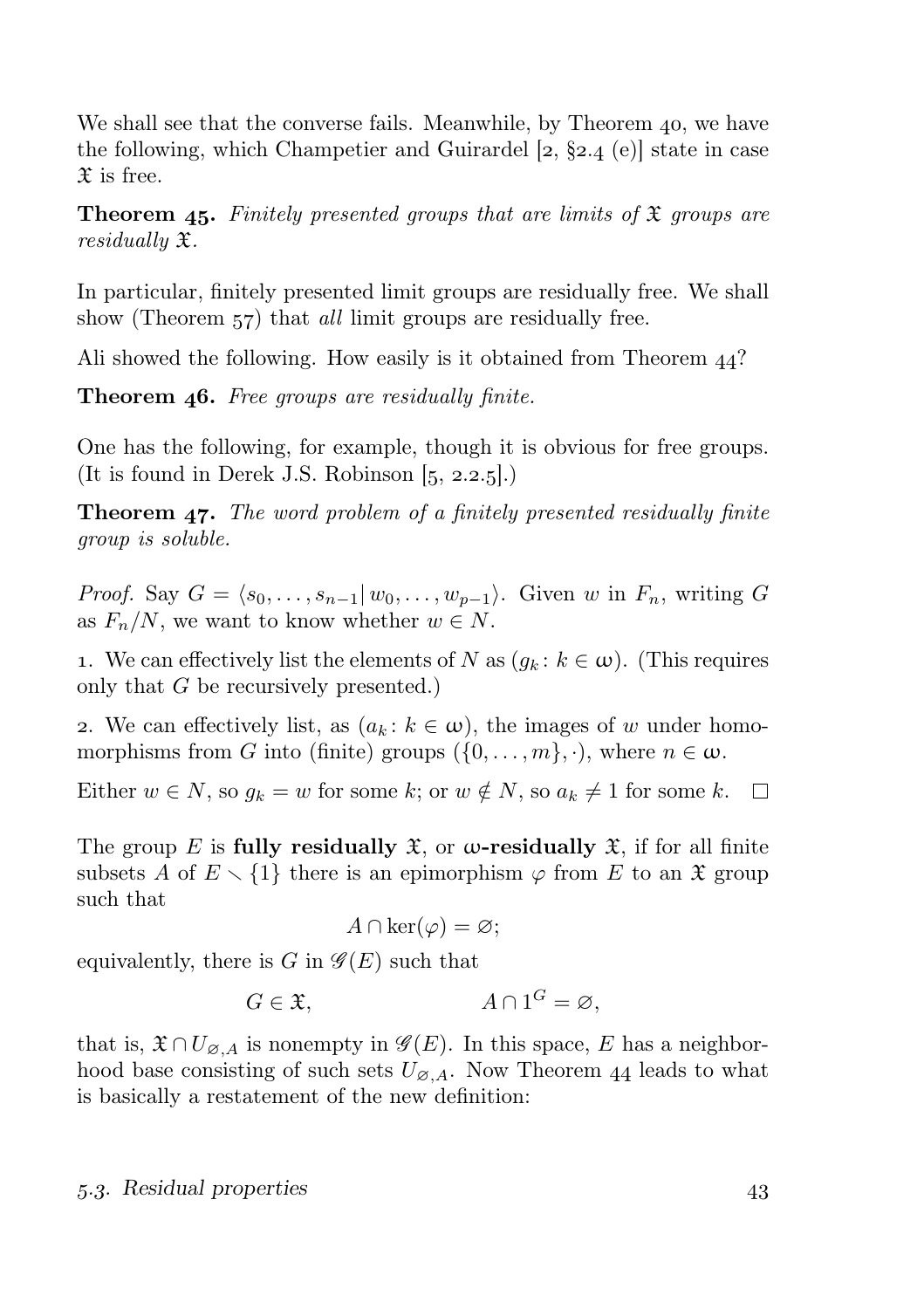We shall see that the converse fails. Meanwhile, by Theorem 40, we have the following, which Champetier and Guirardel [2, §2.4 (e)] state in case $\mathfrak{X}$ is free.

**Theorem 45.** *Finitely presented groups that are limits of $\mathfrak{X}$ groups are residually $\mathfrak{X}$.*

In particular, finitely presented limit groups are residually free. We shall show (Theorem 57) that *all* limit groups are residually free.

Ali showed the following. How easily is it obtained from Theorem 44?

**Theorem 46.** *Free groups are residually finite.*

One has the following, for example, though it is obvious for free groups. (It is found in Derek J.S. Robinson [5, 2.2.5].)

**Theorem 47.** *The word problem of a finitely presented residually finite group is soluble.*

*Proof.* Say $G = \langle s_0, \dots, s_{n-1} | \, w_0, \dots, w_{p-1} \rangle$. Given $w$ in $F_n$, writing $G$ as $F_n/N$, we want to know whether $w \in N$.

1. We can effectively list the elements of $N$ as $(g_k \colon k \in \omega)$. (This requires only that $G$ be recursively presented.)

2. We can effectively list, as $(a_k \colon k \in \omega)$, the images of $w$ under homomorphisms from $G$ into (finite) groups $(\{0, \dots, m\}, \cdot)$, where $n \in \omega$.

Either $w \in N$, so $g_k = w$ for some $k$; or $w \notin N$, so $a_k \neq 1$ for some $k$. □

The group $E$ is **fully residually $\mathfrak{X}$**, or **$\omega$-residually $\mathfrak{X}$**, if for all finite subsets $A$ of $E \smallsetminus \{1\}$ there is an epimorphism $\varphi$ from $E$ to an $\mathfrak{X}$ group such that

$$A \cap \ker(\varphi) = \varnothing;$$

equivalently, there is $G$ in $\mathscr{G}(E)$ such that

$$G \in \mathfrak{X}, \qquad\qquad A \cap 1^G = \varnothing,$$

that is, $\mathfrak{X} \cap U_{\varnothing,A}$ is nonempty in $\mathscr{G}(E)$. In this space, $E$ has a neighborhood base consisting of such sets $U_{\varnothing,A}$. Now Theorem 44 leads to what is basically a restatement of the new definition: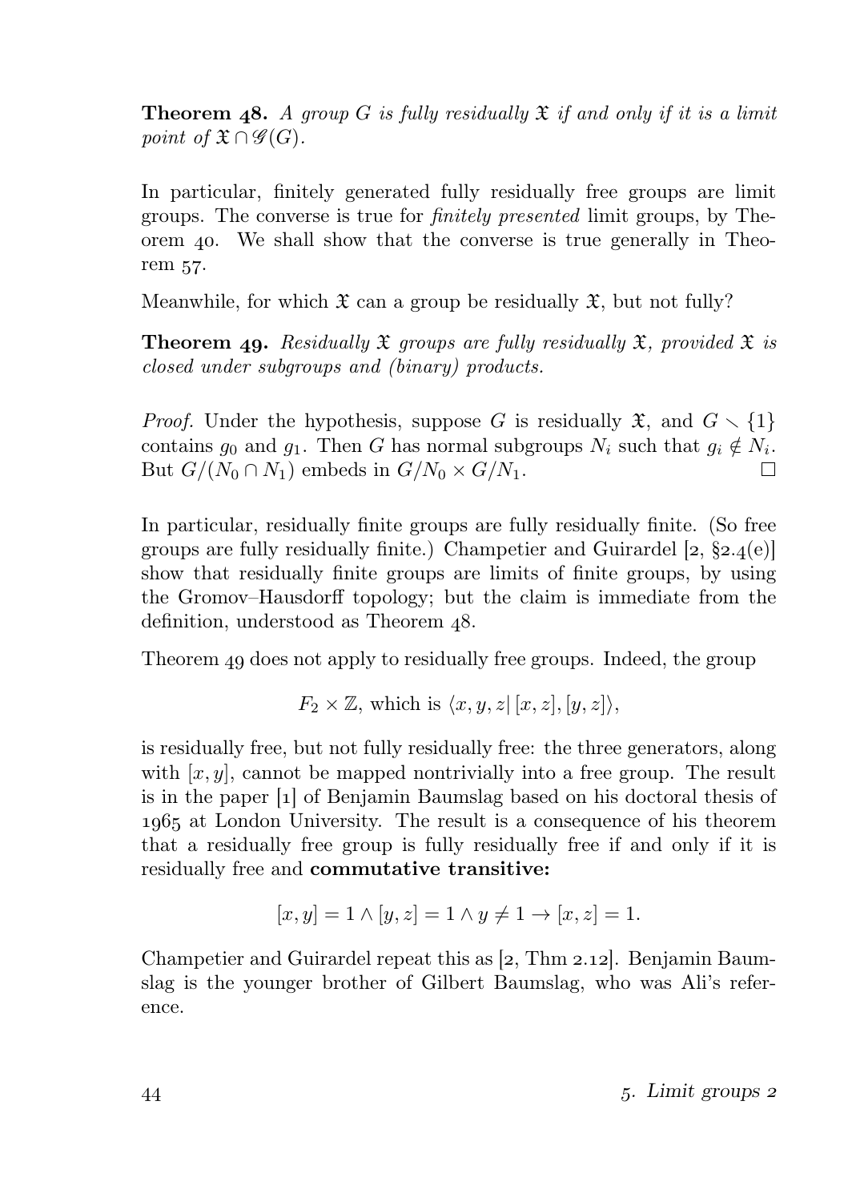**Theorem 48.** *A group $G$ is fully residually $\mathfrak{X}$ if and only if it is a limit point of $\mathfrak{X} \cap \mathscr{G}(G)$.*

In particular, finitely generated fully residually free groups are limit groups. The converse is true for *finitely presented* limit groups, by Theorem 40. We shall show that the converse is true generally in Theorem 57.

Meanwhile, for which $\mathfrak{X}$ can a group be residually $\mathfrak{X}$, but not fully?

**Theorem 49.** *Residually $\mathfrak{X}$ groups are fully residually $\mathfrak{X}$, provided $\mathfrak{X}$ is closed under subgroups and (binary) products.*

*Proof.* Under the hypothesis, suppose $G$ is residually $\mathfrak{X}$, and $G \smallsetminus \{1\}$ contains $g_0$ and $g_1$. Then $G$ has normal subgroups $N_i$ such that $g_i \notin N_i$. But $G/(N_0 \cap N_1)$ embeds in $G/N_0 \times G/N_1$. □

In particular, residually finite groups are fully residually finite. (So free groups are fully residually finite.) Champetier and Guirardel [2, §2.4(e)] show that residually finite groups are limits of finite groups, by using the Gromov–Hausdorff topology; but the claim is immediate from the definition, understood as Theorem 48.

Theorem 49 does not apply to residually free groups. Indeed, the group

$$F_2 \times \mathbb{Z}, \text{ which is } \langle x, y, z | \, [x, z], [y, z] \rangle,$$

is residually free, but not fully residually free: the three generators, along with $[x, y]$, cannot be mapped nontrivially into a free group. The result is in the paper [1] of Benjamin Baumslag based on his doctoral thesis of 1965 at London University. The result is a consequence of his theorem that a residually free group is fully residually free if and only if it is residually free and **commutative transitive:**

$$[x, y] = 1 \land [y, z] = 1 \land y \neq 1 \to [x, z] = 1.$$

Champetier and Guirardel repeat this as [2, Thm 2.12]. Benjamin Baumslag is the younger brother of Gilbert Baumslag, who was Ali's reference.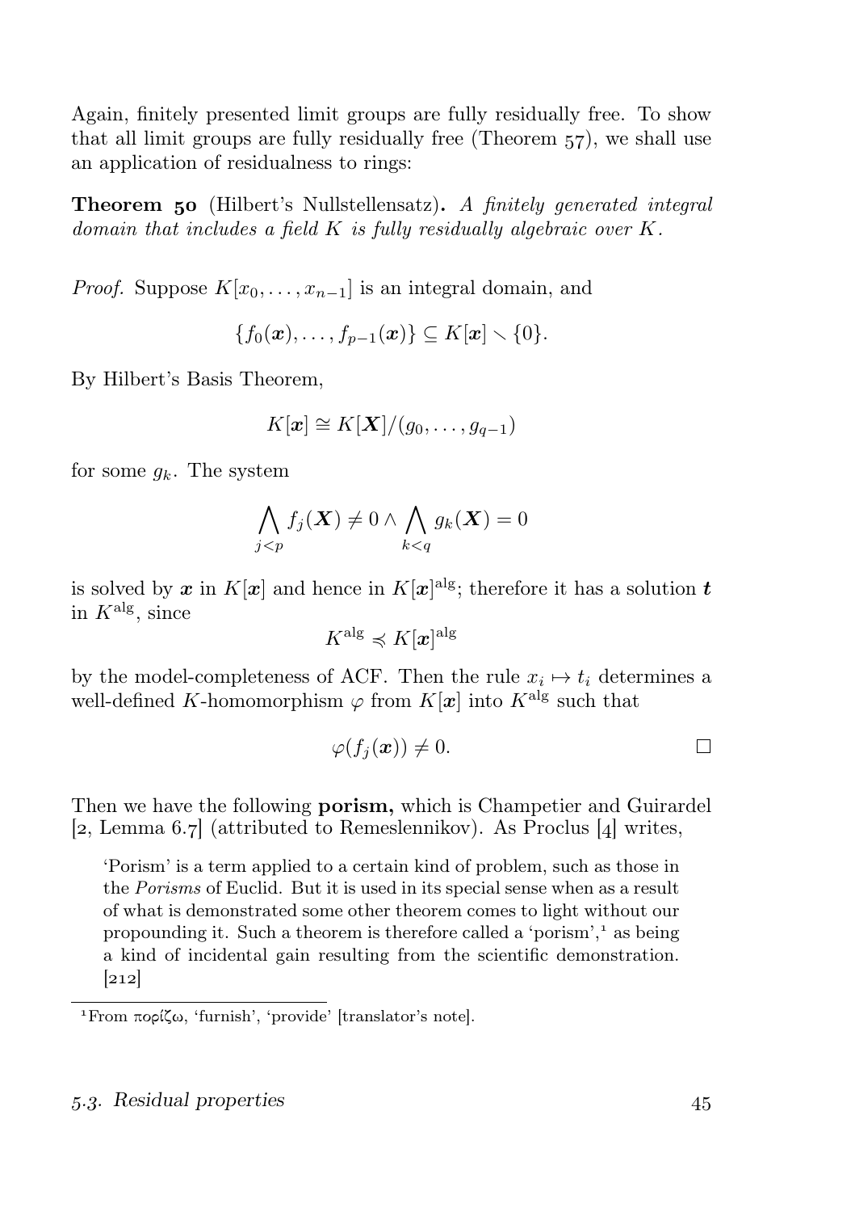Again, finitely presented limit groups are fully residually free. To show that all limit groups are fully residually free (Theorem 57), we shall use an application of residualness to rings:

**Theorem 50** (Hilbert's Nullstellensatz)**.** *A finitely generated integral domain that includes a field $K$ is fully residually algebraic over $K$.*

*Proof.* Suppose $K[x_0, \dots, x_{n-1}]$ is an integral domain, and

$$\{f_0(\boldsymbol{x}), \dots, f_{p-1}(\boldsymbol{x})\} \subseteq K[\boldsymbol{x}] \smallsetminus \{0\}.$$

By Hilbert's Basis Theorem,

$$K[\boldsymbol{x}] \cong K[\boldsymbol{X}]/(g_0, \dots, g_{q-1})$$

for some $g_k$. The system

$$\bigwedge_{j<p} f_j(\boldsymbol{X}) \neq 0 \wedge \bigwedge_{k<q} g_k(\boldsymbol{X}) = 0$$

is solved by $\boldsymbol{x}$ in $K[\boldsymbol{x}]$ and hence in $K[\boldsymbol{x}]^{\mathrm{alg}}$; therefore it has a solution $\boldsymbol{t}$ in $K^{\mathrm{alg}}$, since

$$K^{\mathrm{alg}} \preccurlyeq K[\boldsymbol{x}]^{\mathrm{alg}}$$

by the model-completeness of ACF. Then the rule $x_i \mapsto t_i$ determines a well-defined $K$-homomorphism $\varphi$ from $K[\boldsymbol{x}]$ into $K^{\mathrm{alg}}$ such that

$$\varphi(f_j(\boldsymbol{x})) \neq 0. \qquad \square$$

Then we have the following **porism,** which is Champetier and Guirardel [2, Lemma 6.7] (attributed to Remeslennikov). As Proclus [4] writes,

> 'Porism' is a term applied to a certain kind of problem, such as those in the *Porisms* of Euclid. But it is used in its special sense when as a result of what is demonstrated some other theorem comes to light without our propounding it. Such a theorem is therefore called a 'porism',[1] as being a kind of incidental gain resulting from the scientific demonstration. [212]

[1] From πορίζω, 'furnish', 'provide' [translator's note].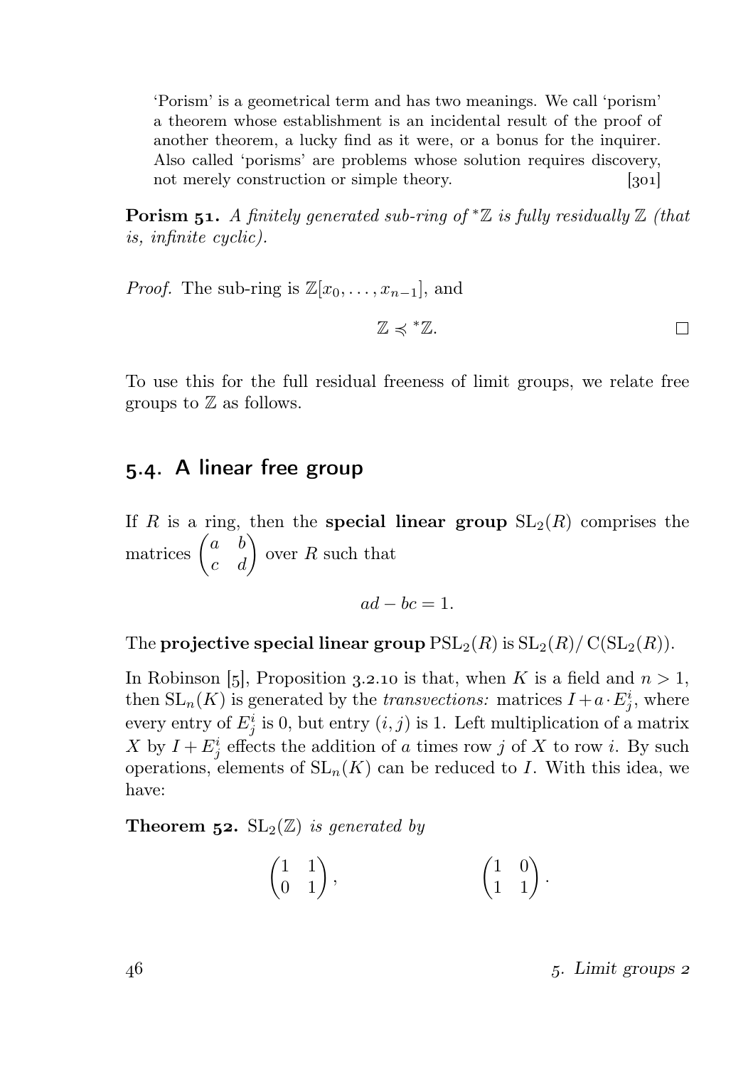> 'Porism' is a geometrical term and has two meanings. We call 'porism' a theorem whose establishment is an incidental result of the proof of another theorem, a lucky find as it were, or a bonus for the inquirer. Also called 'porisms' are problems whose solution requires discovery, not merely construction or simple theory. [301]

**Porism 51.** *A finitely generated sub-ring of ${}^*\mathbb{Z}$ is fully residually $\mathbb{Z}$ (that is, infinite cyclic).*

*Proof.* The sub-ring is $\mathbb{Z}[x_0, \dots, x_{n-1}]$, and

$$\mathbb{Z} \preccurlyeq {}^*\mathbb{Z}. \qquad \square$$

To use this for the full residual freeness of limit groups, we relate free groups to $\mathbb{Z}$ as follows.

## 5.4. A linear free group

If $R$ is a ring, then the **special linear group** $\mathrm{SL}_2(R)$ comprises the matrices $\begin{pmatrix} a & b \\ c & d \end{pmatrix}$ over $R$ such that

$$ad - bc = 1.$$

The **projective special linear group** $\mathrm{PSL}_2(R)$ is $\mathrm{SL}_2(R)/\,\mathrm{C}(\mathrm{SL}_2(R))$.

In Robinson [5], Proposition 3.2.10 is that, when $K$ is a field and $n > 1$, then $\mathrm{SL}_n(K)$ is generated by the *transvections:* matrices $I + a \cdot E^i_j$, where every entry of $E^i_j$ is 0, but entry $(i, j)$ is 1. Left multiplication of a matrix $X$ by $I + E^i_j$ effects the addition of $a$ times row $j$ of $X$ to row $i$. By such operations, elements of $\mathrm{SL}_n(K)$ can be reduced to $I$. With this idea, we have:

**Theorem 52.** *$\mathrm{SL}_2(\mathbb{Z})$ is generated by*

$$\begin{pmatrix} 1 & 1 \\ 0 & 1 \end{pmatrix}, \qquad\qquad \begin{pmatrix} 1 & 0 \\ 1 & 1 \end{pmatrix}.$$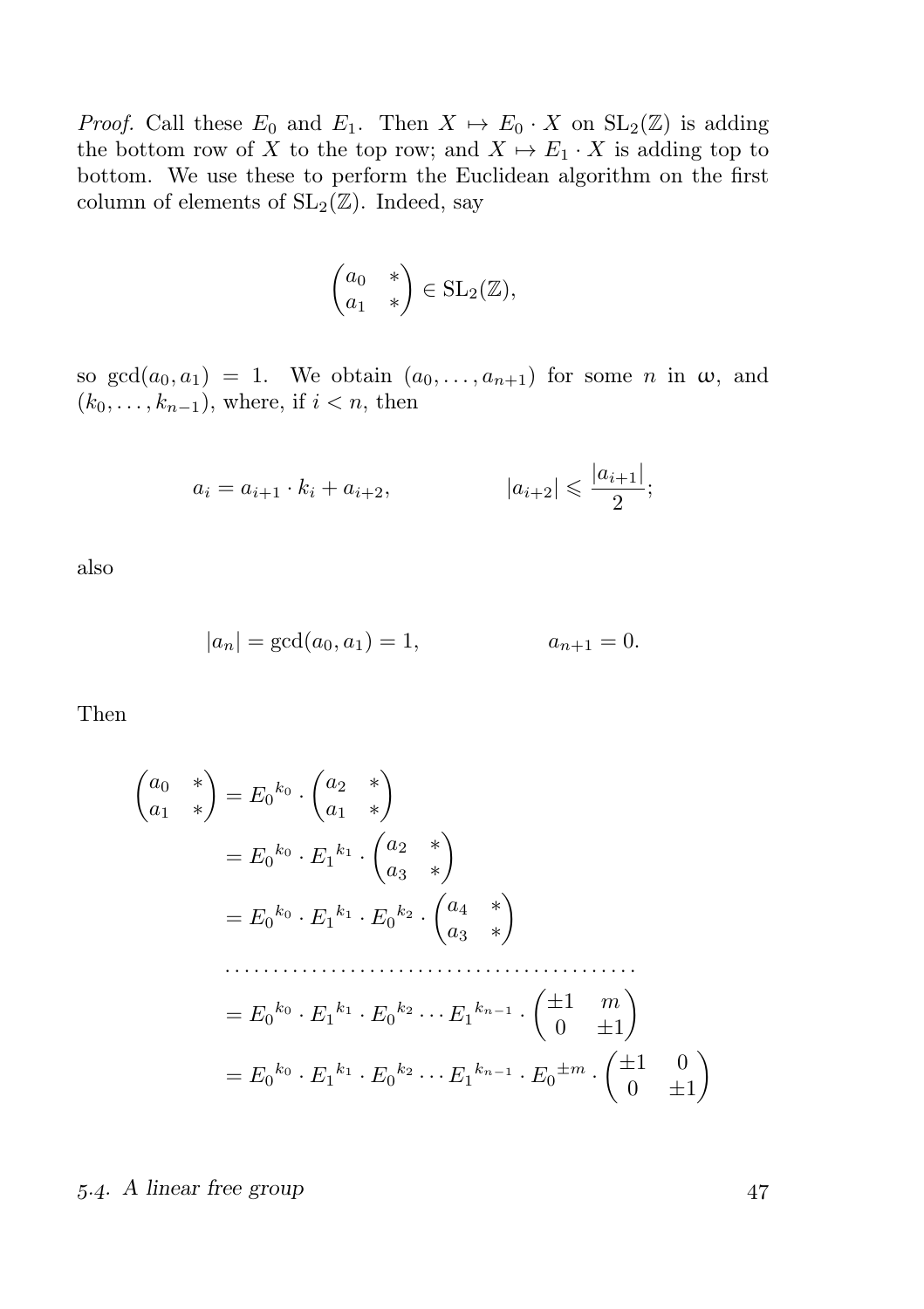*Proof.* Call these $E_0$ and $E_1$. Then $X \mapsto E_0 \cdot X$ on $\mathrm{SL}_2(\mathbb{Z})$ is adding the bottom row of $X$ to the top row; and $X \mapsto E_1 \cdot X$ is adding top to bottom. We use these to perform the Euclidean algorithm on the first column of elements of $\mathrm{SL}_2(\mathbb{Z})$. Indeed, say

$$\begin{pmatrix} a_0 & * \\ a_1 & * \end{pmatrix} \in \mathrm{SL}_2(\mathbb{Z}),$$

so $\gcd(a_0, a_1) = 1$. We obtain $(a_0, \dots, a_{n+1})$ for some $n$ in $\omega$, and $(k_0, \dots, k_{n-1})$, where, if $i < n$, then

$$a_i = a_{i+1} \cdot k_i + a_{i+2}, \qquad\qquad |a_{i+2}| \leqslant \frac{|a_{i+1}|}{2};$$

also

$$|a_n| = \gcd(a_0, a_1) = 1, \qquad\qquad a_{n+1} = 0.$$

Then

$$\begin{aligned}
\begin{pmatrix} a_0 & * \\ a_1 & * \end{pmatrix} &= {E_0}^{k_0} \cdot \begin{pmatrix} a_2 & * \\ a_1 & * \end{pmatrix} \\
&= {E_0}^{k_0} \cdot {E_1}^{k_1} \cdot \begin{pmatrix} a_2 & * \\ a_3 & * \end{pmatrix} \\
&= {E_0}^{k_0} \cdot {E_1}^{k_1} \cdot {E_0}^{k_2} \cdot \begin{pmatrix} a_4 & * \\ a_3 & * \end{pmatrix} \\
&\cdots\cdots\cdots\cdots\cdots\cdots\cdots\cdots\cdots\cdots\cdots\cdots\cdots \\
&= {E_0}^{k_0} \cdot {E_1}^{k_1} \cdot {E_0}^{k_2} \cdots {E_1}^{k_{n-1}} \cdot \begin{pmatrix} \pm 1 & m \\ 0 & \pm 1 \end{pmatrix} \\
&= {E_0}^{k_0} \cdot {E_1}^{k_1} \cdot {E_0}^{k_2} \cdots {E_1}^{k_{n-1}} \cdot {E_0}^{\pm m} \cdot \begin{pmatrix} \pm 1 & 0 \\ 0 & \pm 1 \end{pmatrix}
\end{aligned}$$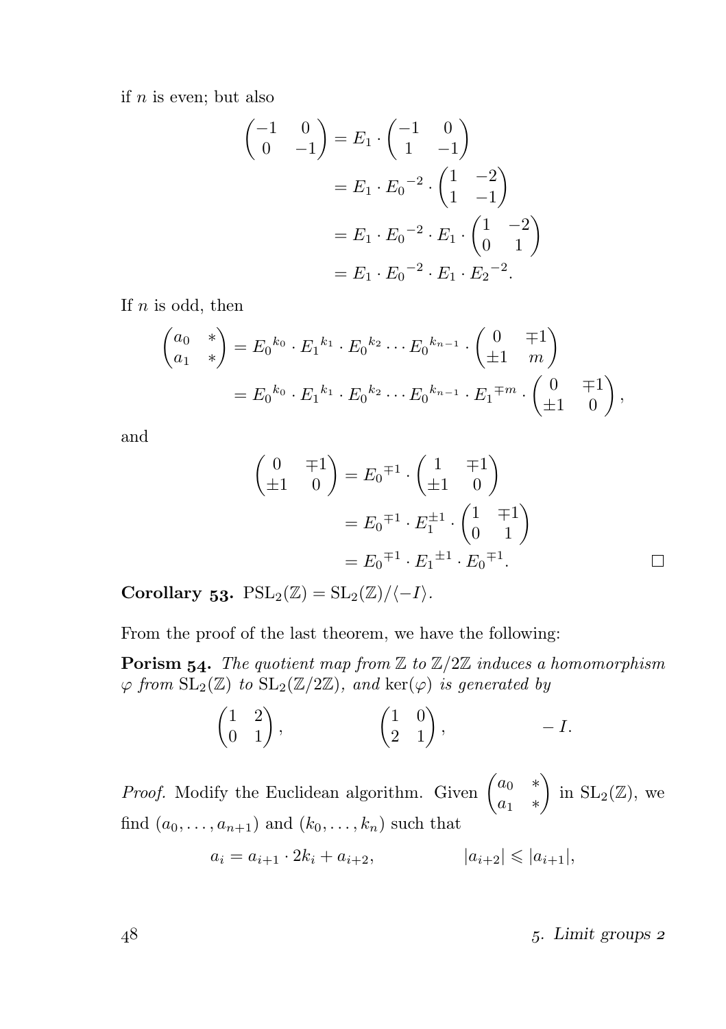if $n$ is even; but also

$$
\begin{aligned}
\begin{pmatrix} -1 & 0 \\ 0 & -1 \end{pmatrix} &= E_1 \cdot \begin{pmatrix} -1 & 0 \\ 1 & -1 \end{pmatrix} \\
&= E_1 \cdot {E_0}^{-2} \cdot \begin{pmatrix} 1 & -2 \\ 1 & -1 \end{pmatrix} \\
&= E_1 \cdot {E_0}^{-2} \cdot E_1 \cdot \begin{pmatrix} 1 & -2 \\ 0 & 1 \end{pmatrix} \\
&= E_1 \cdot {E_0}^{-2} \cdot E_1 \cdot {E_2}^{-2}.
\end{aligned}
$$

If $n$ is odd, then

$$
\begin{aligned}
\begin{pmatrix} a_0 & * \\ a_1 & * \end{pmatrix} &= {E_0}^{k_0} \cdot {E_1}^{k_1} \cdot {E_0}^{k_2} \cdots {E_0}^{k_{n-1}} \cdot \begin{pmatrix} 0 & \mp 1 \\ \pm 1 & m \end{pmatrix} \\
&= {E_0}^{k_0} \cdot {E_1}^{k_1} \cdot {E_0}^{k_2} \cdots {E_0}^{k_{n-1}} \cdot {E_1}^{\mp m} \cdot \begin{pmatrix} 0 & \mp 1 \\ \pm 1 & 0 \end{pmatrix},
\end{aligned}
$$

and

$$
\begin{aligned}
\begin{pmatrix} 0 & \mp 1 \\ \pm 1 & 0 \end{pmatrix} &= {E_0}^{\mp 1} \cdot \begin{pmatrix} 1 & \mp 1 \\ \pm 1 & 0 \end{pmatrix} \\
&= {E_0}^{\mp 1} \cdot E_1^{\pm 1} \cdot \begin{pmatrix} 1 & \mp 1 \\ 0 & 1 \end{pmatrix} \\
&= {E_0}^{\mp 1} \cdot {E_1}^{\pm 1} \cdot {E_0}^{\mp 1}.
\end{aligned}
$$

□

**Corollary 53.** $\mathrm{PSL}_2(\mathbb{Z}) = \mathrm{SL}_2(\mathbb{Z})/\langle -I \rangle$.

From the proof of the last theorem, we have the following:

**Porism 54.** *The quotient map from $\mathbb{Z}$ to $\mathbb{Z}/2\mathbb{Z}$ induces a homomorphism $\varphi$ from $\mathrm{SL}_2(\mathbb{Z})$ to $\mathrm{SL}_2(\mathbb{Z}/2\mathbb{Z})$, and $\ker(\varphi)$ is generated by*

$$
\begin{pmatrix} 1 & 2 \\ 0 & 1 \end{pmatrix}, \qquad \begin{pmatrix} 1 & 0 \\ 2 & 1 \end{pmatrix}, \qquad -I.
$$

*Proof.* Modify the Euclidean algorithm. Given $\begin{pmatrix} a_0 & * \\ a_1 & * \end{pmatrix}$ in $\mathrm{SL}_2(\mathbb{Z})$, we find $(a_0, \ldots, a_{n+1})$ and $(k_0, \ldots, k_n)$ such that

$$
a_i = a_{i+1} \cdot 2k_i + a_{i+2}, \qquad |a_{i+2}| \leqslant |a_{i+1}|,
$$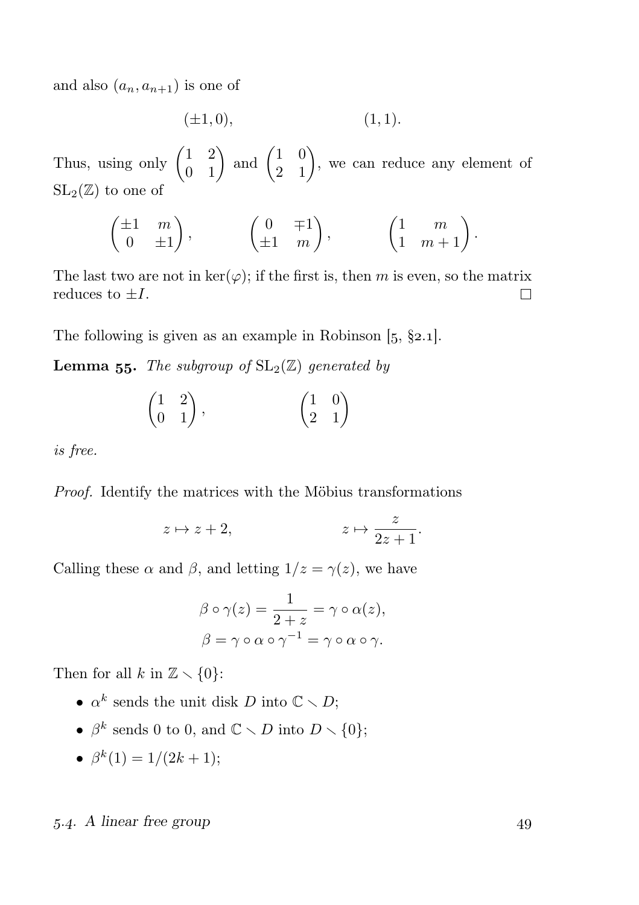and also $(a_n, a_{n+1})$ is one of

$$(\pm 1, 0), \qquad\qquad (1, 1).$$

Thus, using only $\begin{pmatrix} 1 & 2 \\ 0 & 1 \end{pmatrix}$ and $\begin{pmatrix} 1 & 0 \\ 2 & 1 \end{pmatrix}$, we can reduce any element of $\mathrm{SL}_2(\mathbb{Z})$ to one of

$$\begin{pmatrix} \pm 1 & m \\ 0 & \pm 1 \end{pmatrix}, \qquad \begin{pmatrix} 0 & \mp 1 \\ \pm 1 & m \end{pmatrix}, \qquad \begin{pmatrix} 1 & m \\ 1 & m+1 \end{pmatrix}.$$

The last two are not in $\ker(\varphi)$; if the first is, then $m$ is even, so the matrix reduces to $\pm I$. □

The following is given as an example in Robinson [5, §2.1].

**Lemma 55.** *The subgroup of* $\mathrm{SL}_2(\mathbb{Z})$ *generated by*

$$\begin{pmatrix} 1 & 2 \\ 0 & 1 \end{pmatrix}, \qquad\qquad \begin{pmatrix} 1 & 0 \\ 2 & 1 \end{pmatrix}$$

*is free.*

*Proof.* Identify the matrices with the Möbius transformations

$$z \mapsto z + 2, \qquad\qquad z \mapsto \frac{z}{2z+1}.$$

Calling these $\alpha$ and $\beta$, and letting $1/z = \gamma(z)$, we have

$$\beta \circ \gamma(z) = \frac{1}{2+z} = \gamma \circ \alpha(z),$$
$$\beta = \gamma \circ \alpha \circ \gamma^{-1} = \gamma \circ \alpha \circ \gamma.$$

Then for all $k$ in $\mathbb{Z} \smallsetminus \{0\}$:

- $\alpha^k$ sends the unit disk $D$ into $\mathbb{C} \smallsetminus D$;
- $\beta^k$ sends 0 to 0, and $\mathbb{C} \smallsetminus D$ into $D \smallsetminus \{0\}$;
- $\beta^k(1) = 1/(2k+1)$;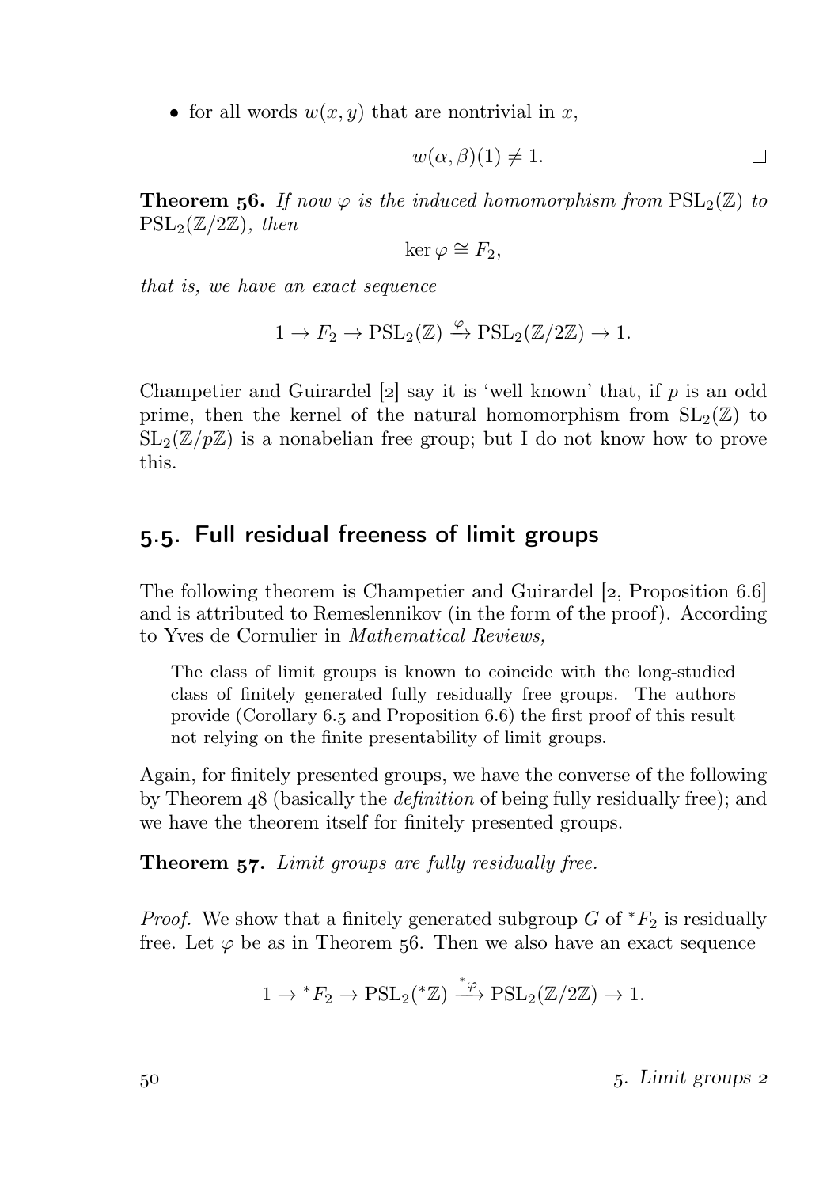- for all words $w(x, y)$ that are nontrivial in $x$,

$$w(\alpha, \beta)(1) \neq 1. \qquad \square$$

**Theorem 56.** *If now $\varphi$ is the induced homomorphism from $\mathrm{PSL}_2(\mathbb{Z})$ to $\mathrm{PSL}_2(\mathbb{Z}/2\mathbb{Z})$, then*

$$\ker \varphi \cong F_2,$$

*that is, we have an exact sequence*

$$1 \to F_2 \to \mathrm{PSL}_2(\mathbb{Z}) \xrightarrow{\varphi} \mathrm{PSL}_2(\mathbb{Z}/2\mathbb{Z}) \to 1.$$

Champetier and Guirardel [2] say it is 'well known' that, if $p$ is an odd prime, then the kernel of the natural homomorphism from $\mathrm{SL}_2(\mathbb{Z})$ to $\mathrm{SL}_2(\mathbb{Z}/p\mathbb{Z})$ is a nonabelian free group; but I do not know how to prove this.

## 5.5. Full residual freeness of limit groups

The following theorem is Champetier and Guirardel [2, Proposition 6.6] and is attributed to Remeslennikov (in the form of the proof). According to Yves de Cornulier in *Mathematical Reviews,*

> The class of limit groups is known to coincide with the long-studied class of finitely generated fully residually free groups. The authors provide (Corollary 6.5 and Proposition 6.6) the first proof of this result not relying on the finite presentability of limit groups.

Again, for finitely presented groups, we have the converse of the following by Theorem 48 (basically the *definition* of being fully residually free); and we have the theorem itself for finitely presented groups.

**Theorem 57.** *Limit groups are fully residually free.*

*Proof.* We show that a finitely generated subgroup $G$ of ${}^*F_2$ is residually free. Let $\varphi$ be as in Theorem 56. Then we also have an exact sequence

$$1 \to {}^*F_2 \to \mathrm{PSL}_2({}^*\mathbb{Z}) \xrightarrow{{}^*\varphi} \mathrm{PSL}_2(\mathbb{Z}/2\mathbb{Z}) \to 1.$$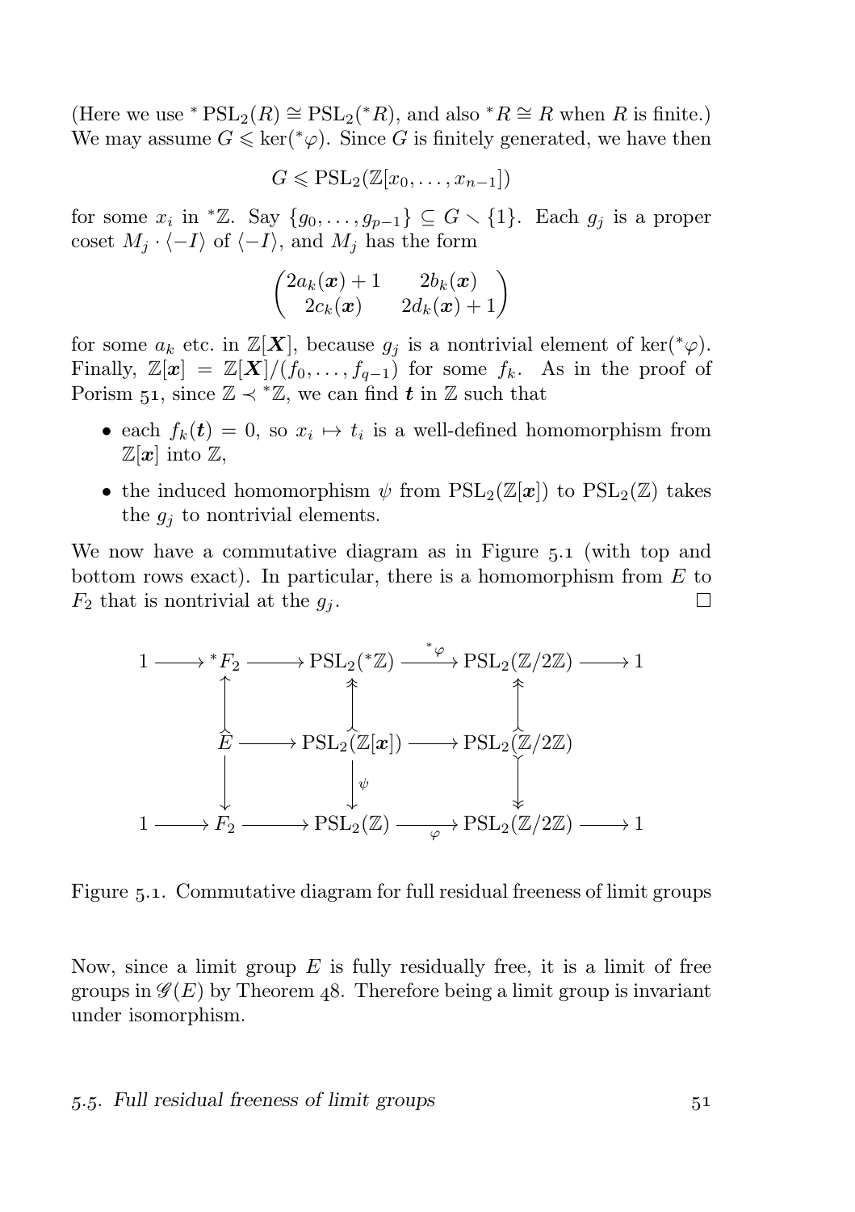(Here we use ${}^*\operatorname{PSL}_2(R) \cong \operatorname{PSL}_2({}^*R)$, and also ${}^*R \cong R$ when $R$ is finite.) We may assume $G \leqslant \ker({}^*\varphi)$. Since $G$ is finitely generated, we have then

$$G \leqslant \operatorname{PSL}_2(\mathbb{Z}[x_0, \dots, x_{n-1}])$$

for some $x_i$ in ${}^*\mathbb{Z}$. Say $\{g_0, \dots, g_{p-1}\} \subseteq G \smallsetminus \{1\}$. Each $g_j$ is a proper coset $M_j \cdot \langle -I \rangle$ of $\langle -I \rangle$, and $M_j$ has the form

$$\begin{pmatrix} 2a_k(\boldsymbol{x}) + 1 & 2b_k(\boldsymbol{x}) \\ 2c_k(\boldsymbol{x}) & 2d_k(\boldsymbol{x}) + 1 \end{pmatrix}$$

for some $a_k$ etc. in $\mathbb{Z}[\boldsymbol{X}]$, because $g_j$ is a nontrivial element of $\ker({}^*\varphi)$. Finally, $\mathbb{Z}[\boldsymbol{x}] = \mathbb{Z}[\boldsymbol{X}]/(f_0, \dots, f_{q-1})$ for some $f_k$. As in the proof of Porism 51, since $\mathbb{Z} \prec {}^*\mathbb{Z}$, we can find $\boldsymbol{t}$ in $\mathbb{Z}$ such that

- each $f_k(\boldsymbol{t}) = 0$, so $x_i \mapsto t_i$ is a well-defined homomorphism from $\mathbb{Z}[\boldsymbol{x}]$ into $\mathbb{Z}$,
- the induced homomorphism $\psi$ from $\operatorname{PSL}_2(\mathbb{Z}[\boldsymbol{x}])$ to $\operatorname{PSL}_2(\mathbb{Z})$ takes the $g_j$ to nontrivial elements.

We now have a commutative diagram as in Figure 5.1 (with top and bottom rows exact). In particular, there is a homomorphism from $E$ to $F_2$ that is nontrivial at the $g_j$. □

$$\begin{array}{ccccccccc}
1 & \longrightarrow & {}^*F_2 & \longrightarrow & \operatorname{PSL}_2({}^*\mathbb{Z}) & \xrightarrow{{}^*\varphi} & \operatorname{PSL}_2(\mathbb{Z}/2\mathbb{Z}) & \longrightarrow & 1 \\
 & & \uparrow & & \uparrow & & \uparrow & & \\
 & & E & \longrightarrow & \operatorname{PSL}_2(\mathbb{Z}[\boldsymbol{x}]) & \longrightarrow & \operatorname{PSL}_2(\mathbb{Z}/2\mathbb{Z}) & & \\
 & & \downarrow & & \downarrow \psi & & \downarrow & & \\
1 & \longrightarrow & F_2 & \longrightarrow & \operatorname{PSL}_2(\mathbb{Z}) & \xrightarrow[\varphi]{} & \operatorname{PSL}_2(\mathbb{Z}/2\mathbb{Z}) & \longrightarrow & 1
\end{array}$$

Figure 5.1. Commutative diagram for full residual freeness of limit groups

Now, since a limit group $E$ is fully residually free, it is a limit of free groups in $\mathscr{G}(E)$ by Theorem 48. Therefore being a limit group is invariant under isomorphism.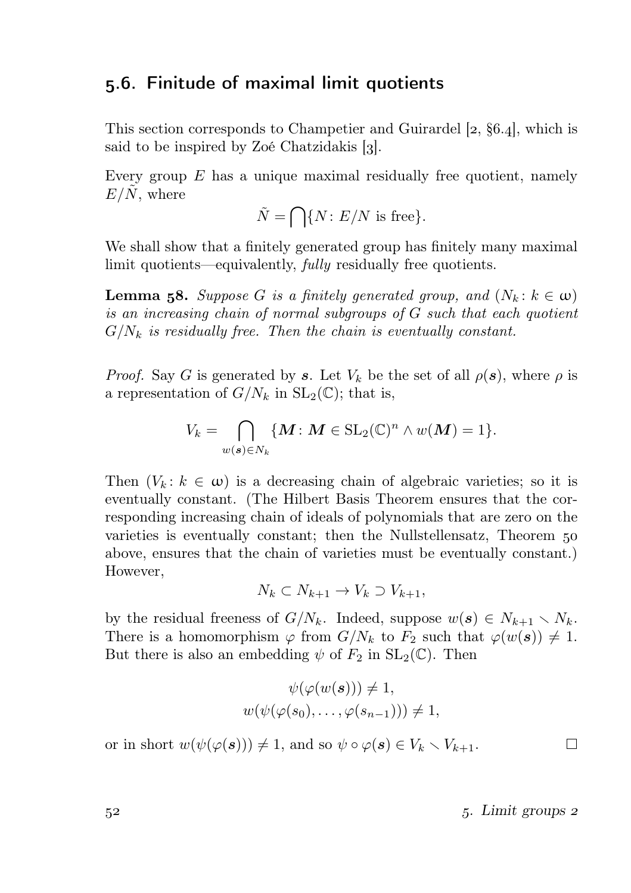## 5.6. Finitude of maximal limit quotients

This section corresponds to Champetier and Guirardel [2, §6.4], which is said to be inspired by Zoé Chatzidakis [3].

Every group $E$ has a unique maximal residually free quotient, namely $E/\tilde{N}$, where

$$\tilde{N} = \bigcap\{N \colon E/N \text{ is free}\}.$$

We shall show that a finitely generated group has finitely many maximal limit quotients—equivalently, *fully* residually free quotients.

**Lemma 58.** *Suppose $G$ is a finitely generated group, and $(N_k \colon k \in \omega)$ is an increasing chain of normal subgroups of $G$ such that each quotient $G/N_k$ is residually free. Then the chain is eventually constant.*

*Proof.* Say $G$ is generated by $\boldsymbol{s}$. Let $V_k$ be the set of all $\rho(\boldsymbol{s})$, where $\rho$ is a representation of $G/N_k$ in $\mathrm{SL}_2(\mathbb{C})$; that is,

$$V_k = \bigcap_{w(\boldsymbol{s}) \in N_k} \{\boldsymbol{M} \colon \boldsymbol{M} \in \mathrm{SL}_2(\mathbb{C})^n \wedge w(\boldsymbol{M}) = 1\}.$$

Then $(V_k \colon k \in \omega)$ is a decreasing chain of algebraic varieties; so it is eventually constant. (The Hilbert Basis Theorem ensures that the corresponding increasing chain of ideals of polynomials that are zero on the varieties is eventually constant; then the Nullstellensatz, Theorem 50 above, ensures that the chain of varieties must be eventually constant.) However,

$$N_k \subset N_{k+1} \to V_k \supset V_{k+1},$$

by the residual freeness of $G/N_k$. Indeed, suppose $w(\boldsymbol{s}) \in N_{k+1} \smallsetminus N_k$. There is a homomorphism $\varphi$ from $G/N_k$ to $F_2$ such that $\varphi(w(\boldsymbol{s})) \neq 1$. But there is also an embedding $\psi$ of $F_2$ in $\mathrm{SL}_2(\mathbb{C})$. Then

$$\psi(\varphi(w(\boldsymbol{s}))) \neq 1,$$
$$w(\psi(\varphi(s_0), \dots, \varphi(s_{n-1}))) \neq 1,$$

or in short $w(\psi(\varphi(\boldsymbol{s}))) \neq 1$, and so $\psi \circ \varphi(\boldsymbol{s}) \in V_k \smallsetminus V_{k+1}$. □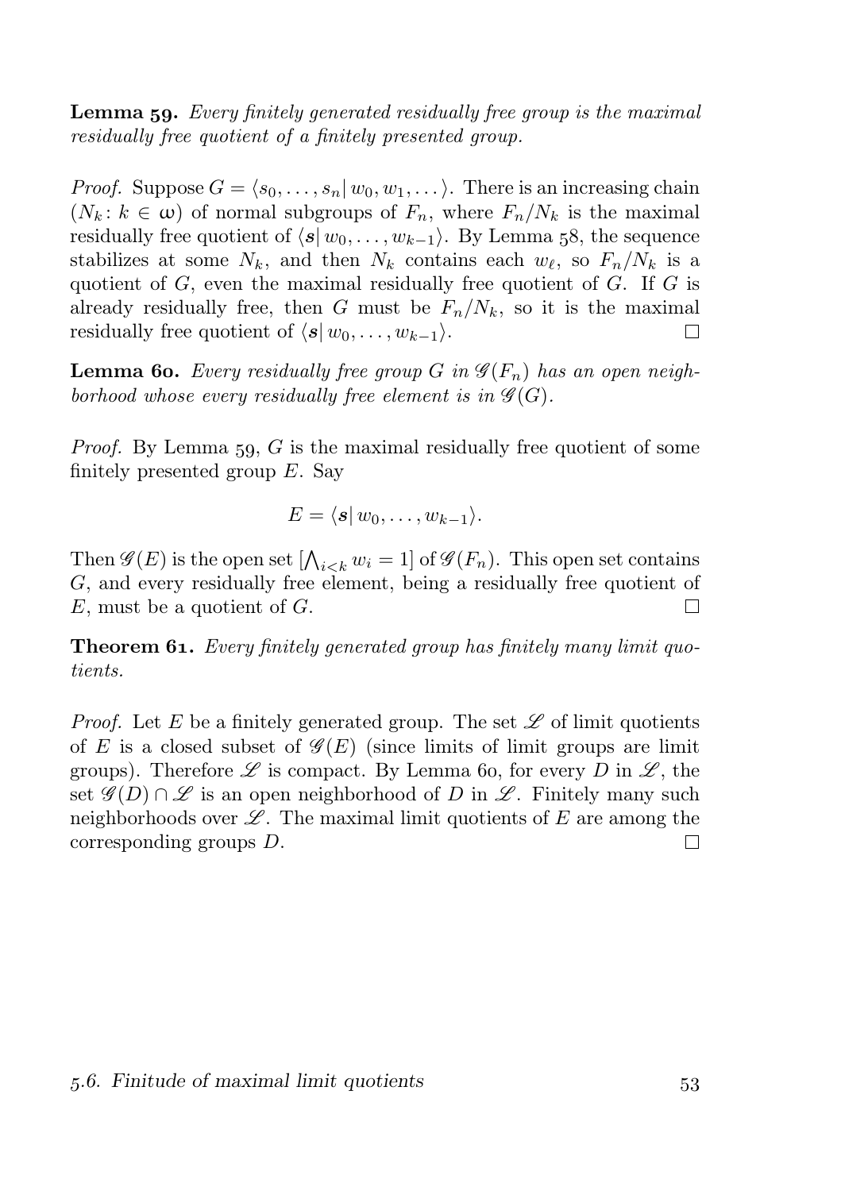**Lemma 59.** *Every finitely generated residually free group is the maximal residually free quotient of a finitely presented group.*

*Proof.* Suppose $G = \langle s_0, \dots, s_n | \, w_0, w_1, \dots \rangle$. There is an increasing chain $(N_k \colon k \in \omega)$ of normal subgroups of $F_n$, where $F_n/N_k$ is the maximal residually free quotient of $\langle \boldsymbol{s} | \, w_0, \dots, w_{k-1} \rangle$. By Lemma 58, the sequence stabilizes at some $N_k$, and then $N_k$ contains each $w_\ell$, so $F_n/N_k$ is a quotient of $G$, even the maximal residually free quotient of $G$. If $G$ is already residually free, then $G$ must be $F_n/N_k$, so it is the maximal residually free quotient of $\langle \boldsymbol{s} | \, w_0, \dots, w_{k-1} \rangle$. □

**Lemma 60.** *Every residually free group $G$ in $\mathscr{G}(F_n)$ has an open neighborhood whose every residually free element is in $\mathscr{G}(G)$.*

*Proof.* By Lemma 59, $G$ is the maximal residually free quotient of some finitely presented group $E$. Say

$$E = \langle \boldsymbol{s} | \, w_0, \dots, w_{k-1} \rangle.$$

Then $\mathscr{G}(E)$ is the open set $[\bigwedge_{i<k} w_i = 1]$ of $\mathscr{G}(F_n)$. This open set contains $G$, and every residually free element, being a residually free quotient of $E$, must be a quotient of $G$. □

**Theorem 61.** *Every finitely generated group has finitely many limit quotients.*

*Proof.* Let $E$ be a finitely generated group. The set $\mathscr{L}$ of limit quotients of $E$ is a closed subset of $\mathscr{G}(E)$ (since limits of limit groups are limit groups). Therefore $\mathscr{L}$ is compact. By Lemma 60, for every $D$ in $\mathscr{L}$, the set $\mathscr{G}(D) \cap \mathscr{L}$ is an open neighborhood of $D$ in $\mathscr{L}$. Finitely many such neighborhoods over $\mathscr{L}$. The maximal limit quotients of $E$ are among the corresponding groups $D$. □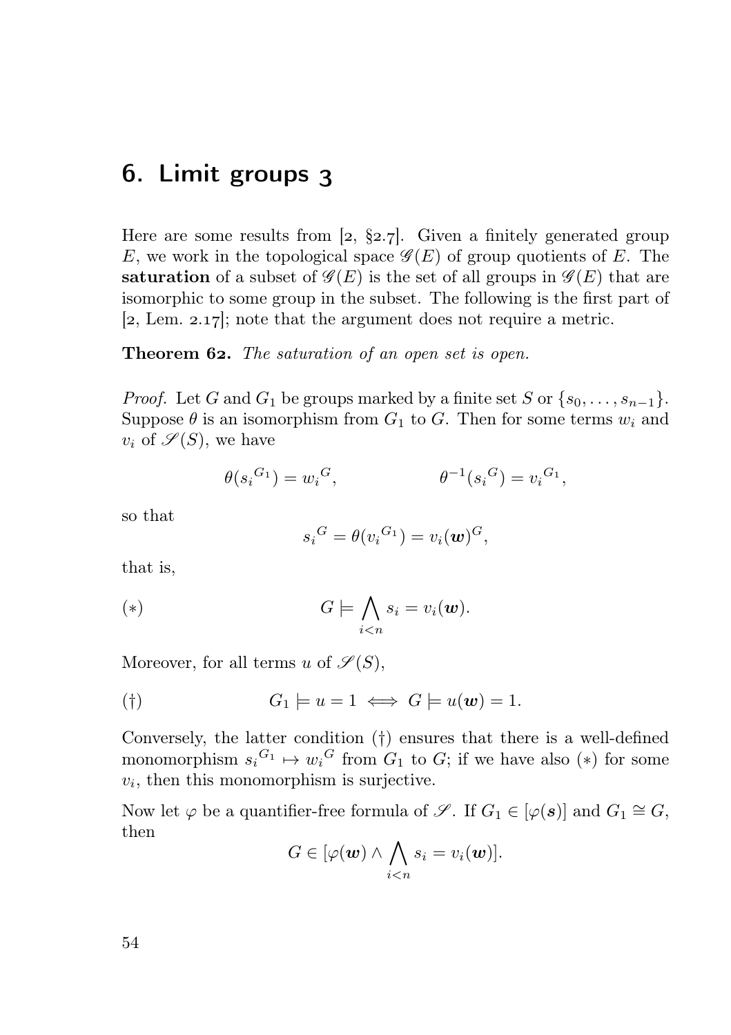# 6. Limit groups 3

Here are some results from [2, §2.7]. Given a finitely generated group $E$, we work in the topological space $\mathscr{G}(E)$ of group quotients of $E$. The **saturation** of a subset of $\mathscr{G}(E)$ is the set of all groups in $\mathscr{G}(E)$ that are isomorphic to some group in the subset. The following is the first part of [2, Lem. 2.17]; note that the argument does not require a metric.

**Theorem 62.** *The saturation of an open set is open.*

*Proof.* Let $G$ and $G_1$ be groups marked by a finite set $S$ or $\{s_0, \dots, s_{n-1}\}$. Suppose $\theta$ is an isomorphism from $G_1$ to $G$. Then for some terms $w_i$ and $v_i$ of $\mathscr{S}(S)$, we have

$$\theta({s_i}^{G_1}) = {w_i}^{G}, \qquad\qquad \theta^{-1}({s_i}^{G}) = {v_i}^{G_1},$$

so that

$${s_i}^{G} = \theta({v_i}^{G_1}) = v_i(\boldsymbol{w})^{G},$$

that is,

$$(*) \qquad G \models \bigwedge_{i<n} s_i = v_i(\boldsymbol{w}).$$

Moreover, for all terms $u$ of $\mathscr{S}(S)$,

$$(\dagger) \qquad G_1 \models u = 1 \iff G \models u(\boldsymbol{w}) = 1.$$

Conversely, the latter condition $(\dagger)$ ensures that there is a well-defined monomorphism ${s_i}^{G_1} \mapsto {w_i}^{G}$ from $G_1$ to $G$; if we have also $(*)$ for some $v_i$, then this monomorphism is surjective.

Now let $\varphi$ be a quantifier-free formula of $\mathscr{S}$. If $G_1 \in [\varphi(\boldsymbol{s})]$ and $G_1 \cong G$, then

$$G \in [\varphi(\boldsymbol{w}) \wedge \bigwedge_{i<n} s_i = v_i(\boldsymbol{w})].$$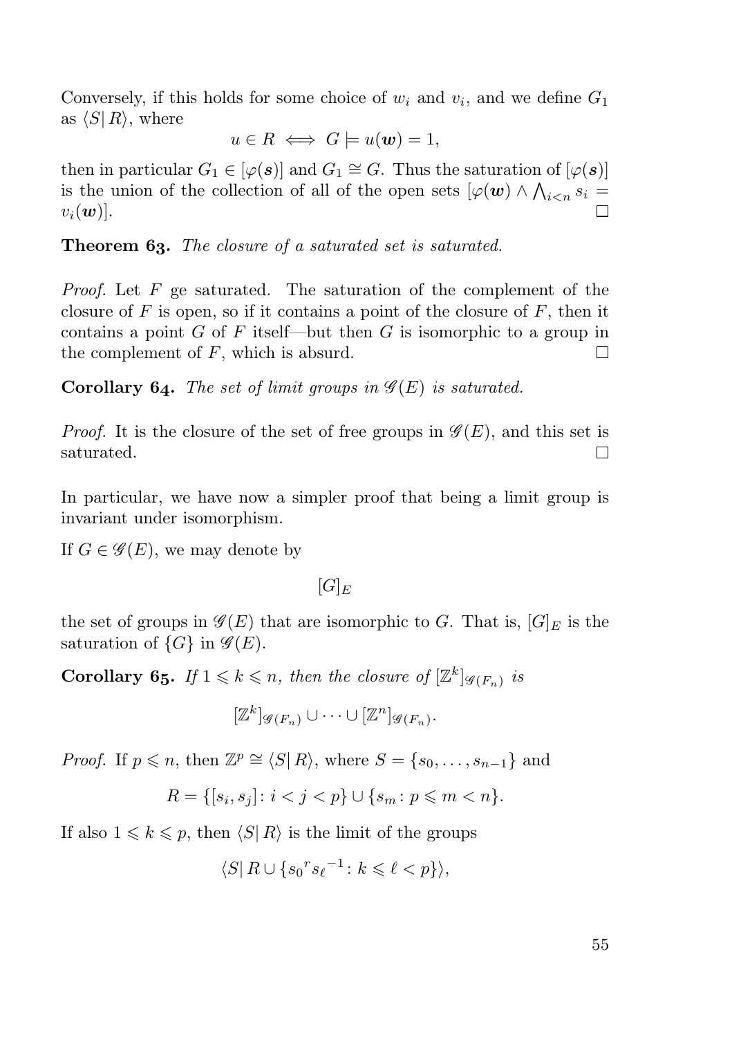Conversely, if this holds for some choice of $w_i$ and $v_i$, and we define $G_1$ as $\langle S|\, R\rangle$, where

$$u \in R \iff G \models u(\boldsymbol{w}) = 1,$$

then in particular $G_1 \in [\varphi(\boldsymbol{s})]$ and $G_1 \cong G$. Thus the saturation of $[\varphi(\boldsymbol{s})]$ is the union of the collection of all of the open sets $[\varphi(\boldsymbol{w}) \wedge \bigwedge_{i<n} s_i = v_i(\boldsymbol{w})]$. □

**Theorem 63.** *The closure of a saturated set is saturated.*

*Proof.* Let $F$ ge saturated. The saturation of the complement of the closure of $F$ is open, so if it contains a point of the closure of $F$, then it contains a point $G$ of $F$ itself—but then $G$ is isomorphic to a group in the complement of $F$, which is absurd. □

**Corollary 64.** *The set of limit groups in $\mathscr{G}(E)$ is saturated.*

*Proof.* It is the closure of the set of free groups in $\mathscr{G}(E)$, and this set is saturated. □

In particular, we have now a simpler proof that being a limit group is invariant under isomorphism.

If $G \in \mathscr{G}(E)$, we may denote by

$$[G]_E$$

the set of groups in $\mathscr{G}(E)$ that are isomorphic to $G$. That is, $[G]_E$ is the saturation of $\{G\}$ in $\mathscr{G}(E)$.

**Corollary 65.** *If $1 \leqslant k \leqslant n$, then the closure of $[\mathbb{Z}^k]_{\mathscr{G}(F_n)}$ is*

$$[\mathbb{Z}^k]_{\mathscr{G}(F_n)} \cup \dots \cup [\mathbb{Z}^n]_{\mathscr{G}(F_n)}.$$

*Proof.* If $p \leqslant n$, then $\mathbb{Z}^p \cong \langle S|\, R\rangle$, where $S = \{s_0, \dots, s_{n-1}\}$ and

$$R = \{[s_i, s_j] \colon i < j < p\} \cup \{s_m \colon p \leqslant m < n\}.$$

If also $1 \leqslant k \leqslant p$, then $\langle S|\, R\rangle$ is the limit of the groups

$$\langle S|\, R \cup \{{s_0}^r {s_\ell}^{-1} \colon k \leqslant \ell < p\}\rangle,$$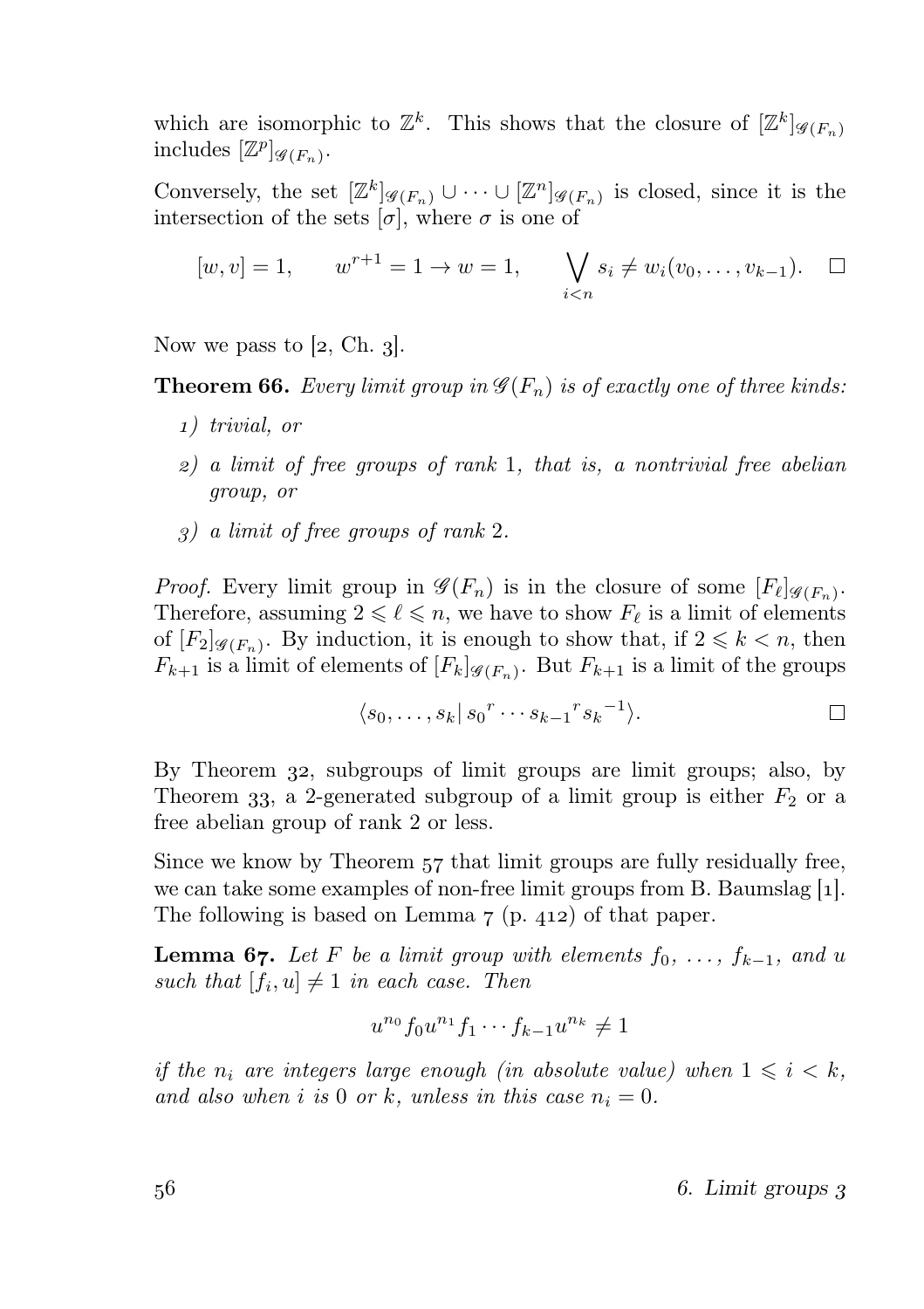which are isomorphic to $\mathbb{Z}^k$. This shows that the closure of $[\mathbb{Z}^k]_{\mathscr{G}(F_n)}$ includes $[\mathbb{Z}^p]_{\mathscr{G}(F_n)}$.

Conversely, the set $[\mathbb{Z}^k]_{\mathscr{G}(F_n)} \cup \cdots \cup [\mathbb{Z}^n]_{\mathscr{G}(F_n)}$ is closed, since it is the intersection of the sets $[\sigma]$, where $\sigma$ is one of

$$[w, v] = 1, \qquad w^{r+1} = 1 \to w = 1, \qquad \bigvee_{i<n} s_i \neq w_i(v_0, \ldots, v_{k-1}). \quad \square$$

Now we pass to [2, Ch. 3].

**Theorem 66.** *Every limit group in $\mathscr{G}(F_n)$ is of exactly one of three kinds:*

*1) trivial, or*

*2) a limit of free groups of rank 1, that is, a nontrivial free abelian group, or*

*3) a limit of free groups of rank 2.*

*Proof.* Every limit group in $\mathscr{G}(F_n)$ is in the closure of some $[F_\ell]_{\mathscr{G}(F_n)}$. Therefore, assuming $2 \leqslant \ell \leqslant n$, we have to show $F_\ell$ is a limit of elements of $[F_2]_{\mathscr{G}(F_n)}$. By induction, it is enough to show that, if $2 \leqslant k < n$, then $F_{k+1}$ is a limit of elements of $[F_k]_{\mathscr{G}(F_n)}$. But $F_{k+1}$ is a limit of the groups

$$\langle s_0, \ldots, s_k \,|\, {s_0}^r \cdots {s_{k-1}}^r {s_k}^{-1} \rangle. \qquad \square$$

By Theorem 32, subgroups of limit groups are limit groups; also, by Theorem 33, a 2-generated subgroup of a limit group is either $F_2$ or a free abelian group of rank 2 or less.

Since we know by Theorem 57 that limit groups are fully residually free, we can take some examples of non-free limit groups from B. Baumslag [1]. The following is based on Lemma 7 (p. 412) of that paper.

**Lemma 67.** *Let $F$ be a limit group with elements $f_0, \ldots, f_{k-1}$, and $u$ such that $[f_i, u] \neq 1$ in each case. Then*

$$u^{n_0} f_0 u^{n_1} f_1 \cdots f_{k-1} u^{n_k} \neq 1$$

*if the $n_i$ are integers large enough (in absolute value) when $1 \leqslant i < k$, and also when $i$ is $0$ or $k$, unless in this case $n_i = 0$.*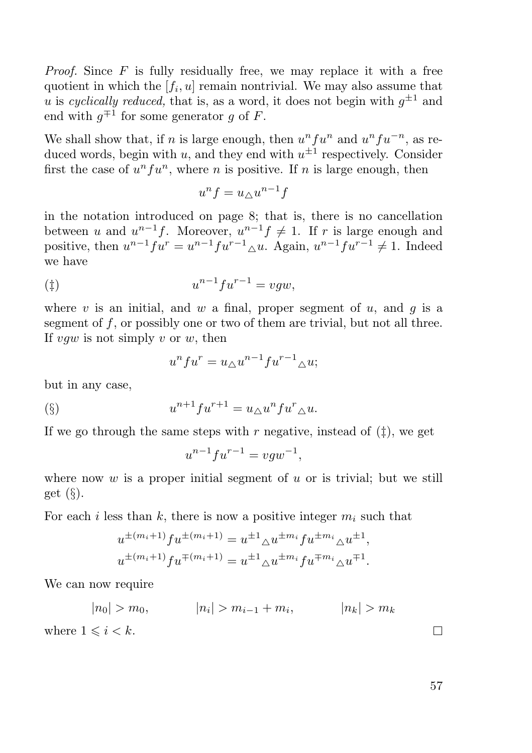*Proof.* Since $F$ is fully residually free, we may replace it with a free quotient in which the $[f_i, u]$ remain nontrivial. We may also assume that $u$ is *cyclically reduced,* that is, as a word, it does not begin with $g^{\pm 1}$ and end with $g^{\mp 1}$ for some generator $g$ of $F$.

We shall show that, if $n$ is large enough, then $u^n f u^n$ and $u^n f u^{-n}$, as reduced words, begin with $u$, and they end with $u^{\pm 1}$ respectively. Consider first the case of $u^n f u^n$, where $n$ is positive. If $n$ is large enough, then

$$u^n f = u_{\triangle} u^{n-1} f$$

in the notation introduced on page 8; that is, there is no cancellation between $u$ and $u^{n-1}f$. Moreover, $u^{n-1}f \neq 1$. If $r$ is large enough and positive, then $u^{n-1}fu^r = u^{n-1}fu^{r-1}{}_{\triangle}u$. Again, $u^{n-1}fu^{r-1} \neq 1$. Indeed we have

$$u^{n-1}fu^{r-1} = vgw, \tag{‡}$$

where $v$ is an initial, and $w$ a final, proper segment of $u$, and $g$ is a segment of $f$, or possibly one or two of them are trivial, but not all three. If $vgw$ is not simply $v$ or $w$, then

$$u^n f u^r = u_{\triangle} u^{n-1} f u^{r-1}{}_{\triangle} u;$$

but in any case,

$$u^{n+1} f u^{r+1} = u_{\triangle} u^n f u^r{}_{\triangle} u. \tag{§}$$

If we go through the same steps with $r$ negative, instead of (‡), we get

$$u^{n-1} f u^{r-1} = vgw^{-1},$$

where now $w$ is a proper initial segment of $u$ or is trivial; but we still get (§).

For each $i$ less than $k$, there is now a positive integer $m_i$ such that

$$\begin{aligned} u^{\pm(m_i+1)} f u^{\pm(m_i+1)} &= u^{\pm 1}{}_{\triangle} u^{\pm m_i} f u^{\pm m_i}{}_{\triangle} u^{\pm 1}, \\ u^{\pm(m_i+1)} f u^{\mp(m_i+1)} &= u^{\pm 1}{}_{\triangle} u^{\pm m_i} f u^{\mp m_i}{}_{\triangle} u^{\mp 1}. \end{aligned}$$

We can now require

$$|n_0| > m_0, \qquad |n_i| > m_{i-1} + m_i, \qquad |n_k| > m_k$$

where $1 \leqslant i < k$. $\square$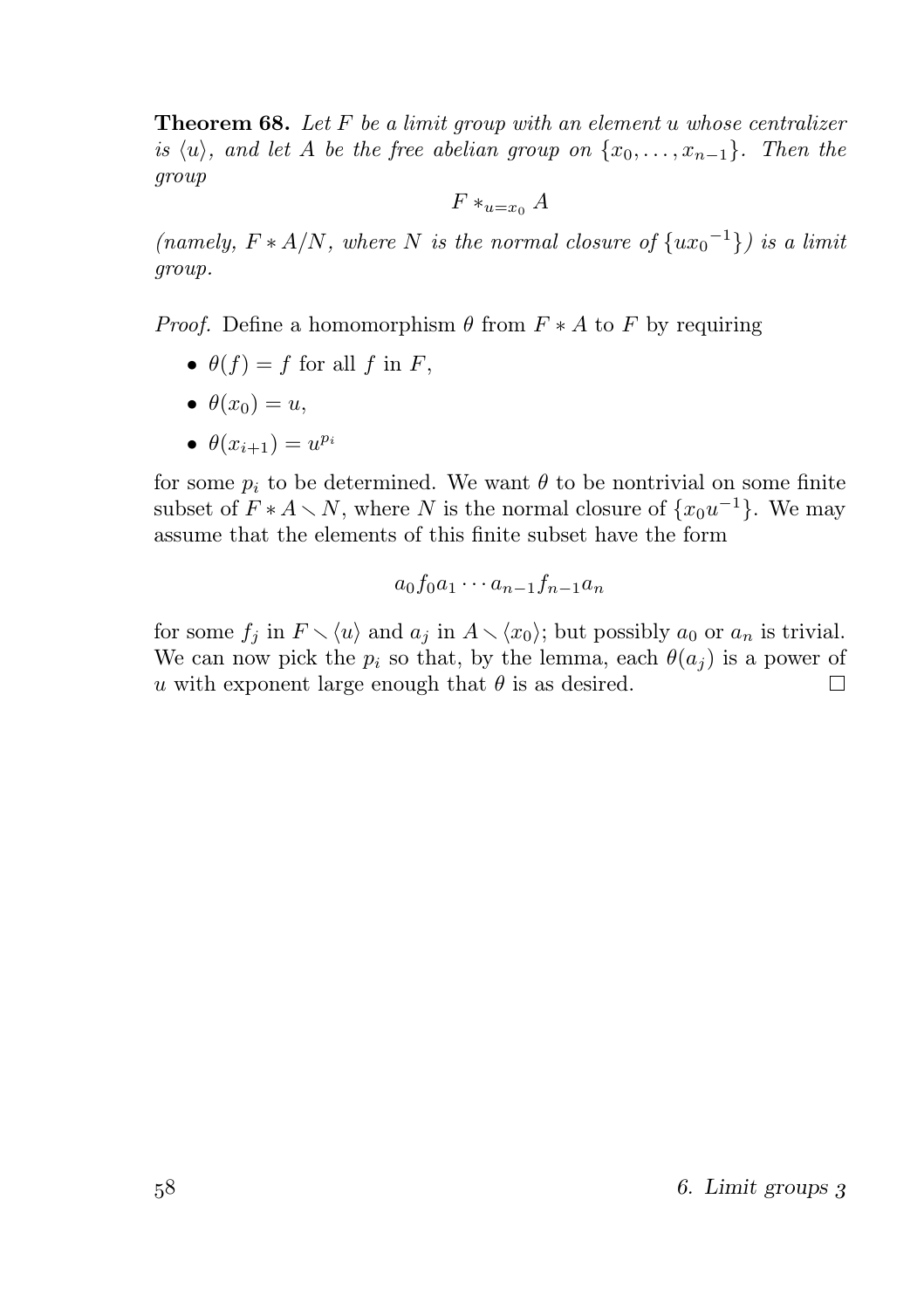**Theorem 68.** *Let $F$ be a limit group with an element $u$ whose centralizer is $\langle u\rangle$, and let $A$ be the free abelian group on $\{x_0,\dots,x_{n-1}\}$. Then the group*

$$F *_{u=x_0} A$$

*(namely, $F * A/N$, where $N$ is the normal closure of $\{u{x_0}^{-1}\}$) is a limit group.*

*Proof.* Define a homomorphism $\theta$ from $F * A$ to $F$ by requiring

- $\theta(f) = f$ for all $f$ in $F$,
- $\theta(x_0) = u$,
- $\theta(x_{i+1}) = u^{p_i}$

for some $p_i$ to be determined. We want $\theta$ to be nontrivial on some finite subset of $F * A \smallsetminus N$, where $N$ is the normal closure of $\{x_0 u^{-1}\}$. We may assume that the elements of this finite subset have the form

$$a_0 f_0 a_1 \cdots a_{n-1} f_{n-1} a_n$$

for some $f_j$ in $F \smallsetminus \langle u\rangle$ and $a_j$ in $A \smallsetminus \langle x_0\rangle$; but possibly $a_0$ or $a_n$ is trivial. We can now pick the $p_i$ so that, by the lemma, each $\theta(a_j)$ is a power of $u$ with exponent large enough that $\theta$ is as desired. □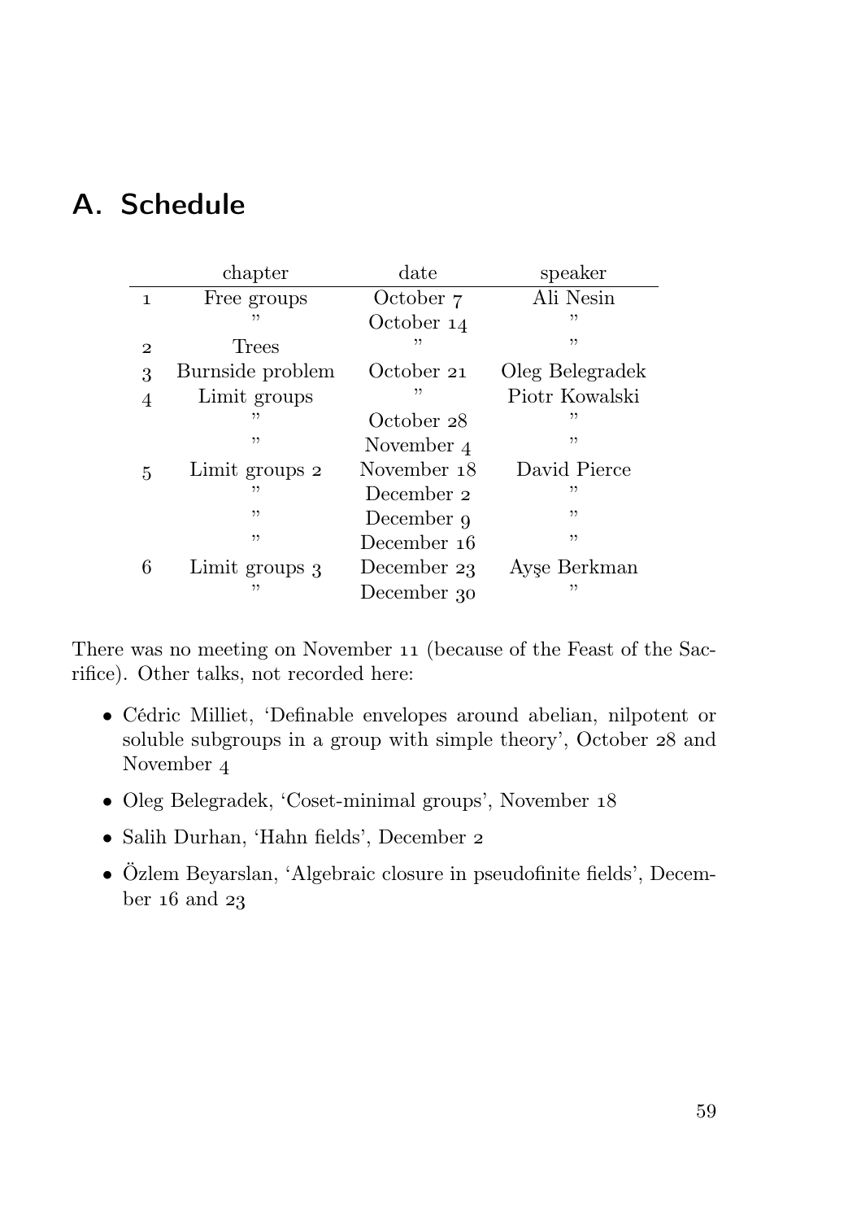# A. Schedule

| | chapter | date | speaker |
|---|---|---|---|
| 1 | Free groups | October 7 | Ali Nesin |
| | ” | October 14 | ” |
| 2 | Trees | ” | ” |
| 3 | Burnside problem | October 21 | Oleg Belegradek |
| 4 | Limit groups | ” | Piotr Kowalski |
| | ” | October 28 | ” |
| | ” | November 4 | ” |
| 5 | Limit groups 2 | November 18 | David Pierce |
| | ” | December 2 | ” |
| | ” | December 9 | ” |
| | ” | December 16 | ” |
| 6 | Limit groups 3 | December 23 | Ayşe Berkman |
| | ” | December 30 | ” |

There was no meeting on November 11 (because of the Feast of the Sacrifice). Other talks, not recorded here:

- Cédric Milliet, ‘Definable envelopes around abelian, nilpotent or soluble subgroups in a group with simple theory’, October 28 and November 4
- Oleg Belegradek, ‘Coset-minimal groups’, November 18
- Salih Durhan, ‘Hahn fields’, December 2
- Özlem Beyarslan, ‘Algebraic closure in pseudofinite fields’, December 16 and 23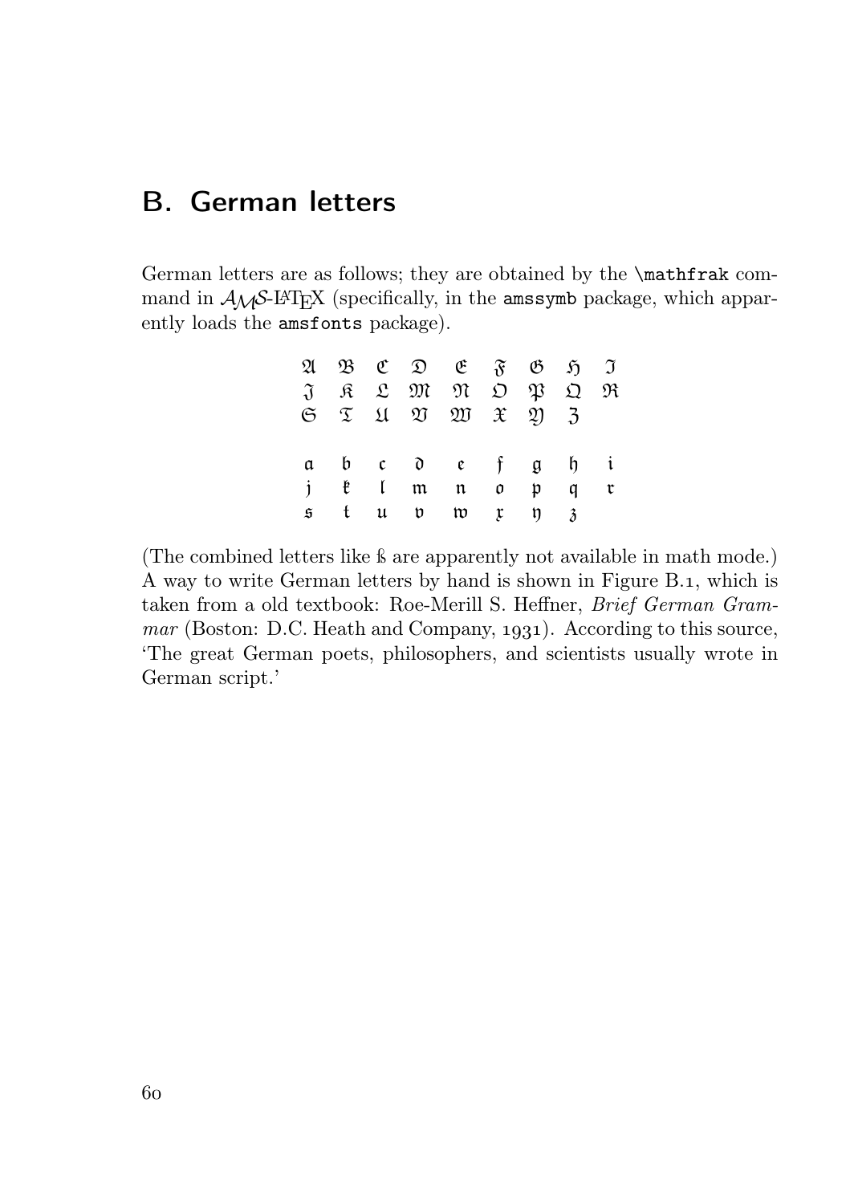## B. German letters

German letters are as follows; they are obtained by the `\mathfrak` command in $\mathcal{A}\mathcal{M}\mathcal{S}$-LaTeX (specifically, in the `amssymb` package, which apparently loads the `amsfonts` package).

$$
\begin{array}{ccccccccc}
\mathfrak{A} & \mathfrak{B} & \mathfrak{C} & \mathfrak{D} & \mathfrak{E} & \mathfrak{F} & \mathfrak{G} & \mathfrak{H} & \mathfrak{I} \\
\mathfrak{J} & \mathfrak{K} & \mathfrak{L} & \mathfrak{M} & \mathfrak{N} & \mathfrak{O} & \mathfrak{P} & \mathfrak{Q} & \mathfrak{R} \\
\mathfrak{S} & \mathfrak{T} & \mathfrak{U} & \mathfrak{V} & \mathfrak{W} & \mathfrak{X} & \mathfrak{Y} & \mathfrak{Z} & \\
\\
\mathfrak{a} & \mathfrak{b} & \mathfrak{c} & \mathfrak{d} & \mathfrak{e} & \mathfrak{f} & \mathfrak{g} & \mathfrak{h} & \mathfrak{i} \\
\mathfrak{j} & \mathfrak{k} & \mathfrak{l} & \mathfrak{m} & \mathfrak{n} & \mathfrak{o} & \mathfrak{p} & \mathfrak{q} & \mathfrak{r} \\
\mathfrak{s} & \mathfrak{t} & \mathfrak{u} & \mathfrak{v} & \mathfrak{w} & \mathfrak{x} & \mathfrak{y} & \mathfrak{z} &
\end{array}
$$

(The combined letters like ß are apparently not available in math mode.) A way to write German letters by hand is shown in Figure B.1, which is taken from a old textbook: Roe-Merill S. Heffner, *Brief German Grammar* (Boston: D.C. Heath and Company, 1931). According to this source, 'The great German poets, philosophers, and scientists usually wrote in German script.'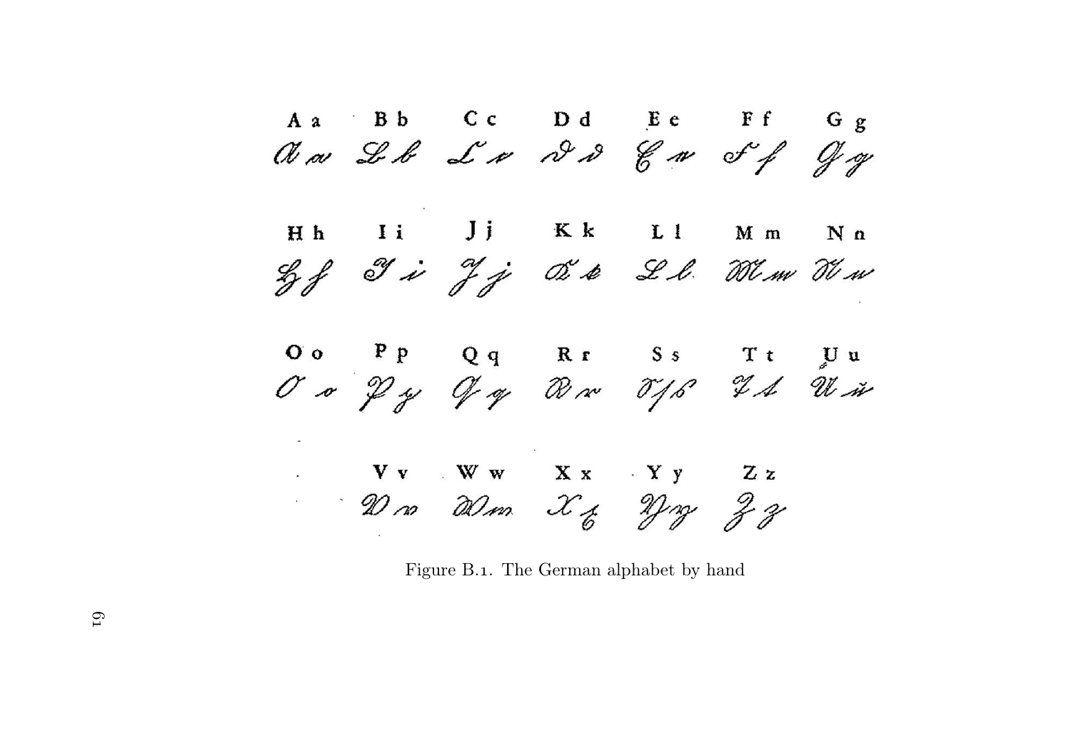Figure B.1. The German alphabet by hand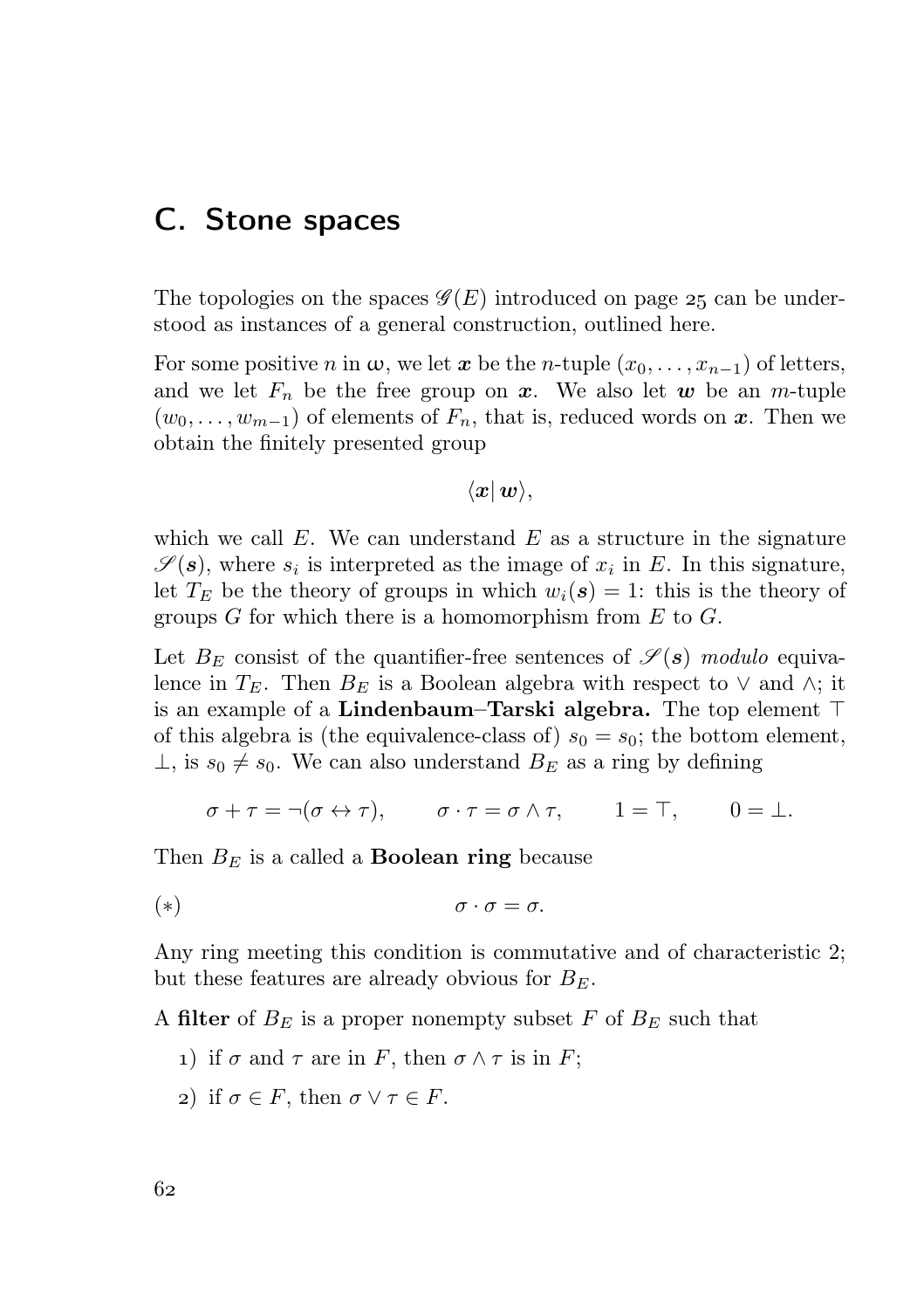## C. Stone spaces

The topologies on the spaces $\mathscr{G}(E)$ introduced on page 25 can be understood as instances of a general construction, outlined here.

For some positive $n$ in $\omega$, we let $\boldsymbol{x}$ be the $n$-tuple $(x_0, \ldots, x_{n-1})$ of letters, and we let $F_n$ be the free group on $\boldsymbol{x}$. We also let $\boldsymbol{w}$ be an $m$-tuple $(w_0, \ldots, w_{m-1})$ of elements of $F_n$, that is, reduced words on $\boldsymbol{x}$. Then we obtain the finitely presented group

$$\langle \boldsymbol{x} | \, \boldsymbol{w} \rangle,$$

which we call $E$. We can understand $E$ as a structure in the signature $\mathscr{S}(\boldsymbol{s})$, where $s_i$ is interpreted as the image of $x_i$ in $E$. In this signature, let $T_E$ be the theory of groups in which $w_i(\boldsymbol{s}) = 1$: this is the theory of groups $G$ for which there is a homomorphism from $E$ to $G$.

Let $B_E$ consist of the quantifier-free sentences of $\mathscr{S}(\boldsymbol{s})$ *modulo* equivalence in $T_E$. Then $B_E$ is a Boolean algebra with respect to $\vee$ and $\wedge$; it is an example of a **Lindenbaum–Tarski algebra.** The top element $\top$ of this algebra is (the equivalence-class of) $s_0 = s_0$; the bottom element, $\bot$, is $s_0 \neq s_0$. We can also understand $B_E$ as a ring by defining

$$\sigma + \tau = \neg(\sigma \leftrightarrow \tau), \qquad \sigma \cdot \tau = \sigma \wedge \tau, \qquad 1 = \top, \qquad 0 = \bot.$$

Then $B_E$ is a called a **Boolean ring** because

$$(*) \qquad\qquad \sigma \cdot \sigma = \sigma.$$

Any ring meeting this condition is commutative and of characteristic 2; but these features are already obvious for $B_E$.

A **filter** of $B_E$ is a proper nonempty subset $F$ of $B_E$ such that

1) if $\sigma$ and $\tau$ are in $F$, then $\sigma \wedge \tau$ is in $F$;
2) if $\sigma \in F$, then $\sigma \vee \tau \in F$.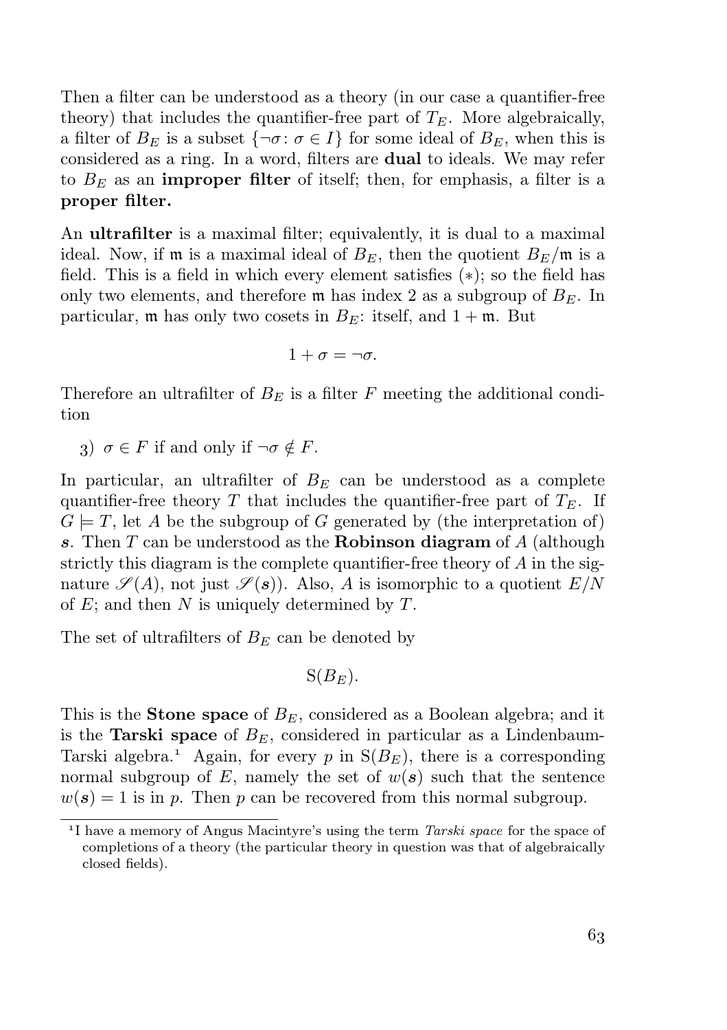Then a filter can be understood as a theory (in our case a quantifier-free theory) that includes the quantifier-free part of $T_E$. More algebraically, a filter of $B_E$ is a subset $\{\neg\sigma \colon \sigma \in I\}$ for some ideal of $B_E$, when this is considered as a ring. In a word, filters are **dual** to ideals. We may refer to $B_E$ as an **improper filter** of itself; then, for emphasis, a filter is a **proper filter.**

An **ultrafilter** is a maximal filter; equivalently, it is dual to a maximal ideal. Now, if $\mathfrak{m}$ is a maximal ideal of $B_E$, then the quotient $B_E/\mathfrak{m}$ is a field. This is a field in which every element satisfies $(*)$; so the field has only two elements, and therefore $\mathfrak{m}$ has index 2 as a subgroup of $B_E$. In particular, $\mathfrak{m}$ has only two cosets in $B_E$: itself, and $1 + \mathfrak{m}$. But

$$1 + \sigma = \neg\sigma.$$

Therefore an ultrafilter of $B_E$ is a filter $F$ meeting the additional condition

3) $\sigma \in F$ if and only if $\neg\sigma \notin F$.

In particular, an ultrafilter of $B_E$ can be understood as a complete quantifier-free theory $T$ that includes the quantifier-free part of $T_E$. If $G \models T$, let $A$ be the subgroup of $G$ generated by (the interpretation of) $\boldsymbol{s}$. Then $T$ can be understood as the **Robinson diagram** of $A$ (although strictly this diagram is the complete quantifier-free theory of $A$ in the signature $\mathscr{S}(A)$, not just $\mathscr{S}(\boldsymbol{s})$). Also, $A$ is isomorphic to a quotient $E/N$ of $E$; and then $N$ is uniquely determined by $T$.

The set of ultrafilters of $B_E$ can be denoted by

$$\mathrm{S}(B_E).$$

This is the **Stone space** of $B_E$, considered as a Boolean algebra; and it is the **Tarski space** of $B_E$, considered in particular as a Lindenbaum-Tarski algebra.[1] Again, for every $p$ in $\mathrm{S}(B_E)$, there is a corresponding normal subgroup of $E$, namely the set of $w(\boldsymbol{s})$ such that the sentence $w(\boldsymbol{s}) = 1$ is in $p$. Then $p$ can be recovered from this normal subgroup.

[1] I have a memory of Angus Macintyre's using the term *Tarski space* for the space of completions of a theory (the particular theory in question was that of algebraically closed fields).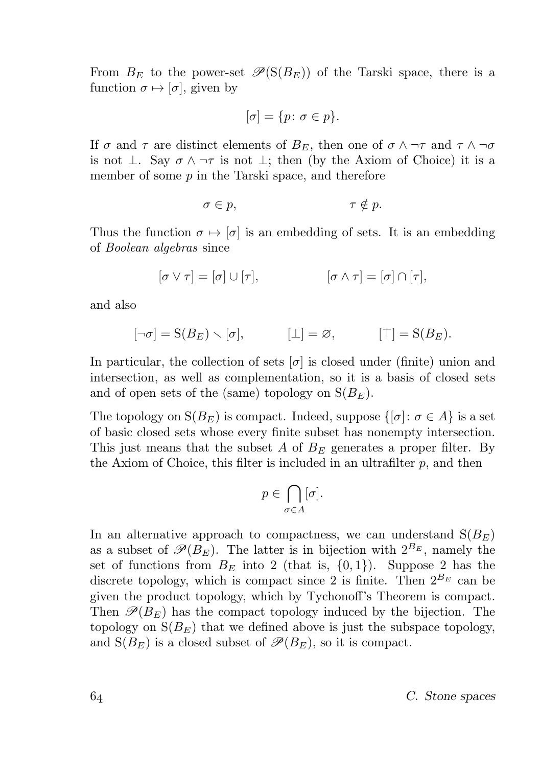From $B_E$ to the power-set $\mathscr{P}(\mathrm{S}(B_E))$ of the Tarski space, there is a function $\sigma \mapsto [\sigma]$, given by

$$[\sigma] = \{p\colon \sigma \in p\}.$$

If $\sigma$ and $\tau$ are distinct elements of $B_E$, then one of $\sigma \wedge \neg\tau$ and $\tau \wedge \neg\sigma$ is not $\bot$. Say $\sigma \wedge \neg\tau$ is not $\bot$; then (by the Axiom of Choice) it is a member of some $p$ in the Tarski space, and therefore

$$\sigma \in p, \qquad\qquad \tau \notin p.$$

Thus the function $\sigma \mapsto [\sigma]$ is an embedding of sets. It is an embedding of *Boolean algebras* since

$$[\sigma \vee \tau] = [\sigma] \cup [\tau], \qquad\qquad [\sigma \wedge \tau] = [\sigma] \cap [\tau],$$

and also

$$[\neg\sigma] = \mathrm{S}(B_E) \smallsetminus [\sigma], \qquad [\bot] = \varnothing, \qquad [\top] = \mathrm{S}(B_E).$$

In particular, the collection of sets $[\sigma]$ is closed under (finite) union and intersection, as well as complementation, so it is a basis of closed sets and of open sets of the (same) topology on $\mathrm{S}(B_E)$.

The topology on $\mathrm{S}(B_E)$ is compact. Indeed, suppose $\{[\sigma]\colon \sigma \in A\}$ is a set of basic closed sets whose every finite subset has nonempty intersection. This just means that the subset $A$ of $B_E$ generates a proper filter. By the Axiom of Choice, this filter is included in an ultrafilter $p$, and then

$$p \in \bigcap_{\sigma \in A} [\sigma].$$

In an alternative approach to compactness, we can understand $\mathrm{S}(B_E)$ as a subset of $\mathscr{P}(B_E)$. The latter is in bijection with $2^{B_E}$, namely the set of functions from $B_E$ into 2 (that is, $\{0,1\}$). Suppose 2 has the discrete topology, which is compact since 2 is finite. Then $2^{B_E}$ can be given the product topology, which by Tychonoff's Theorem is compact. Then $\mathscr{P}(B_E)$ has the compact topology induced by the bijection. The topology on $\mathrm{S}(B_E)$ that we defined above is just the subspace topology, and $\mathrm{S}(B_E)$ is a closed subset of $\mathscr{P}(B_E)$, so it is compact.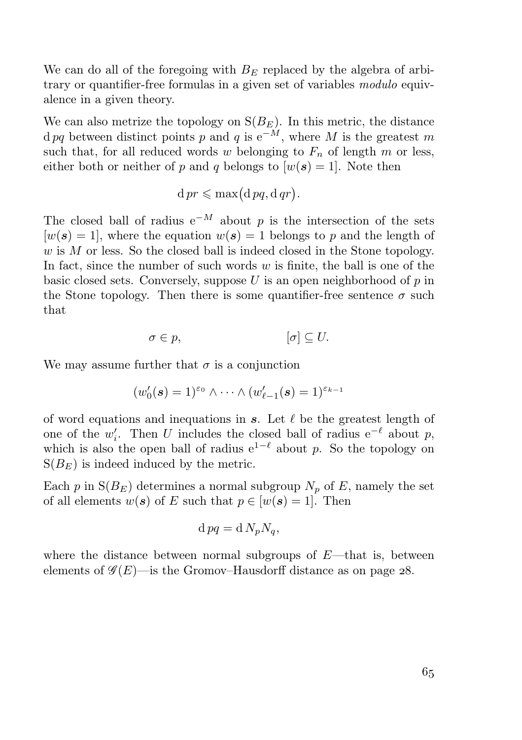We can do all of the foregoing with $B_E$ replaced by the algebra of arbitrary or quantifier-free formulas in a given set of variables *modulo* equivalence in a given theory.

We can also metrize the topology on $\mathrm{S}(B_E)$. In this metric, the distance $\mathrm{d}\,pq$ between distinct points $p$ and $q$ is $\mathrm{e}^{-M}$, where $M$ is the greatest $m$ such that, for all reduced words $w$ belonging to $F_n$ of length $m$ or less, either both or neither of $p$ and $q$ belongs to $[w(\boldsymbol{s}) = 1]$. Note then

$$\mathrm{d}\,pr \leqslant \max\bigl(\mathrm{d}\,pq, \mathrm{d}\,qr\bigr).$$

The closed ball of radius $\mathrm{e}^{-M}$ about $p$ is the intersection of the sets $[w(\boldsymbol{s}) = 1]$, where the equation $w(\boldsymbol{s}) = 1$ belongs to $p$ and the length of $w$ is $M$ or less. So the closed ball is indeed closed in the Stone topology. In fact, since the number of such words $w$ is finite, the ball is one of the basic closed sets. Conversely, suppose $U$ is an open neighborhood of $p$ in the Stone topology. Then there is some quantifier-free sentence $\sigma$ such that

$$\sigma \in p, \qquad\qquad [\sigma] \subseteq U.$$

We may assume further that $\sigma$ is a conjunction

$$(w_0'(\boldsymbol{s}) = 1)^{\varepsilon_0} \wedge \cdots \wedge (w_{\ell-1}'(\boldsymbol{s}) = 1)^{\varepsilon_{k-1}}$$

of word equations and inequations in $\boldsymbol{s}$. Let $\ell$ be the greatest length of one of the $w_i'$. Then $U$ includes the closed ball of radius $\mathrm{e}^{-\ell}$ about $p$, which is also the open ball of radius $\mathrm{e}^{1-\ell}$ about $p$. So the topology on $\mathrm{S}(B_E)$ is indeed induced by the metric.

Each $p$ in $\mathrm{S}(B_E)$ determines a normal subgroup $N_p$ of $E$, namely the set of all elements $w(\boldsymbol{s})$ of $E$ such that $p \in [w(\boldsymbol{s}) = 1]$. Then

$$\mathrm{d}\,pq = \mathrm{d}\,N_p N_q,$$

where the distance between normal subgroups of $E$—that is, between elements of $\mathscr{G}(E)$—is the Gromov–Hausdorff distance as on page 28.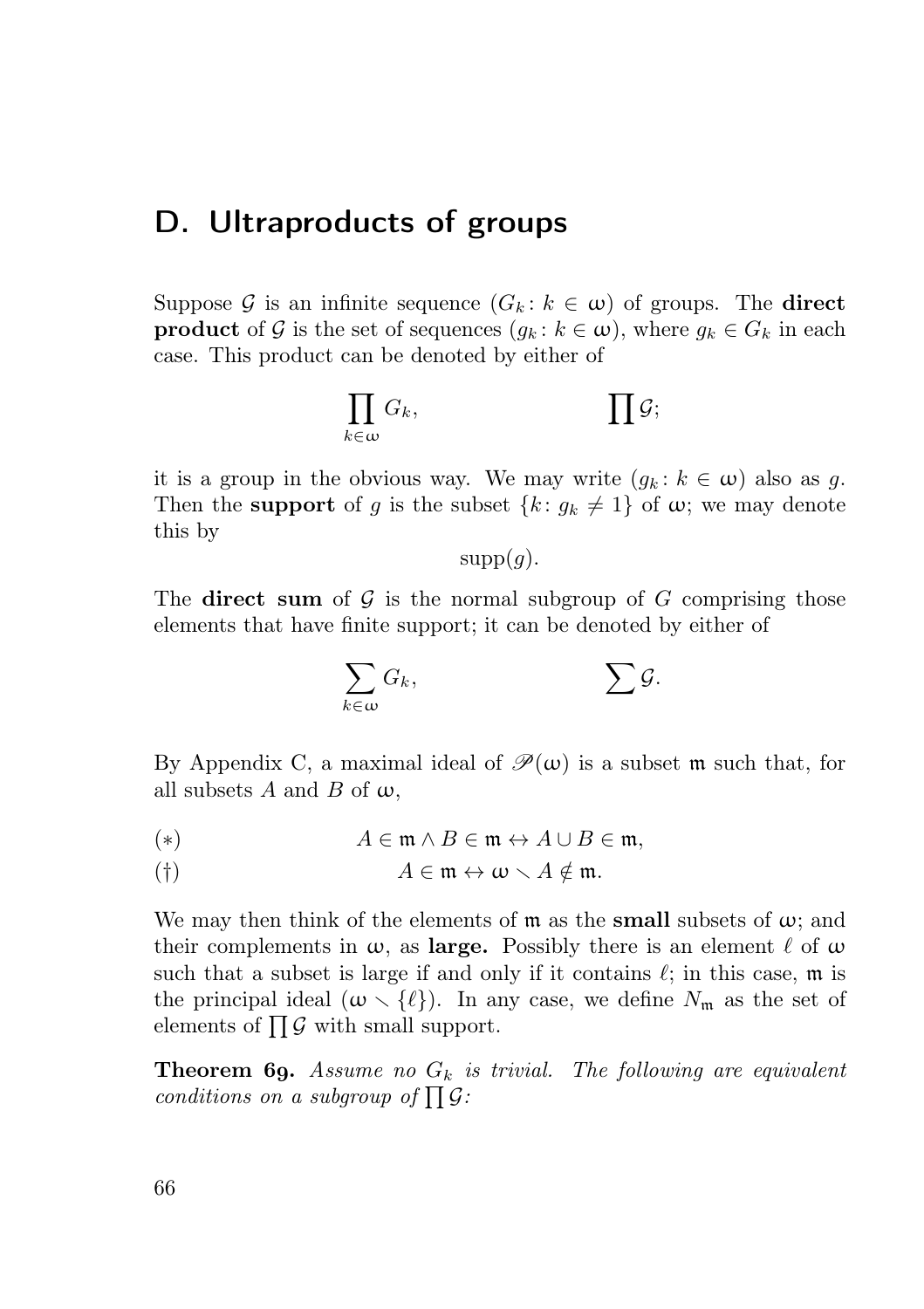## D. Ultraproducts of groups

Suppose $\mathcal{G}$ is an infinite sequence $(G_k \colon k \in \omega)$ of groups. The **direct product** of $\mathcal{G}$ is the set of sequences $(g_k \colon k \in \omega)$, where $g_k \in G_k$ in each case. This product can be denoted by either of

$$\prod_{k\in\omega} G_k, \qquad\qquad \prod \mathcal{G};$$

it is a group in the obvious way. We may write $(g_k \colon k \in \omega)$ also as $g$. Then the **support** of $g$ is the subset $\{k \colon g_k \neq 1\}$ of $\omega$; we may denote this by

$$\operatorname{supp}(g).$$

The **direct sum** of $\mathcal{G}$ is the normal subgroup of $G$ comprising those elements that have finite support; it can be denoted by either of

$$\sum_{k\in\omega} G_k, \qquad\qquad \sum \mathcal{G}.$$

By Appendix C, a maximal ideal of $\mathscr{P}(\omega)$ is a subset $\mathfrak{m}$ such that, for all subsets $A$ and $B$ of $\omega$,

$$(*) \qquad A \in \mathfrak{m} \land B \in \mathfrak{m} \leftrightarrow A \cup B \in \mathfrak{m},$$

$$(\dagger) \qquad A \in \mathfrak{m} \leftrightarrow \omega \smallsetminus A \notin \mathfrak{m}.$$

We may then think of the elements of $\mathfrak{m}$ as the **small** subsets of $\omega$; and their complements in $\omega$, as **large.** Possibly there is an element $\ell$ of $\omega$ such that a subset is large if and only if it contains $\ell$; in this case, $\mathfrak{m}$ is the principal ideal $(\omega \smallsetminus \{\ell\})$. In any case, we define $N_{\mathfrak{m}}$ as the set of elements of $\prod \mathcal{G}$ with small support.

**Theorem 69.** *Assume no $G_k$ is trivial. The following are equivalent conditions on a subgroup of $\prod \mathcal{G}$:*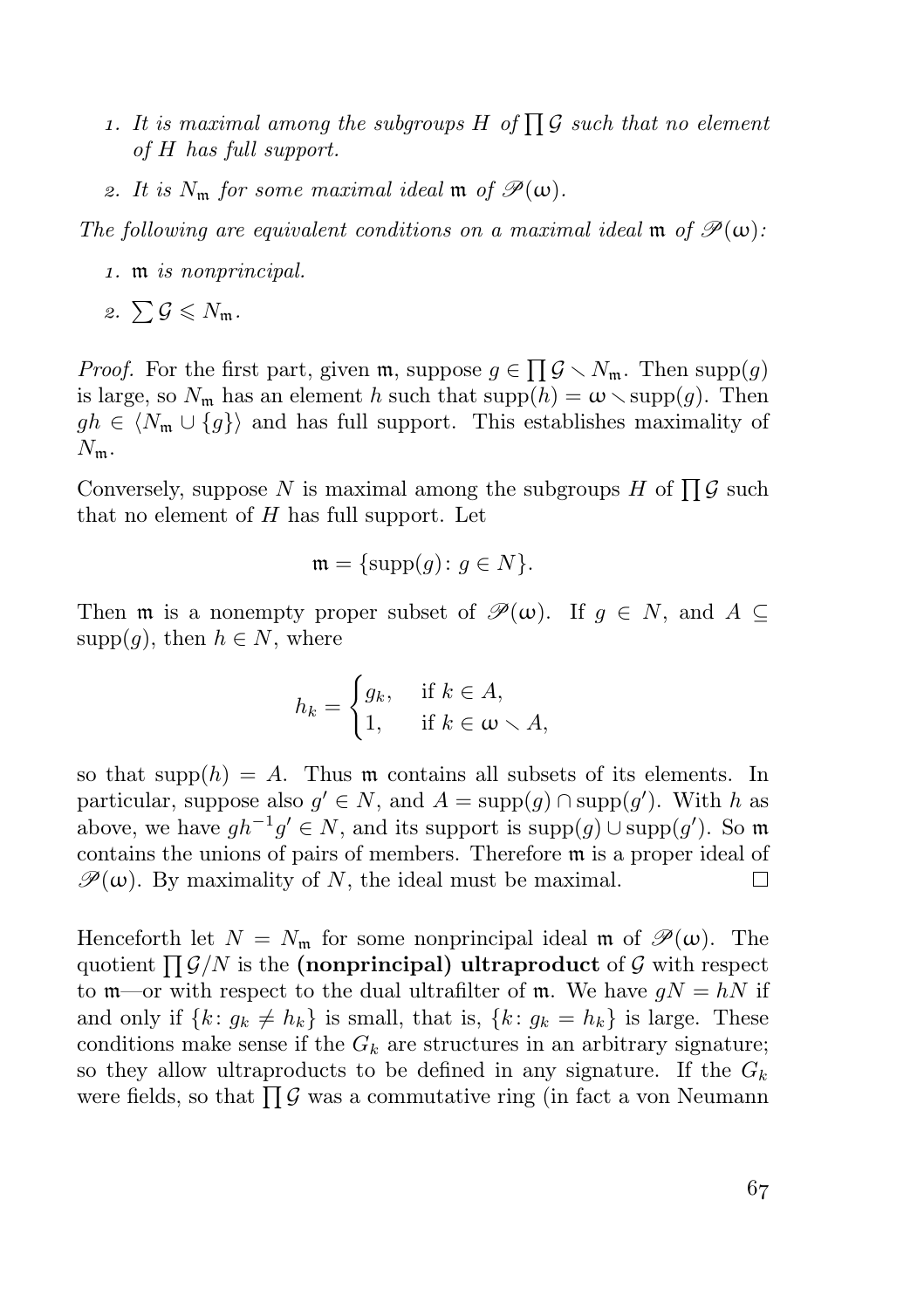1. *It is maximal among the subgroups $H$ of $\prod \mathcal{G}$ such that no element of $H$ has full support.*
2. *It is $N_{\mathfrak{m}}$ for some maximal ideal $\mathfrak{m}$ of $\mathscr{P}(\omega)$.*

*The following are equivalent conditions on a maximal ideal $\mathfrak{m}$ of $\mathscr{P}(\omega)$:*

1. $\mathfrak{m}$ *is nonprincipal.*
2. $\sum \mathcal{G} \leqslant N_{\mathfrak{m}}$.

*Proof.* For the first part, given $\mathfrak{m}$, suppose $g \in \prod \mathcal{G} \smallsetminus N_{\mathfrak{m}}$. Then $\operatorname{supp}(g)$ is large, so $N_{\mathfrak{m}}$ has an element $h$ such that $\operatorname{supp}(h) = \omega \smallsetminus \operatorname{supp}(g)$. Then $gh \in \langle N_{\mathfrak{m}} \cup \{g\} \rangle$ and has full support. This establishes maximality of $N_{\mathfrak{m}}$.

Conversely, suppose $N$ is maximal among the subgroups $H$ of $\prod \mathcal{G}$ such that no element of $H$ has full support. Let

$$\mathfrak{m} = \{\operatorname{supp}(g) \colon g \in N\}.$$

Then $\mathfrak{m}$ is a nonempty proper subset of $\mathscr{P}(\omega)$. If $g \in N$, and $A \subseteq \operatorname{supp}(g)$, then $h \in N$, where

$$h_k = \begin{cases} g_k, & \text{if } k \in A, \\ 1, & \text{if } k \in \omega \smallsetminus A, \end{cases}$$

so that $\operatorname{supp}(h) = A$. Thus $\mathfrak{m}$ contains all subsets of its elements. In particular, suppose also $g' \in N$, and $A = \operatorname{supp}(g) \cap \operatorname{supp}(g')$. With $h$ as above, we have $gh^{-1}g' \in N$, and its support is $\operatorname{supp}(g) \cup \operatorname{supp}(g')$. So $\mathfrak{m}$ contains the unions of pairs of members. Therefore $\mathfrak{m}$ is a proper ideal of $\mathscr{P}(\omega)$. By maximality of $N$, the ideal must be maximal. □

Henceforth let $N = N_{\mathfrak{m}}$ for some nonprincipal ideal $\mathfrak{m}$ of $\mathscr{P}(\omega)$. The quotient $\prod \mathcal{G}/N$ is the **(nonprincipal) ultraproduct** of $\mathcal{G}$ with respect to $\mathfrak{m}$—or with respect to the dual ultrafilter of $\mathfrak{m}$. We have $gN = hN$ if and only if $\{k \colon g_k \neq h_k\}$ is small, that is, $\{k \colon g_k = h_k\}$ is large. These conditions make sense if the $G_k$ are structures in an arbitrary signature; so they allow ultraproducts to be defined in any signature. If the $G_k$ were fields, so that $\prod \mathcal{G}$ was a commutative ring (in fact a von Neumann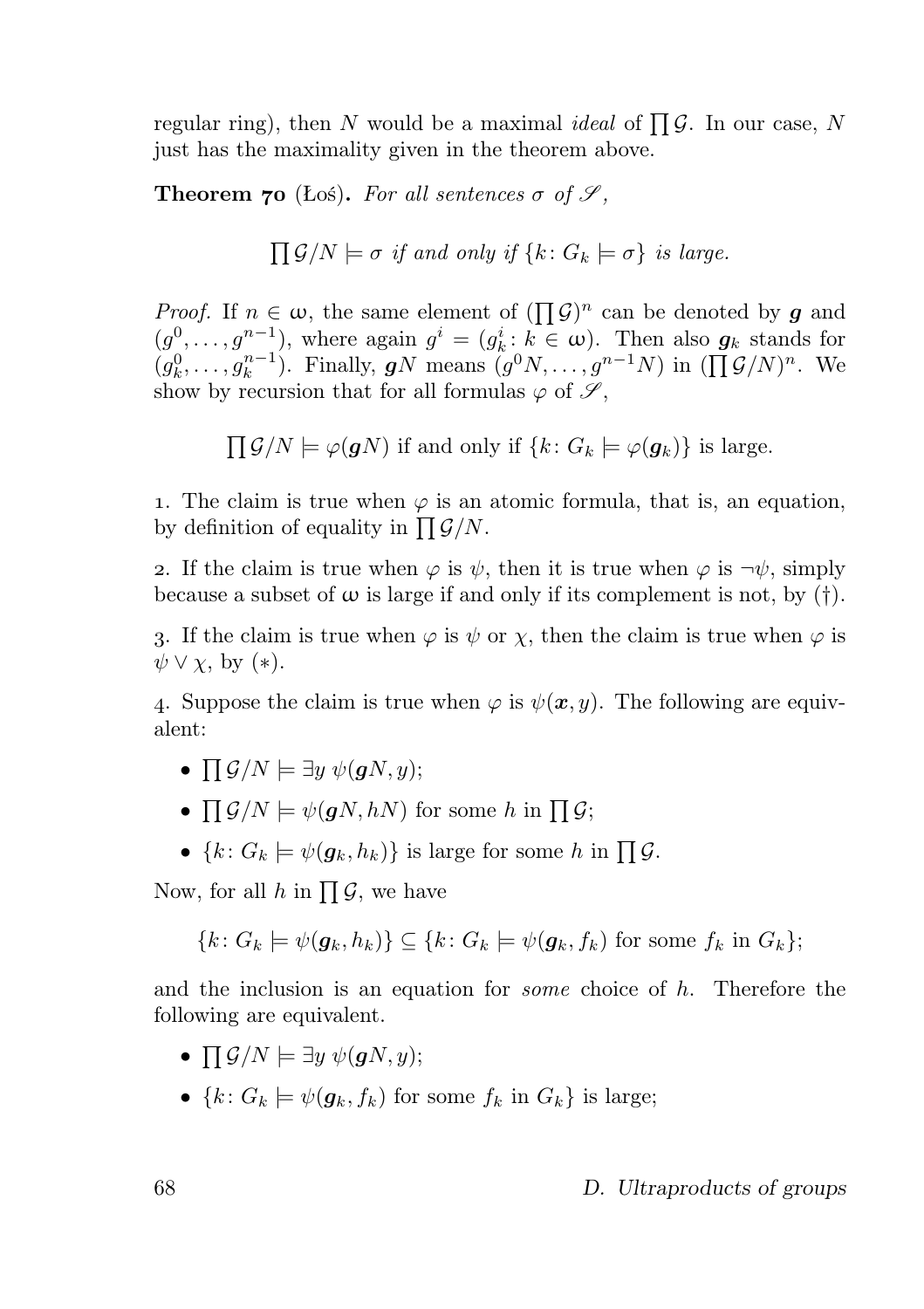regular ring), then $N$ would be a maximal *ideal* of $\prod \mathcal{G}$. In our case, $N$ just has the maximality given in the theorem above.

**Theorem 70** (Łoś)**.** *For all sentences $\sigma$ of $\mathscr{S}$,*

$$\prod \mathcal{G}/N \models \sigma \textit{ if and only if } \{k \colon G_k \models \sigma\} \textit{ is large.}$$

*Proof.* If $n \in \omega$, the same element of $(\prod \mathcal{G})^n$ can be denoted by $\boldsymbol{g}$ and $(g^0, \dots, g^{n-1})$, where again $g^i = (g^i_k \colon k \in \omega)$. Then also $\boldsymbol{g}_k$ stands for $(g^0_k, \dots, g^{n-1}_k)$. Finally, $\boldsymbol{g}N$ means $(g^0N, \dots, g^{n-1}N)$ in $(\prod \mathcal{G}/N)^n$. We show by recursion that for all formulas $\varphi$ of $\mathscr{S}$,

$$\prod \mathcal{G}/N \models \varphi(\boldsymbol{g}N) \text{ if and only if } \{k \colon G_k \models \varphi(\boldsymbol{g}_k)\} \text{ is large.}$$

1. The claim is true when $\varphi$ is an atomic formula, that is, an equation, by definition of equality in $\prod \mathcal{G}/N$.

2. If the claim is true when $\varphi$ is $\psi$, then it is true when $\varphi$ is $\neg\psi$, simply because a subset of $\omega$ is large if and only if its complement is not, by (†).

3. If the claim is true when $\varphi$ is $\psi$ or $\chi$, then the claim is true when $\varphi$ is $\psi \vee \chi$, by (∗).

4. Suppose the claim is true when $\varphi$ is $\psi(\boldsymbol{x}, y)$. The following are equivalent:

- $\prod \mathcal{G}/N \models \exists y\ \psi(\boldsymbol{g}N, y)$;
- $\prod \mathcal{G}/N \models \psi(\boldsymbol{g}N, hN)$ for some $h$ in $\prod \mathcal{G}$;
- $\{k \colon G_k \models \psi(\boldsymbol{g}_k, h_k)\}$ is large for some $h$ in $\prod \mathcal{G}$.

Now, for all $h$ in $\prod \mathcal{G}$, we have

$$\{k \colon G_k \models \psi(\boldsymbol{g}_k, h_k)\} \subseteq \{k \colon G_k \models \psi(\boldsymbol{g}_k, f_k) \text{ for some } f_k \text{ in } G_k\};$$

and the inclusion is an equation for *some* choice of $h$. Therefore the following are equivalent.

- $\prod \mathcal{G}/N \models \exists y\ \psi(\boldsymbol{g}N, y)$;
- $\{k \colon G_k \models \psi(\boldsymbol{g}_k, f_k) \text{ for some } f_k \text{ in } G_k\}$ is large;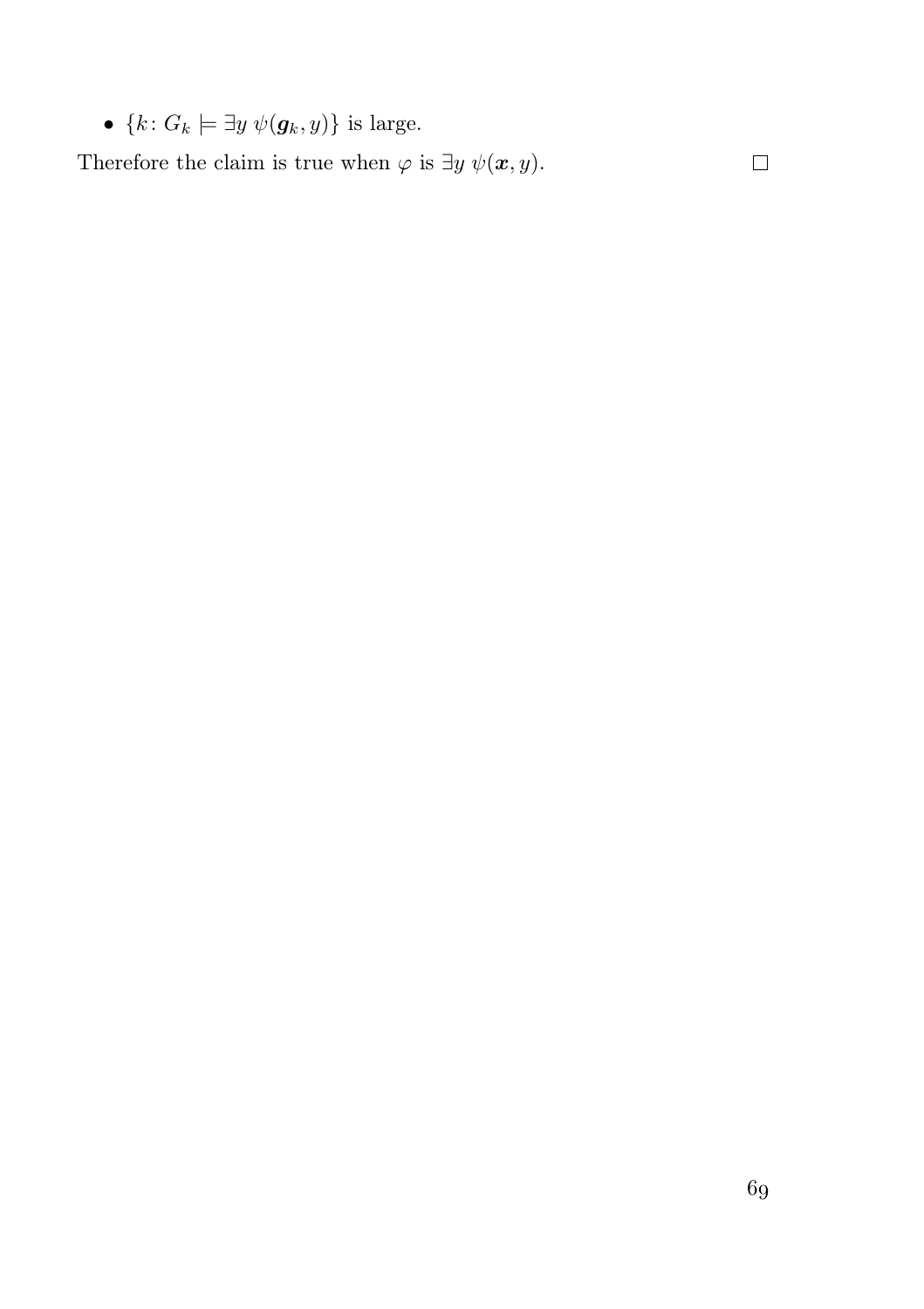- $\{k \colon G_k \models \exists y \ \psi(\boldsymbol{g}_k, y)\}$ is large.

Therefore the claim is true when $\varphi$ is $\exists y \ \psi(\boldsymbol{x}, y)$. $\square$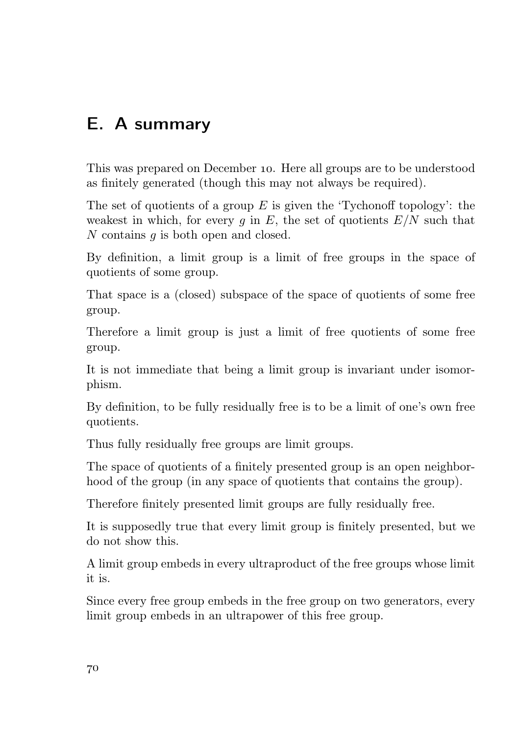## E. A summary

This was prepared on December 10. Here all groups are to be understood as finitely generated (though this may not always be required).

The set of quotients of a group $E$ is given the 'Tychonoff topology': the weakest in which, for every $g$ in $E$, the set of quotients $E/N$ such that $N$ contains $g$ is both open and closed.

By definition, a limit group is a limit of free groups in the space of quotients of some group.

That space is a (closed) subspace of the space of quotients of some free group.

Therefore a limit group is just a limit of free quotients of some free group.

It is not immediate that being a limit group is invariant under isomorphism.

By definition, to be fully residually free is to be a limit of one's own free quotients.

Thus fully residually free groups are limit groups.

The space of quotients of a finitely presented group is an open neighborhood of the group (in any space of quotients that contains the group).

Therefore finitely presented limit groups are fully residually free.

It is supposedly true that every limit group is finitely presented, but we do not show this.

A limit group embeds in every ultraproduct of the free groups whose limit it is.

Since every free group embeds in the free group on two generators, every limit group embeds in an ultrapower of this free group.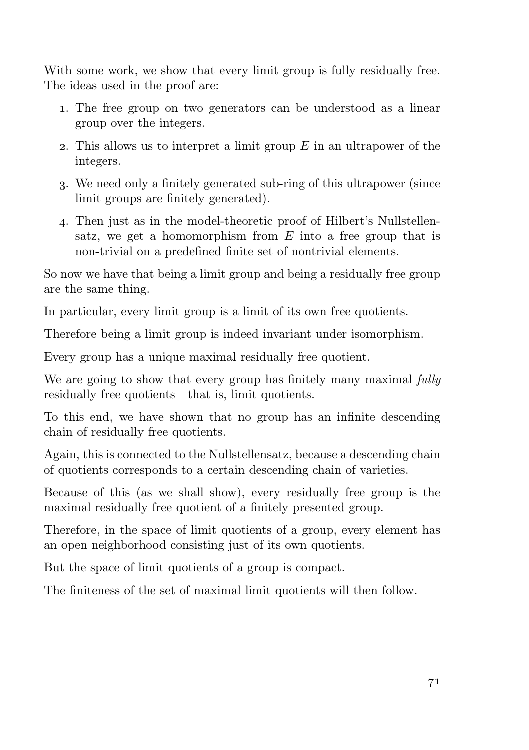With some work, we show that every limit group is fully residually free. The ideas used in the proof are:

1. The free group on two generators can be understood as a linear group over the integers.
2. This allows us to interpret a limit group $E$ in an ultrapower of the integers.
3. We need only a finitely generated sub-ring of this ultrapower (since limit groups are finitely generated).
4. Then just as in the model-theoretic proof of Hilbert's Nullstellensatz, we get a homomorphism from $E$ into a free group that is non-trivial on a predefined finite set of nontrivial elements.

So now we have that being a limit group and being a residually free group are the same thing.

In particular, every limit group is a limit of its own free quotients.

Therefore being a limit group is indeed invariant under isomorphism.

Every group has a unique maximal residually free quotient.

We are going to show that every group has finitely many maximal *fully* residually free quotients—that is, limit quotients.

To this end, we have shown that no group has an infinite descending chain of residually free quotients.

Again, this is connected to the Nullstellensatz, because a descending chain of quotients corresponds to a certain descending chain of varieties.

Because of this (as we shall show), every residually free group is the maximal residually free quotient of a finitely presented group.

Therefore, in the space of limit quotients of a group, every element has an open neighborhood consisting just of its own quotients.

But the space of limit quotients of a group is compact.

The finiteness of the set of maximal limit quotients will then follow.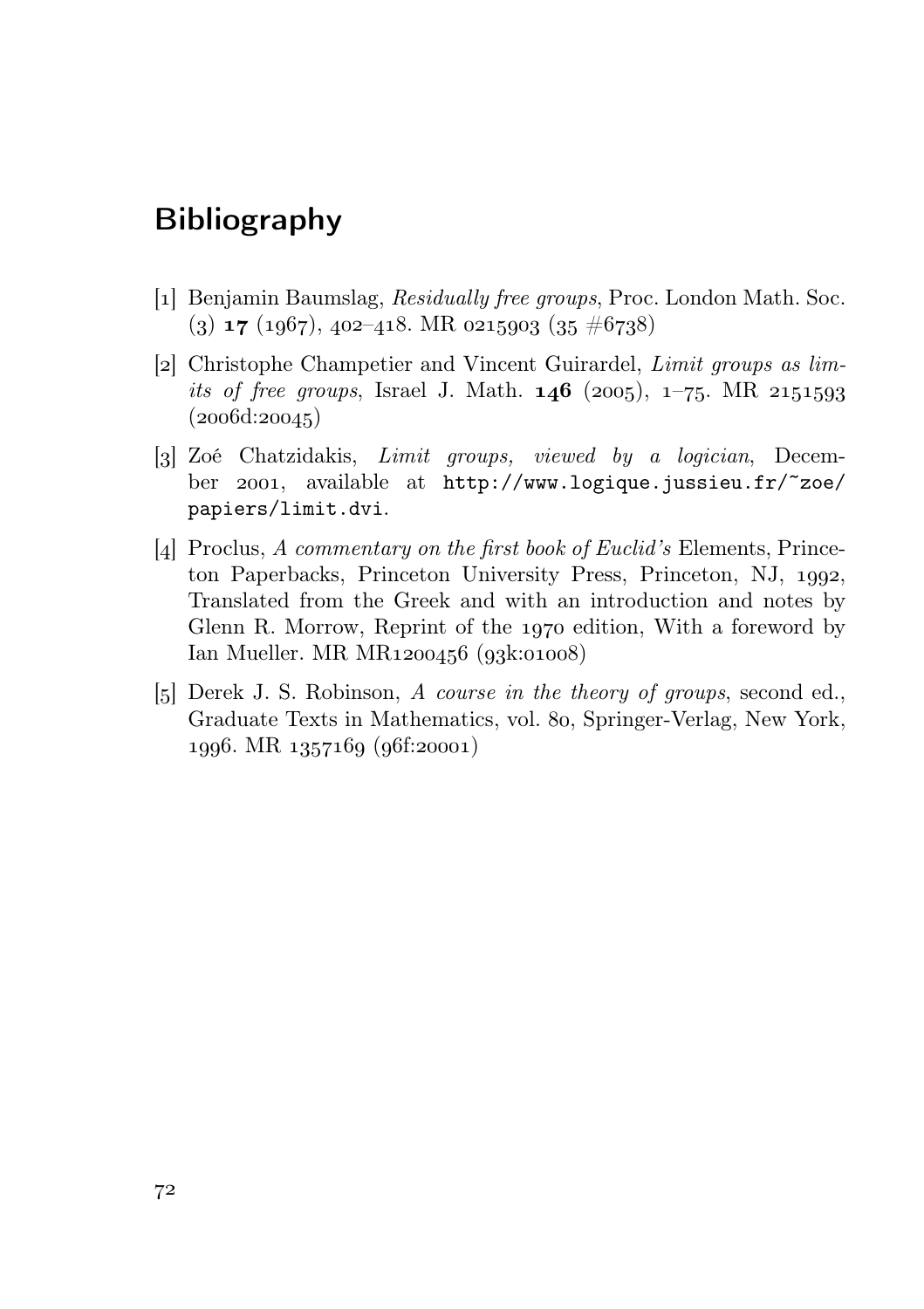## Bibliography

[1] Benjamin Baumslag, *Residually free groups*, Proc. London Math. Soc. (3) **17** (1967), 402–418. MR 0215903 (35 #6738)

[2] Christophe Champetier and Vincent Guirardel, *Limit groups as limits of free groups*, Israel J. Math. **146** (2005), 1–75. MR 2151593 (2006d:20045)

[3] Zoé Chatzidakis, *Limit groups, viewed by a logician*, December 2001, available at `http://www.logique.jussieu.fr/~zoe/papiers/limit.dvi`.

[4] Proclus, *A commentary on the first book of Euclid's* Elements, Princeton Paperbacks, Princeton University Press, Princeton, NJ, 1992, Translated from the Greek and with an introduction and notes by Glenn R. Morrow, Reprint of the 1970 edition, With a foreword by Ian Mueller. MR MR1200456 (93k:01008)

[5] Derek J. S. Robinson, *A course in the theory of groups*, second ed., Graduate Texts in Mathematics, vol. 80, Springer-Verlag, New York, 1996. MR 1357169 (96f:20001)